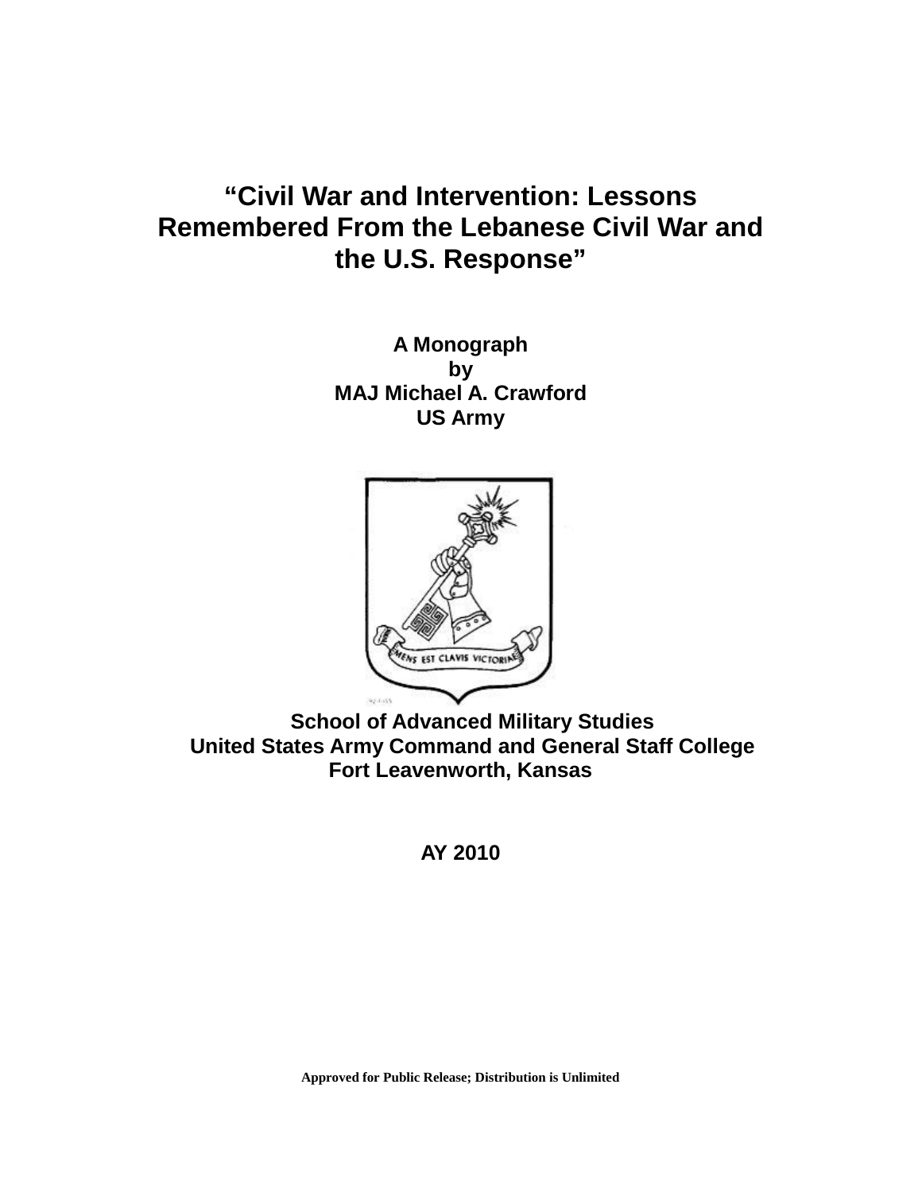# "Civil War and Intervention: Lessons Remembered From the Lebanese Civil War and the U.S. Response"

**A Monograph**
**by**
**MAJ Michael A. Crawford**
**US Army**

**School of Advanced Military Studies**
**United States Army Command and General Staff College**
**Fort Leavenworth, Kansas**

**AY 2010**

**Approved for Public Release; Distribution is Unlimited**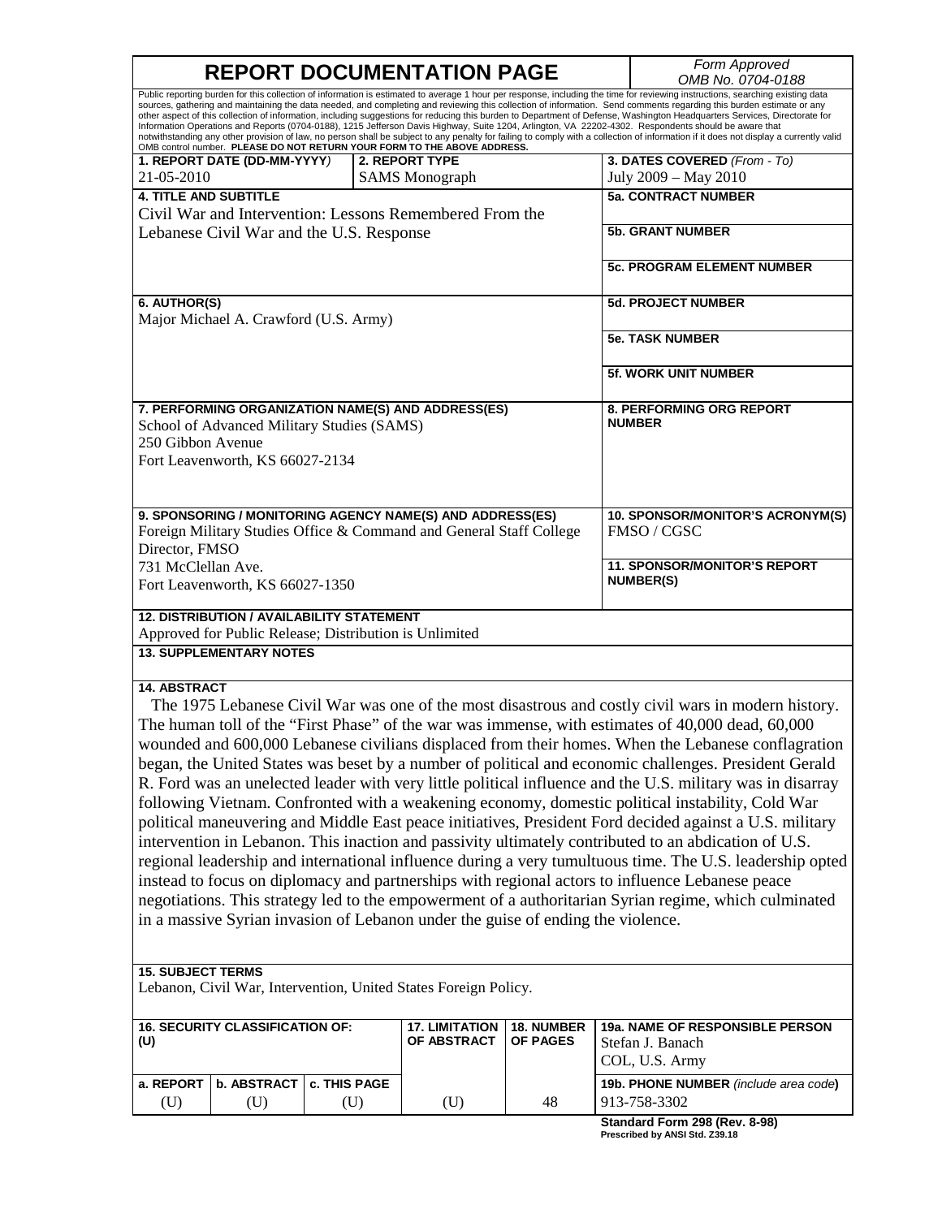# REPORT DOCUMENTATION PAGE

*Form Approved OMB No. 0704-0188*

Public reporting burden for this collection of information is estimated to average 1 hour per response, including the time for reviewing instructions, searching existing data sources, gathering and maintaining the data needed, and completing and reviewing this collection of information. Send comments regarding this burden estimate or any other aspect of this collection of information, including suggestions for reducing this burden to Department of Defense, Washington Headquarters Services, Directorate for Information Operations and Reports (0704-0188), 1215 Jefferson Davis Highway, Suite 1204, Arlington, VA 22202-4302. Respondents should be aware that notwithstanding any other provision of law, no person shall be subject to any penalty for failing to comply with a collection of information if it does not display a currently valid OMB control number. **PLEASE DO NOT RETURN YOUR FORM TO THE ABOVE ADDRESS.**

| **1. REPORT DATE (DD-MM-YYYY)** | **2. REPORT TYPE** | **3. DATES COVERED** *(From - To)* |
|---|---|---|
| 21-05-2010 | SAMS Monograph | July 2009 – May 2010 |

**4. TITLE AND SUBTITLE**
Civil War and Intervention: Lessons Remembered From the Lebanese Civil War and the U.S. Response

**5a. CONTRACT NUMBER**

**5b. GRANT NUMBER**

**5c. PROGRAM ELEMENT NUMBER**

**6. AUTHOR(S)**
Major Michael A. Crawford (U.S. Army)

**5d. PROJECT NUMBER**

**5e. TASK NUMBER**

**5f. WORK UNIT NUMBER**

**7. PERFORMING ORGANIZATION NAME(S) AND ADDRESS(ES)**
School of Advanced Military Studies (SAMS)
250 Gibbon Avenue
Fort Leavenworth, KS 66027-2134

**8. PERFORMING ORG REPORT NUMBER**

**9. SPONSORING / MONITORING AGENCY NAME(S) AND ADDRESS(ES)**
Foreign Military Studies Office & Command and General Staff College
Director, FMSO
731 McClellan Ave.
Fort Leavenworth, KS 66027-1350

**10. SPONSOR/MONITOR'S ACRONYM(S)**
FMSO / CGSC

**11. SPONSOR/MONITOR'S REPORT NUMBER(S)**

**12. DISTRIBUTION / AVAILABILITY STATEMENT**
Approved for Public Release; Distribution is Unlimited

**13. SUPPLEMENTARY NOTES**

**14. ABSTRACT**

The 1975 Lebanese Civil War was one of the most disastrous and costly civil wars in modern history. The human toll of the "First Phase" of the war was immense, with estimates of 40,000 dead, 60,000 wounded and 600,000 Lebanese civilians displaced from their homes. When the Lebanese conflagration began, the United States was beset by a number of political and economic challenges. President Gerald R. Ford was an unelected leader with very little political influence and the U.S. military was in disarray following Vietnam. Confronted with a weakening economy, domestic political instability, Cold War political maneuvering and Middle East peace initiatives, President Ford decided against a U.S. military intervention in Lebanon. This inaction and passivity ultimately contributed to an abdication of U.S. regional leadership and international influence during a very tumultuous time. The U.S. leadership opted instead to focus on diplomacy and partnerships with regional actors to influence Lebanese peace negotiations. This strategy led to the empowerment of a authoritarian Syrian regime, which culminated in a massive Syrian invasion of Lebanon under the guise of ending the violence.

**15. SUBJECT TERMS**
Lebanon, Civil War, Intervention, United States Foreign Policy.

| **16. SECURITY CLASSIFICATION OF: (U)** | | | **17. LIMITATION OF ABSTRACT** | **18. NUMBER OF PAGES** | **19a. NAME OF RESPONSIBLE PERSON** |
|---|---|---|---|---|---|
| | | | | | Stefan J. Banach, COL, U.S. Army |
| **a. REPORT** | **b. ABSTRACT** | **c. THIS PAGE** | | | **19b. PHONE NUMBER** *(include area code)* |
| (U) | (U) | (U) | (U) | 48 | 913-758-3302 |

**Standard Form 298 (Rev. 8-98)**
**Prescribed by ANSI Std. Z39.18**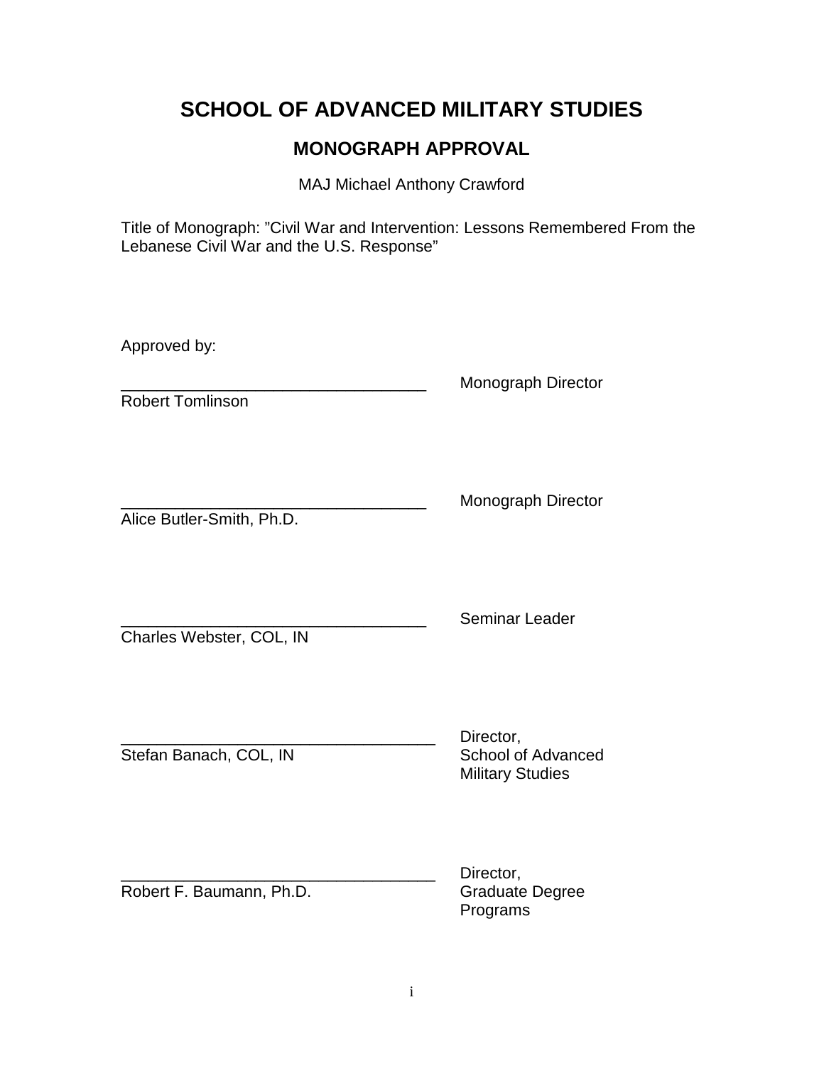# SCHOOL OF ADVANCED MILITARY STUDIES

## MONOGRAPH APPROVAL

MAJ Michael Anthony Crawford

Title of Monograph: "Civil War and Intervention: Lessons Remembered From the Lebanese Civil War and the U.S. Response"

Approved by:

__________________________________ Monograph Director
Robert Tomlinson

__________________________________ Monograph Director
Alice Butler-Smith, Ph.D.

__________________________________ Seminar Leader
Charles Webster, COL, IN

__________________________________ Director, School of Advanced Military Studies
Stefan Banach, COL, IN

__________________________________ Director, Graduate Degree Programs
Robert F. Baumann, Ph.D.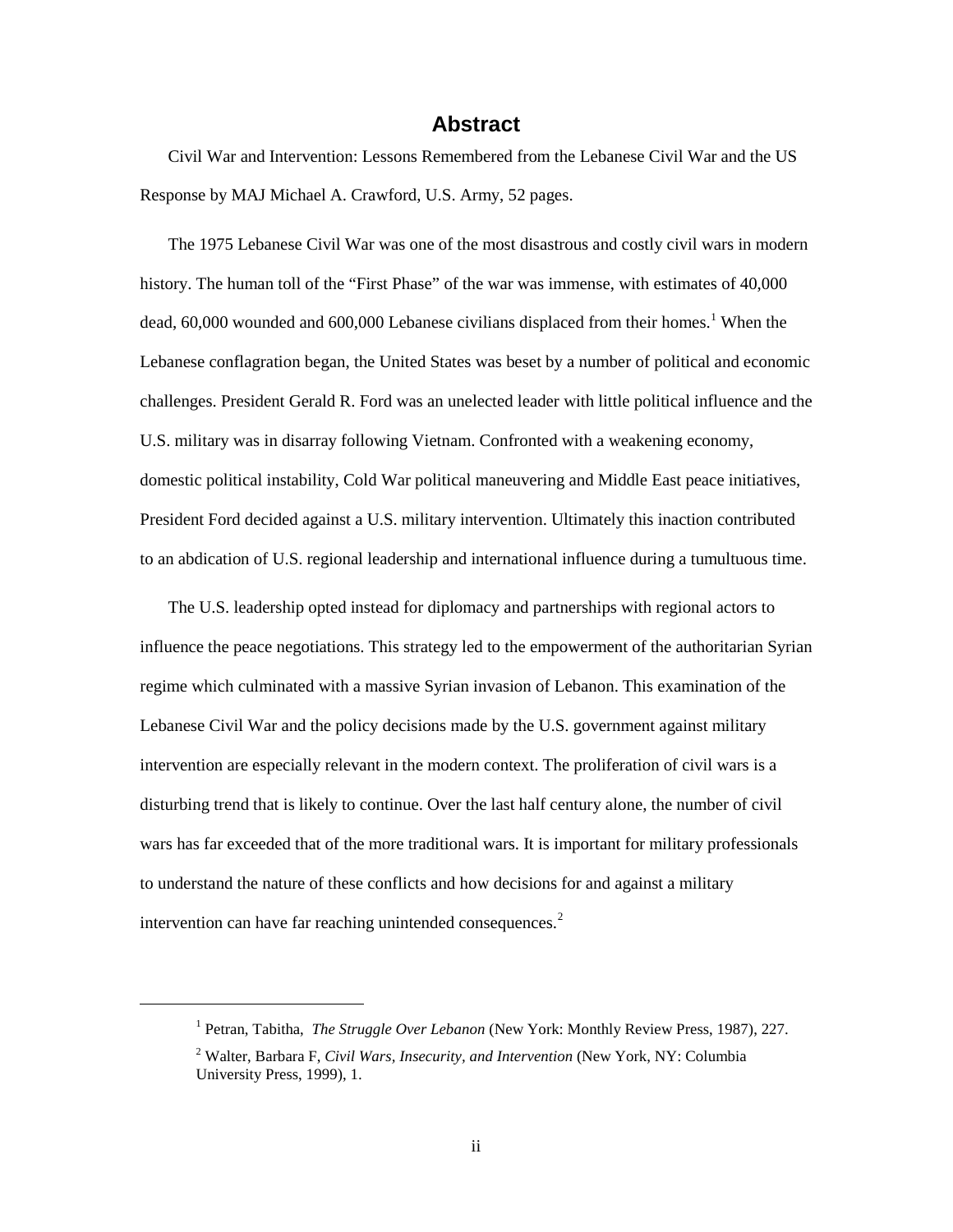# Abstract

Civil War and Intervention: Lessons Remembered from the Lebanese Civil War and the US Response by MAJ Michael A. Crawford, U.S. Army, 52 pages.

The 1975 Lebanese Civil War was one of the most disastrous and costly civil wars in modern history. The human toll of the "First Phase" of the war was immense, with estimates of 40,000 dead, 60,000 wounded and 600,000 Lebanese civilians displaced from their homes.[1] When the Lebanese conflagration began, the United States was beset by a number of political and economic challenges. President Gerald R. Ford was an unelected leader with little political influence and the U.S. military was in disarray following Vietnam. Confronted with a weakening economy, domestic political instability, Cold War political maneuvering and Middle East peace initiatives, President Ford decided against a U.S. military intervention. Ultimately this inaction contributed to an abdication of U.S. regional leadership and international influence during a tumultuous time.

The U.S. leadership opted instead for diplomacy and partnerships with regional actors to influence the peace negotiations. This strategy led to the empowerment of the authoritarian Syrian regime which culminated with a massive Syrian invasion of Lebanon. This examination of the Lebanese Civil War and the policy decisions made by the U.S. government against military intervention are especially relevant in the modern context. The proliferation of civil wars is a disturbing trend that is likely to continue. Over the last half century alone, the number of civil wars has far exceeded that of the more traditional wars. It is important for military professionals to understand the nature of these conflicts and how decisions for and against a military intervention can have far reaching unintended consequences.[2]

---

[1] Petran, Tabitha, *The Struggle Over Lebanon* (New York: Monthly Review Press, 1987), 227.

[2] Walter, Barbara F, *Civil Wars, Insecurity, and Intervention* (New York, NY: Columbia University Press, 1999), 1.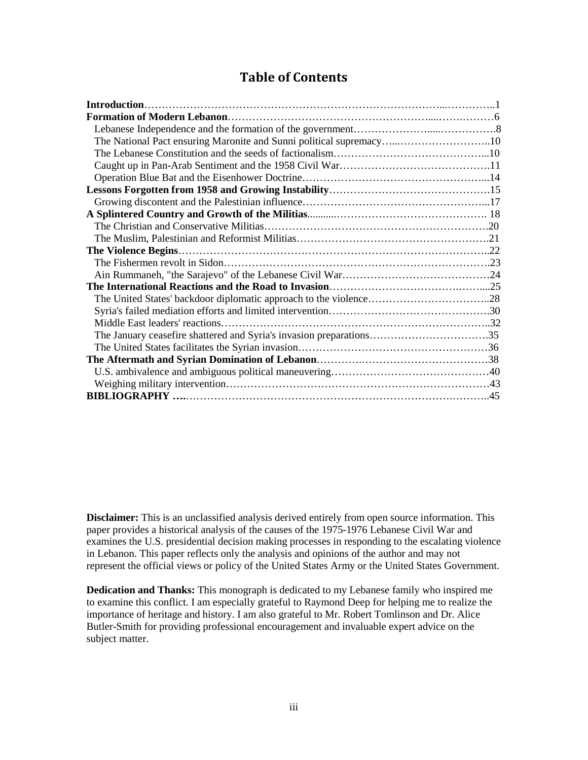# Table of Contents

| | |
|---|---|
| **Introduction** | 1 |
| **Formation of Modern Lebanon** | 6 |
| Lebanese Independence and the formation of the government | 8 |
| The National Pact ensuring Maronite and Sunni political supremacy | 10 |
| The Lebanese Constitution and the seeds of factionalism | 10 |
| Caught up in Pan-Arab Sentiment and the 1958 Civil War | 11 |
| Operation Blue Bat and the Eisenhower Doctrine | 14 |
| **Lessons Forgotten from 1958 and Growing Instability** | 15 |
| Growing discontent and the Palestinian influence | 17 |
| **A Splintered Country and Growth of the Militias** | 18 |
| The Christian and Conservative Militias | 20 |
| The Muslim, Palestinian and Reformist Militias | 21 |
| **The Violence Begins** | 22 |
| The Fishermen revolt in Sidon | 23 |
| Ain Rummaneh, "the Sarajevo" of the Lebanese Civil War | 24 |
| **The International Reactions and the Road to Invasion** | 25 |
| The United States' backdoor diplomatic approach to the violence | 28 |
| Syria's failed mediation efforts and limited intervention | 30 |
| Middle East leaders' reactions | 32 |
| The January ceasefire shattered and Syria's invasion preparations | 35 |
| The United States facilitates the Syrian invasion | 36 |
| **The Aftermath and Syrian Domination of Lebanon** | 38 |
| U.S. ambivalence and ambiguous political maneuvering | 40 |
| Weighing military intervention | 43 |
| **BIBLIOGRAPHY** | 45 |

**Disclaimer:** This is an unclassified analysis derived entirely from open source information. This paper provides a historical analysis of the causes of the 1975-1976 Lebanese Civil War and examines the U.S. presidential decision making processes in responding to the escalating violence in Lebanon. This paper reflects only the analysis and opinions of the author and may not represent the official views or policy of the United States Army or the United States Government.

**Dedication and Thanks:** This monograph is dedicated to my Lebanese family who inspired me to examine this conflict. I am especially grateful to Raymond Deep for helping me to realize the importance of heritage and history. I am also grateful to Mr. Robert Tomlinson and Dr. Alice Butler-Smith for providing professional encouragement and invaluable expert advice on the subject matter.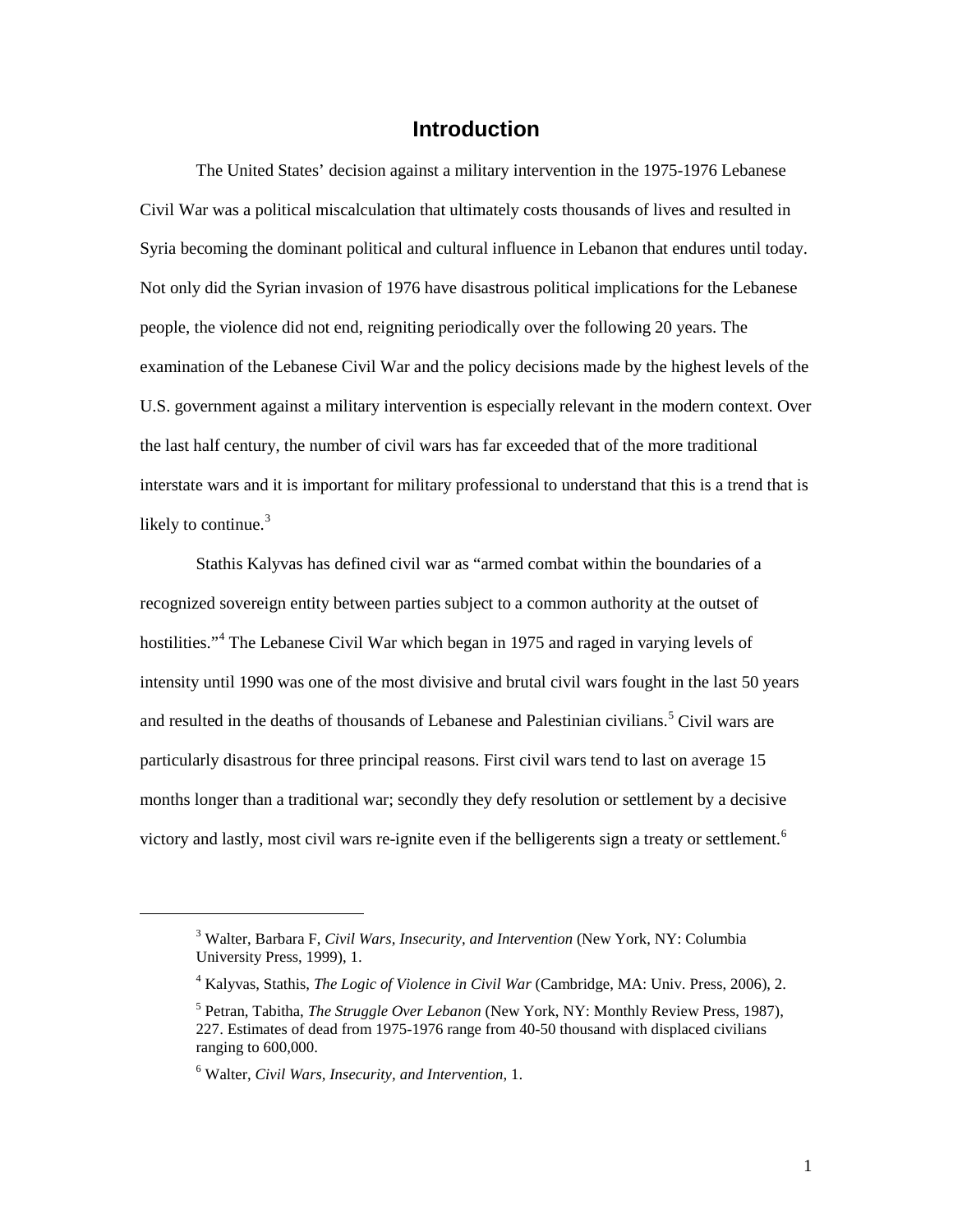# Introduction

The United States' decision against a military intervention in the 1975-1976 Lebanese Civil War was a political miscalculation that ultimately costs thousands of lives and resulted in Syria becoming the dominant political and cultural influence in Lebanon that endures until today. Not only did the Syrian invasion of 1976 have disastrous political implications for the Lebanese people, the violence did not end, reigniting periodically over the following 20 years. The examination of the Lebanese Civil War and the policy decisions made by the highest levels of the U.S. government against a military intervention is especially relevant in the modern context. Over the last half century, the number of civil wars has far exceeded that of the more traditional interstate wars and it is important for military professional to understand that this is a trend that is likely to continue.[3]

Stathis Kalyvas has defined civil war as "armed combat within the boundaries of a recognized sovereign entity between parties subject to a common authority at the outset of hostilities."[4] The Lebanese Civil War which began in 1975 and raged in varying levels of intensity until 1990 was one of the most divisive and brutal civil wars fought in the last 50 years and resulted in the deaths of thousands of Lebanese and Palestinian civilians.[5] Civil wars are particularly disastrous for three principal reasons. First civil wars tend to last on average 15 months longer than a traditional war; secondly they defy resolution or settlement by a decisive victory and lastly, most civil wars re-ignite even if the belligerents sign a treaty or settlement.[6]

---

[3] Walter, Barbara F, *Civil Wars, Insecurity, and Intervention* (New York, NY: Columbia University Press, 1999), 1.

[4] Kalyvas, Stathis, *The Logic of Violence in Civil War* (Cambridge, MA: Univ. Press, 2006), 2.

[5] Petran, Tabitha, *The Struggle Over Lebanon* (New York, NY: Monthly Review Press, 1987), 227. Estimates of dead from 1975-1976 range from 40-50 thousand with displaced civilians ranging to 600,000.

[6] Walter, *Civil Wars, Insecurity, and Intervention*, 1.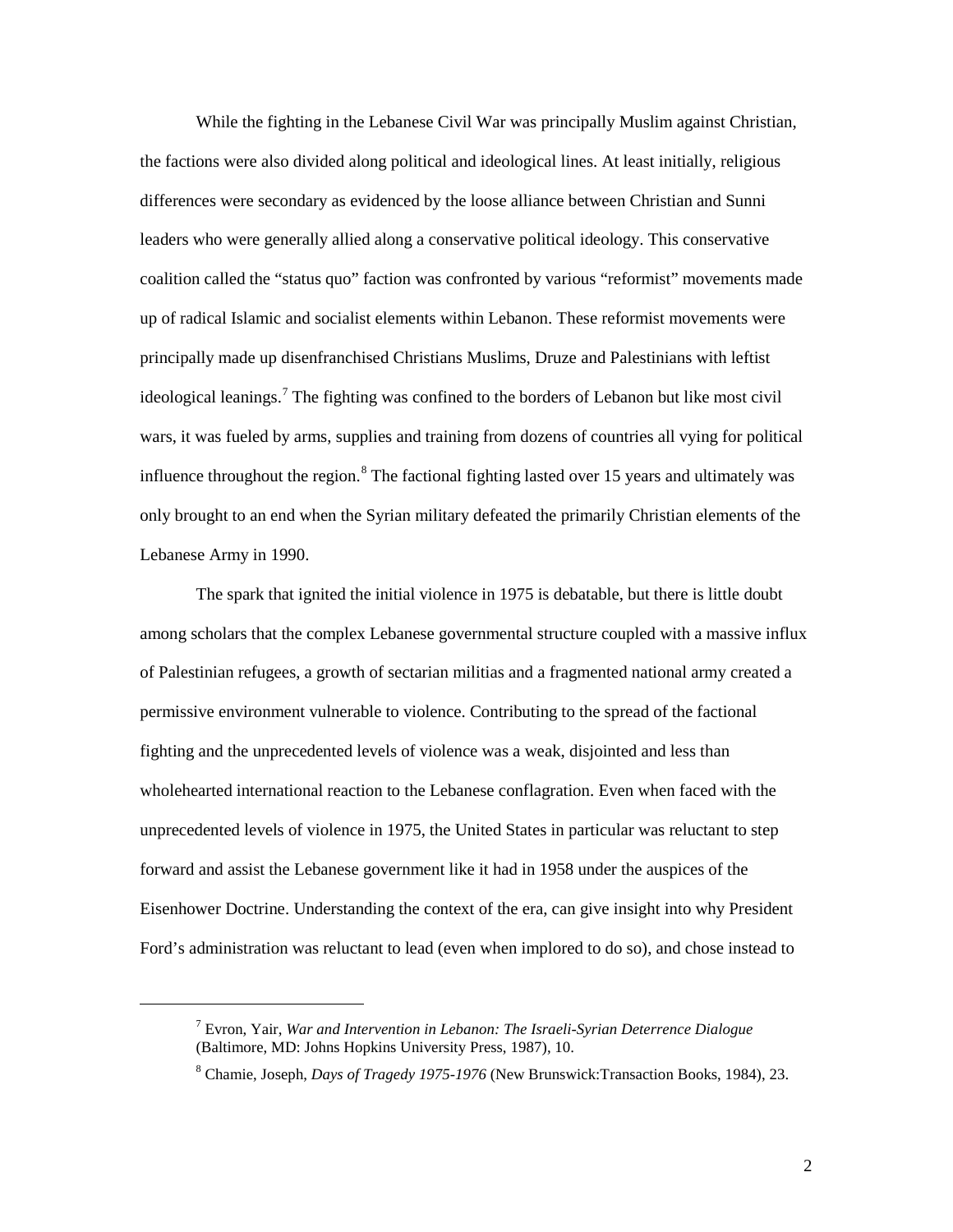While the fighting in the Lebanese Civil War was principally Muslim against Christian, the factions were also divided along political and ideological lines. At least initially, religious differences were secondary as evidenced by the loose alliance between Christian and Sunni leaders who were generally allied along a conservative political ideology. This conservative coalition called the "status quo" faction was confronted by various "reformist" movements made up of radical Islamic and socialist elements within Lebanon. These reformist movements were principally made up disenfranchised Christians Muslims, Druze and Palestinians with leftist ideological leanings.[7] The fighting was confined to the borders of Lebanon but like most civil wars, it was fueled by arms, supplies and training from dozens of countries all vying for political influence throughout the region.[8] The factional fighting lasted over 15 years and ultimately was only brought to an end when the Syrian military defeated the primarily Christian elements of the Lebanese Army in 1990.

The spark that ignited the initial violence in 1975 is debatable, but there is little doubt among scholars that the complex Lebanese governmental structure coupled with a massive influx of Palestinian refugees, a growth of sectarian militias and a fragmented national army created a permissive environment vulnerable to violence. Contributing to the spread of the factional fighting and the unprecedented levels of violence was a weak, disjointed and less than wholehearted international reaction to the Lebanese conflagration. Even when faced with the unprecedented levels of violence in 1975, the United States in particular was reluctant to step forward and assist the Lebanese government like it had in 1958 under the auspices of the Eisenhower Doctrine. Understanding the context of the era, can give insight into why President Ford's administration was reluctant to lead (even when implored to do so), and chose instead to

[7] Evron, Yair, *War and Intervention in Lebanon: The Israeli-Syrian Deterrence Dialogue* (Baltimore, MD: Johns Hopkins University Press, 1987), 10.

[8] Chamie, Joseph, *Days of Tragedy 1975-1976* (New Brunswick:Transaction Books, 1984), 23.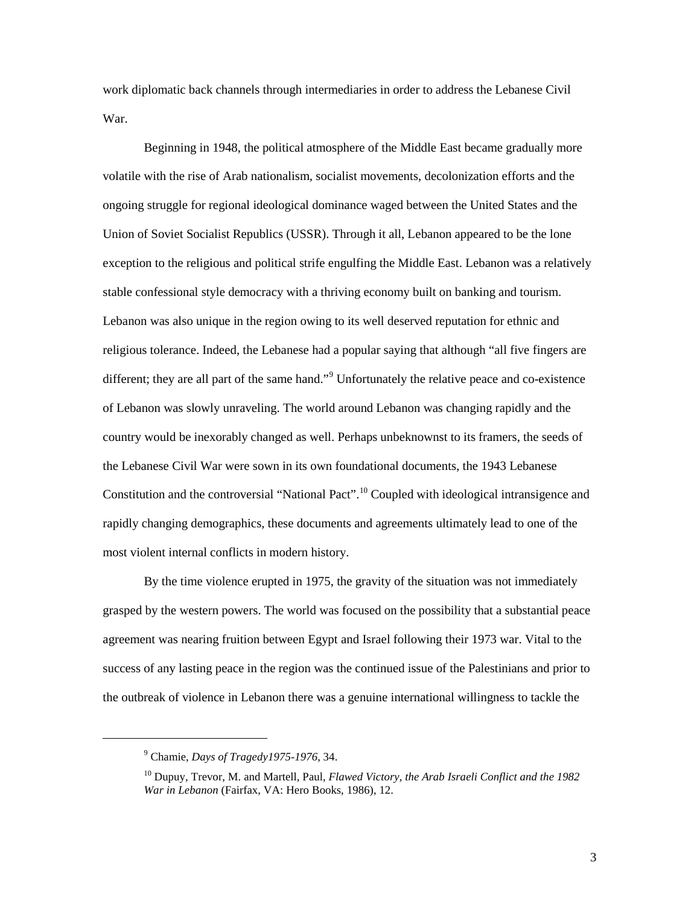work diplomatic back channels through intermediaries in order to address the Lebanese Civil War.

Beginning in 1948, the political atmosphere of the Middle East became gradually more volatile with the rise of Arab nationalism, socialist movements, decolonization efforts and the ongoing struggle for regional ideological dominance waged between the United States and the Union of Soviet Socialist Republics (USSR). Through it all, Lebanon appeared to be the lone exception to the religious and political strife engulfing the Middle East. Lebanon was a relatively stable confessional style democracy with a thriving economy built on banking and tourism. Lebanon was also unique in the region owing to its well deserved reputation for ethnic and religious tolerance. Indeed, the Lebanese had a popular saying that although "all five fingers are different; they are all part of the same hand."[9] Unfortunately the relative peace and co-existence of Lebanon was slowly unraveling. The world around Lebanon was changing rapidly and the country would be inexorably changed as well. Perhaps unbeknownst to its framers, the seeds of the Lebanese Civil War were sown in its own foundational documents, the 1943 Lebanese Constitution and the controversial "National Pact".[10] Coupled with ideological intransigence and rapidly changing demographics, these documents and agreements ultimately lead to one of the most violent internal conflicts in modern history.

By the time violence erupted in 1975, the gravity of the situation was not immediately grasped by the western powers. The world was focused on the possibility that a substantial peace agreement was nearing fruition between Egypt and Israel following their 1973 war. Vital to the success of any lasting peace in the region was the continued issue of the Palestinians and prior to the outbreak of violence in Lebanon there was a genuine international willingness to tackle the

---

[9] Chamie, *Days of Tragedy1975-1976*, 34.

[10] Dupuy, Trevor, M. and Martell, Paul, *Flawed Victory, the Arab Israeli Conflict and the 1982 War in Lebanon* (Fairfax, VA: Hero Books, 1986), 12.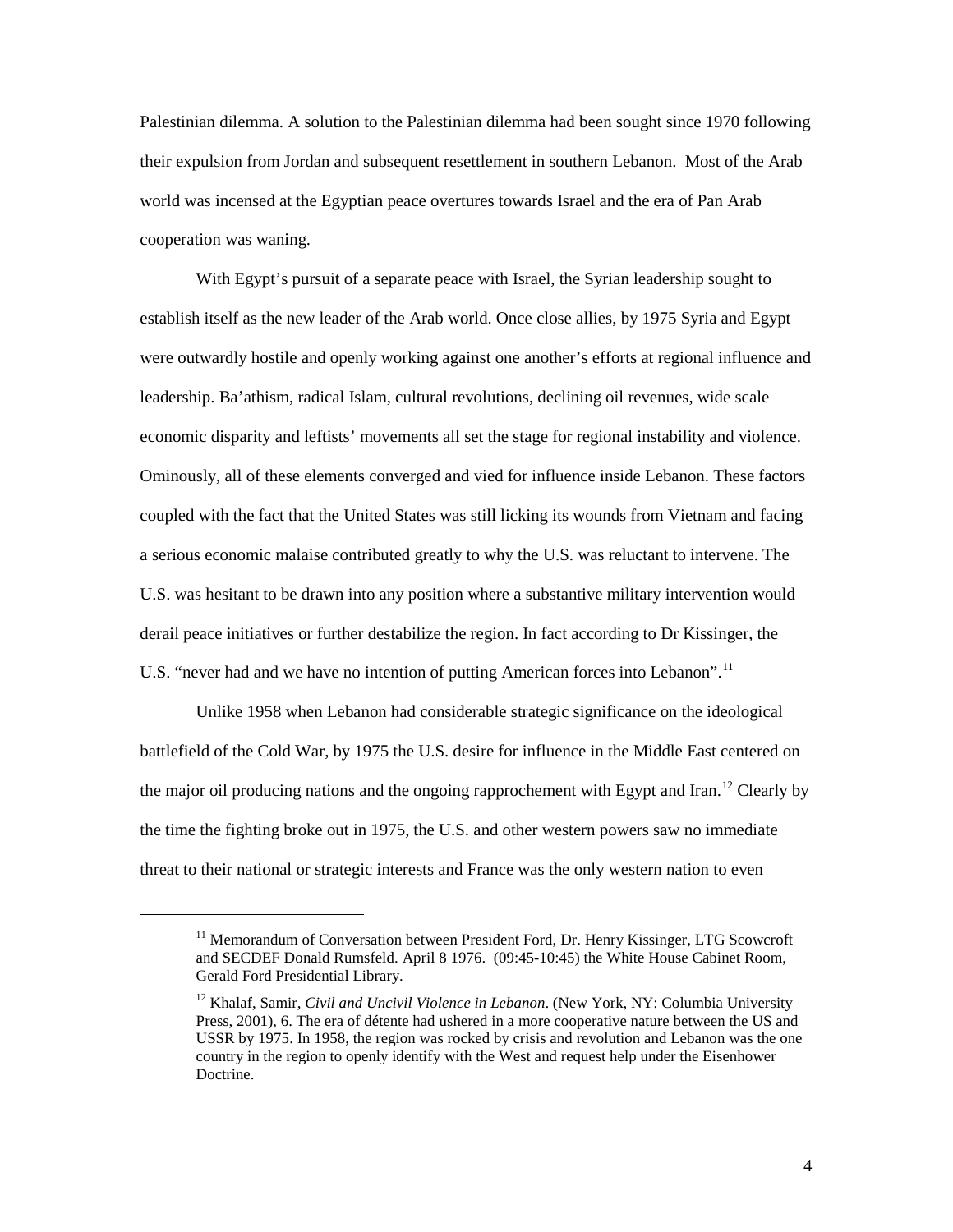Palestinian dilemma. A solution to the Palestinian dilemma had been sought since 1970 following their expulsion from Jordan and subsequent resettlement in southern Lebanon. Most of the Arab world was incensed at the Egyptian peace overtures towards Israel and the era of Pan Arab cooperation was waning.

With Egypt's pursuit of a separate peace with Israel, the Syrian leadership sought to establish itself as the new leader of the Arab world. Once close allies, by 1975 Syria and Egypt were outwardly hostile and openly working against one another's efforts at regional influence and leadership. Ba'athism, radical Islam, cultural revolutions, declining oil revenues, wide scale economic disparity and leftists' movements all set the stage for regional instability and violence. Ominously, all of these elements converged and vied for influence inside Lebanon. These factors coupled with the fact that the United States was still licking its wounds from Vietnam and facing a serious economic malaise contributed greatly to why the U.S. was reluctant to intervene. The U.S. was hesitant to be drawn into any position where a substantive military intervention would derail peace initiatives or further destabilize the region. In fact according to Dr Kissinger, the U.S. "never had and we have no intention of putting American forces into Lebanon".[11]

Unlike 1958 when Lebanon had considerable strategic significance on the ideological battlefield of the Cold War, by 1975 the U.S. desire for influence in the Middle East centered on the major oil producing nations and the ongoing rapprochement with Egypt and Iran.[12] Clearly by the time the fighting broke out in 1975, the U.S. and other western powers saw no immediate threat to their national or strategic interests and France was the only western nation to even

---

[11] Memorandum of Conversation between President Ford, Dr. Henry Kissinger, LTG Scowcroft and SECDEF Donald Rumsfeld. April 8 1976. (09:45-10:45) the White House Cabinet Room, Gerald Ford Presidential Library.

[12] Khalaf, Samir, *Civil and Uncivil Violence in Lebanon*. (New York, NY: Columbia University Press, 2001), 6. The era of détente had ushered in a more cooperative nature between the US and USSR by 1975. In 1958, the region was rocked by crisis and revolution and Lebanon was the one country in the region to openly identify with the West and request help under the Eisenhower Doctrine.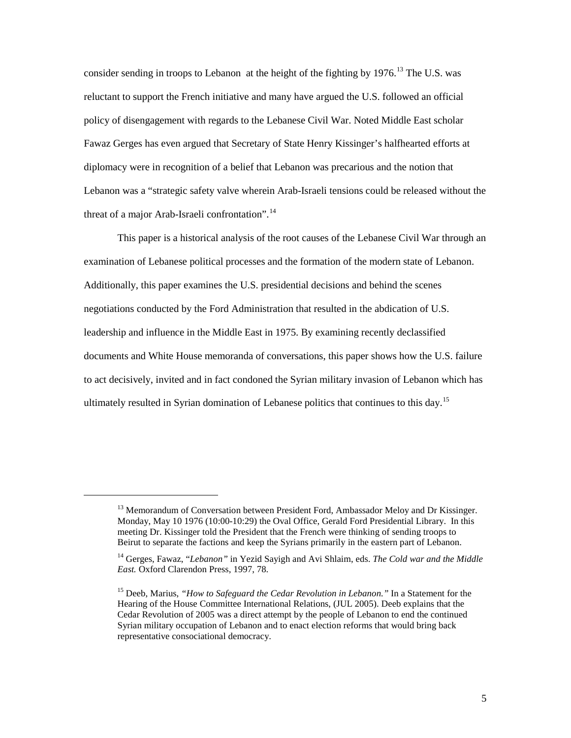consider sending in troops to Lebanon at the height of the fighting by 1976.[13] The U.S. was reluctant to support the French initiative and many have argued the U.S. followed an official policy of disengagement with regards to the Lebanese Civil War. Noted Middle East scholar Fawaz Gerges has even argued that Secretary of State Henry Kissinger's halfhearted efforts at diplomacy were in recognition of a belief that Lebanon was precarious and the notion that Lebanon was a "strategic safety valve wherein Arab-Israeli tensions could be released without the threat of a major Arab-Israeli confrontation".[14]

This paper is a historical analysis of the root causes of the Lebanese Civil War through an examination of Lebanese political processes and the formation of the modern state of Lebanon. Additionally, this paper examines the U.S. presidential decisions and behind the scenes negotiations conducted by the Ford Administration that resulted in the abdication of U.S. leadership and influence in the Middle East in 1975. By examining recently declassified documents and White House memoranda of conversations, this paper shows how the U.S. failure to act decisively, invited and in fact condoned the Syrian military invasion of Lebanon which has ultimately resulted in Syrian domination of Lebanese politics that continues to this day.[15]

---

[13] Memorandum of Conversation between President Ford, Ambassador Meloy and Dr Kissinger. Monday, May 10 1976 (10:00-10:29) the Oval Office, Gerald Ford Presidential Library. In this meeting Dr. Kissinger told the President that the French were thinking of sending troops to Beirut to separate the factions and keep the Syrians primarily in the eastern part of Lebanon.

[14] Gerges, Fawaz, "*Lebanon"* in Yezid Sayigh and Avi Shlaim, eds. *The Cold war and the Middle East.* Oxford Clarendon Press, 1997, 78.

[15] Deeb, Marius, *"How to Safeguard the Cedar Revolution in Lebanon."* In a Statement for the Hearing of the House Committee International Relations, (JUL 2005). Deeb explains that the Cedar Revolution of 2005 was a direct attempt by the people of Lebanon to end the continued Syrian military occupation of Lebanon and to enact election reforms that would bring back representative consociational democracy.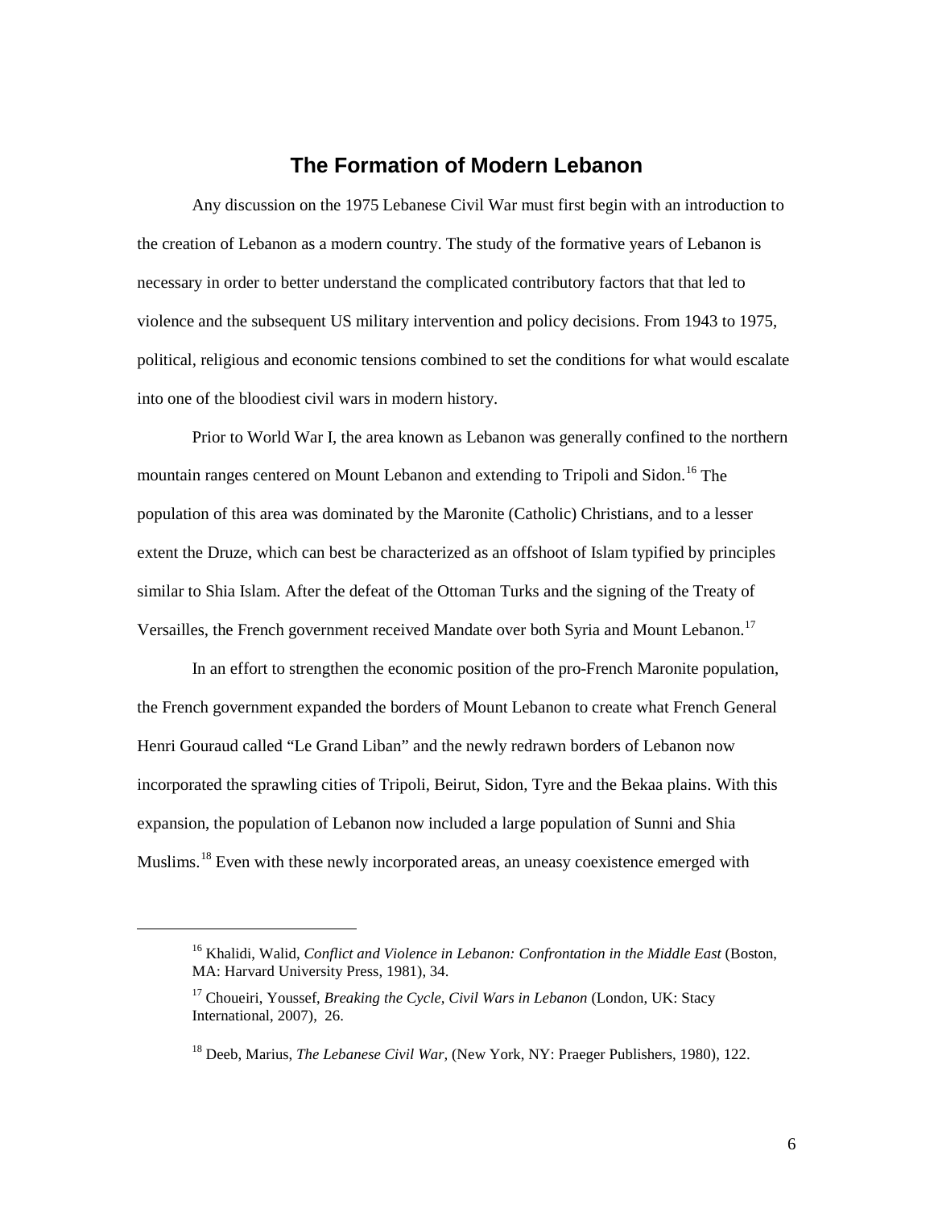## The Formation of Modern Lebanon

Any discussion on the 1975 Lebanese Civil War must first begin with an introduction to the creation of Lebanon as a modern country. The study of the formative years of Lebanon is necessary in order to better understand the complicated contributory factors that that led to violence and the subsequent US military intervention and policy decisions. From 1943 to 1975, political, religious and economic tensions combined to set the conditions for what would escalate into one of the bloodiest civil wars in modern history.

Prior to World War I, the area known as Lebanon was generally confined to the northern mountain ranges centered on Mount Lebanon and extending to Tripoli and Sidon.[16] The population of this area was dominated by the Maronite (Catholic) Christians, and to a lesser extent the Druze, which can best be characterized as an offshoot of Islam typified by principles similar to Shia Islam. After the defeat of the Ottoman Turks and the signing of the Treaty of Versailles, the French government received Mandate over both Syria and Mount Lebanon.[17]

In an effort to strengthen the economic position of the pro-French Maronite population, the French government expanded the borders of Mount Lebanon to create what French General Henri Gouraud called "Le Grand Liban" and the newly redrawn borders of Lebanon now incorporated the sprawling cities of Tripoli, Beirut, Sidon, Tyre and the Bekaa plains. With this expansion, the population of Lebanon now included a large population of Sunni and Shia Muslims.[18] Even with these newly incorporated areas, an uneasy coexistence emerged with

---

[16] Khalidi, Walid, *Conflict and Violence in Lebanon: Confrontation in the Middle East* (Boston, MA: Harvard University Press, 1981), 34.

[17] Choueiri, Youssef, *Breaking the Cycle, Civil Wars in Lebanon* (London, UK: Stacy International, 2007), 26.

[18] Deeb, Marius, *The Lebanese Civil War*, (New York, NY: Praeger Publishers, 1980), 122.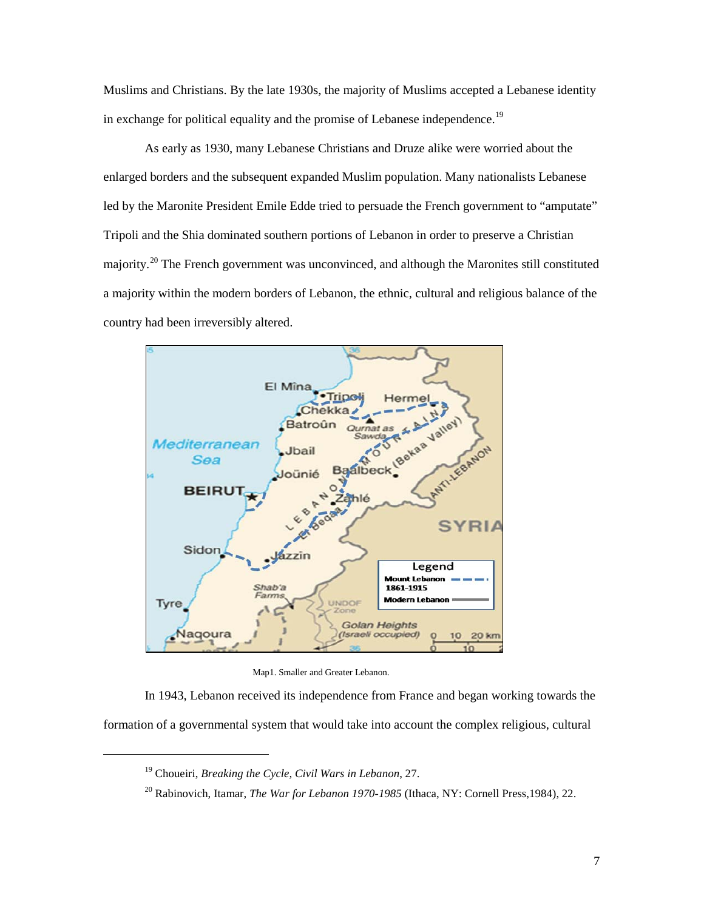Muslims and Christians. By the late 1930s, the majority of Muslims accepted a Lebanese identity in exchange for political equality and the promise of Lebanese independence.[19]

As early as 1930, many Lebanese Christians and Druze alike were worried about the enlarged borders and the subsequent expanded Muslim population. Many nationalists Lebanese led by the Maronite President Emile Edde tried to persuade the French government to "amputate" Tripoli and the Shia dominated southern portions of Lebanon in order to preserve a Christian majority.[20] The French government was unconvinced, and although the Maronites still constituted a majority within the modern borders of Lebanon, the ethnic, cultural and religious balance of the country had been irreversibly altered.

Map1. Smaller and Greater Lebanon.

In 1943, Lebanon received its independence from France and began working towards the formation of a governmental system that would take into account the complex religious, cultural

---

[19] Choueiri, *Breaking the Cycle, Civil Wars in Lebanon*, 27.

[20] Rabinovich, Itamar, *The War for Lebanon 1970-1985* (Ithaca, NY: Cornell Press,1984), 22.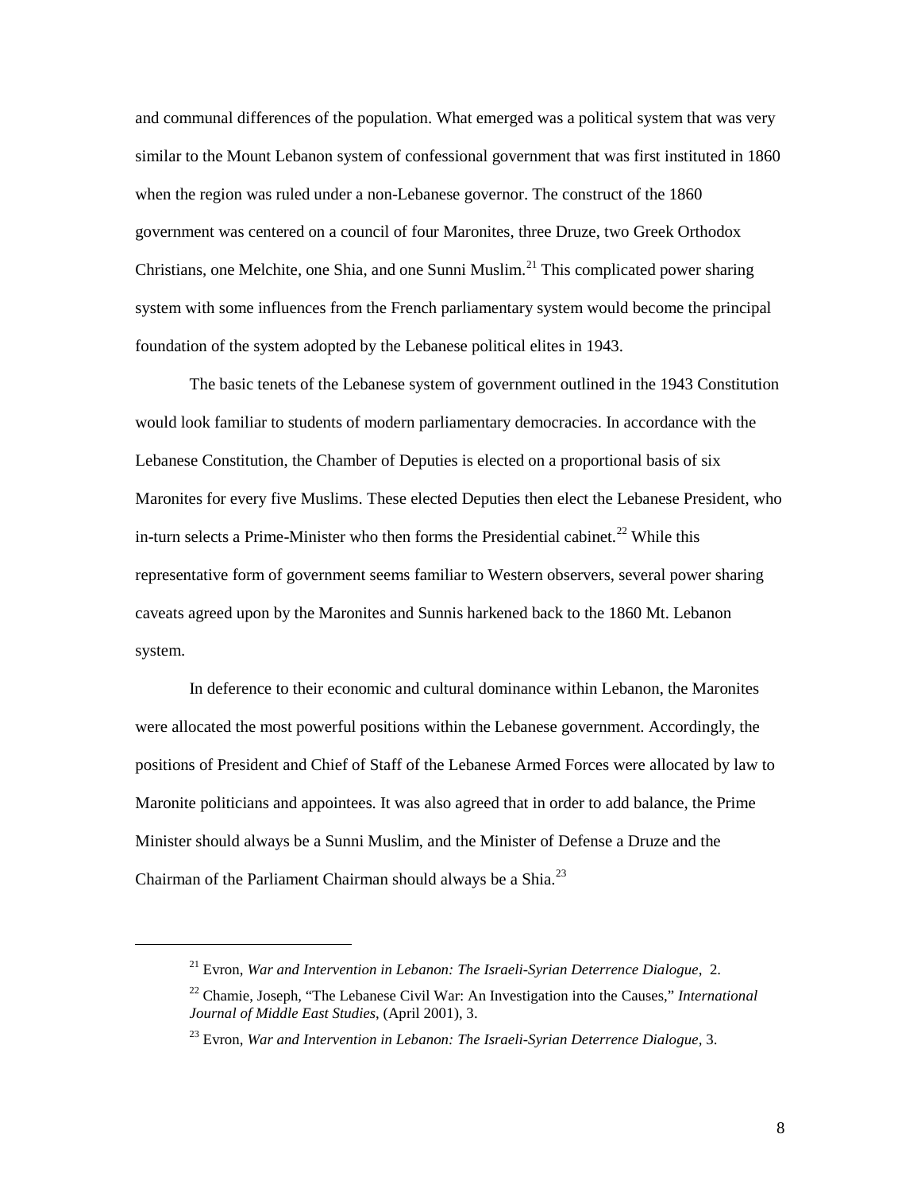and communal differences of the population. What emerged was a political system that was very similar to the Mount Lebanon system of confessional government that was first instituted in 1860 when the region was ruled under a non-Lebanese governor. The construct of the 1860 government was centered on a council of four Maronites, three Druze, two Greek Orthodox Christians, one Melchite, one Shia, and one Sunni Muslim.[21] This complicated power sharing system with some influences from the French parliamentary system would become the principal foundation of the system adopted by the Lebanese political elites in 1943.

The basic tenets of the Lebanese system of government outlined in the 1943 Constitution would look familiar to students of modern parliamentary democracies. In accordance with the Lebanese Constitution, the Chamber of Deputies is elected on a proportional basis of six Maronites for every five Muslims. These elected Deputies then elect the Lebanese President, who in-turn selects a Prime-Minister who then forms the Presidential cabinet.[22] While this representative form of government seems familiar to Western observers, several power sharing caveats agreed upon by the Maronites and Sunnis harkened back to the 1860 Mt. Lebanon system.

In deference to their economic and cultural dominance within Lebanon, the Maronites were allocated the most powerful positions within the Lebanese government. Accordingly, the positions of President and Chief of Staff of the Lebanese Armed Forces were allocated by law to Maronite politicians and appointees. It was also agreed that in order to add balance, the Prime Minister should always be a Sunni Muslim, and the Minister of Defense a Druze and the Chairman of the Parliament Chairman should always be a Shia.[23]

---

[21] Evron, *War and Intervention in Lebanon: The Israeli-Syrian Deterrence Dialogue*, 2.

[22] Chamie, Joseph, "The Lebanese Civil War: An Investigation into the Causes," *International Journal of Middle East Studies*, (April 2001), 3.

[23] Evron, *War and Intervention in Lebanon: The Israeli-Syrian Deterrence Dialogue*, 3.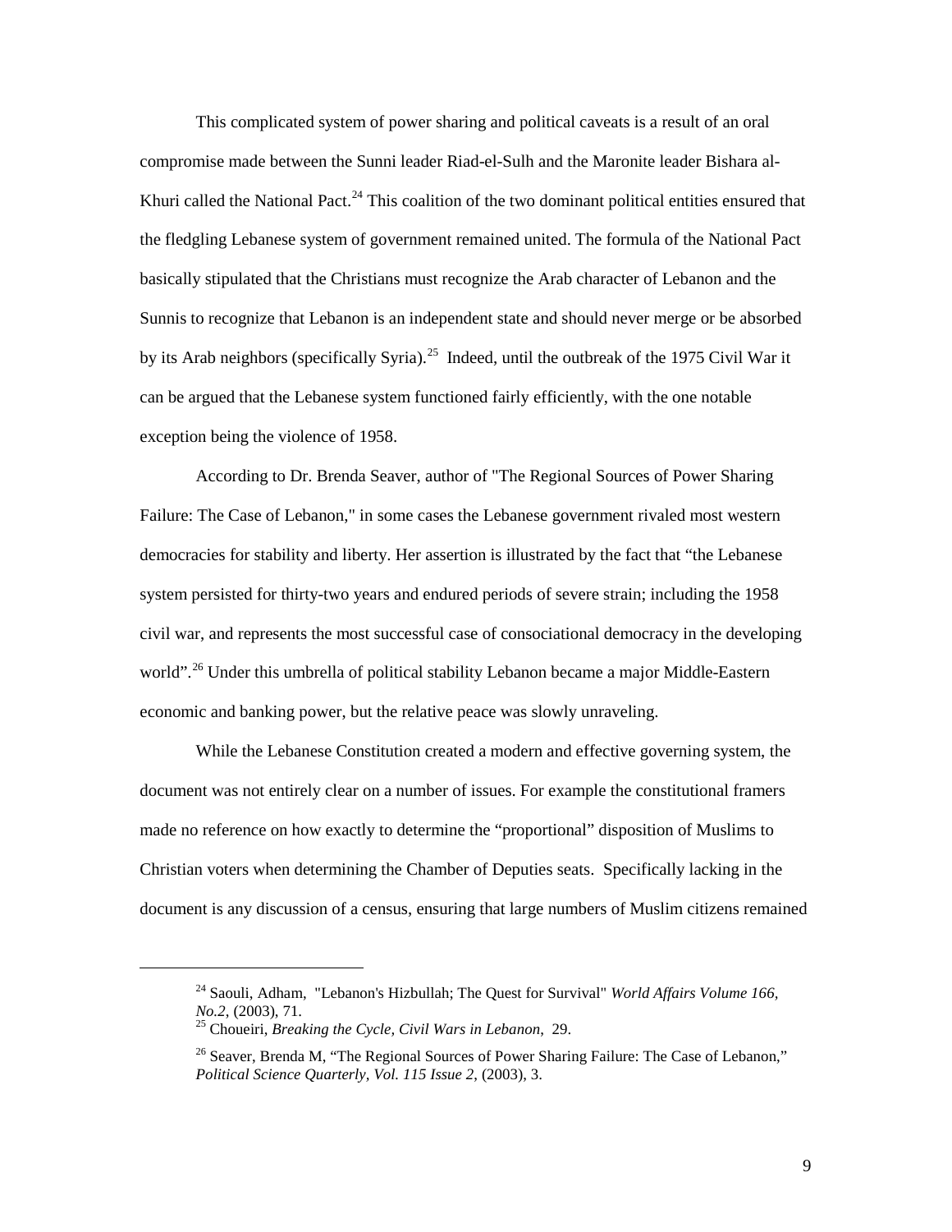This complicated system of power sharing and political caveats is a result of an oral compromise made between the Sunni leader Riad-el-Sulh and the Maronite leader Bishara al-Khuri called the National Pact.[24] This coalition of the two dominant political entities ensured that the fledgling Lebanese system of government remained united. The formula of the National Pact basically stipulated that the Christians must recognize the Arab character of Lebanon and the Sunnis to recognize that Lebanon is an independent state and should never merge or be absorbed by its Arab neighbors (specifically Syria).[25] Indeed, until the outbreak of the 1975 Civil War it can be argued that the Lebanese system functioned fairly efficiently, with the one notable exception being the violence of 1958.

According to Dr. Brenda Seaver, author of "The Regional Sources of Power Sharing Failure: The Case of Lebanon," in some cases the Lebanese government rivaled most western democracies for stability and liberty. Her assertion is illustrated by the fact that "the Lebanese system persisted for thirty-two years and endured periods of severe strain; including the 1958 civil war, and represents the most successful case of consociational democracy in the developing world".[26] Under this umbrella of political stability Lebanon became a major Middle-Eastern economic and banking power, but the relative peace was slowly unraveling.

While the Lebanese Constitution created a modern and effective governing system, the document was not entirely clear on a number of issues. For example the constitutional framers made no reference on how exactly to determine the "proportional" disposition of Muslims to Christian voters when determining the Chamber of Deputies seats. Specifically lacking in the document is any discussion of a census, ensuring that large numbers of Muslim citizens remained

---

[24] Saouli, Adham, "Lebanon's Hizbullah; The Quest for Survival" *World Affairs Volume 166, No.2*, (2003), 71.

[25] Choueiri, *Breaking the Cycle, Civil Wars in Lebanon*, 29.

[26] Seaver, Brenda M, "The Regional Sources of Power Sharing Failure: The Case of Lebanon," *Political Science Quarterly, Vol. 115 Issue 2*, (2003), 3.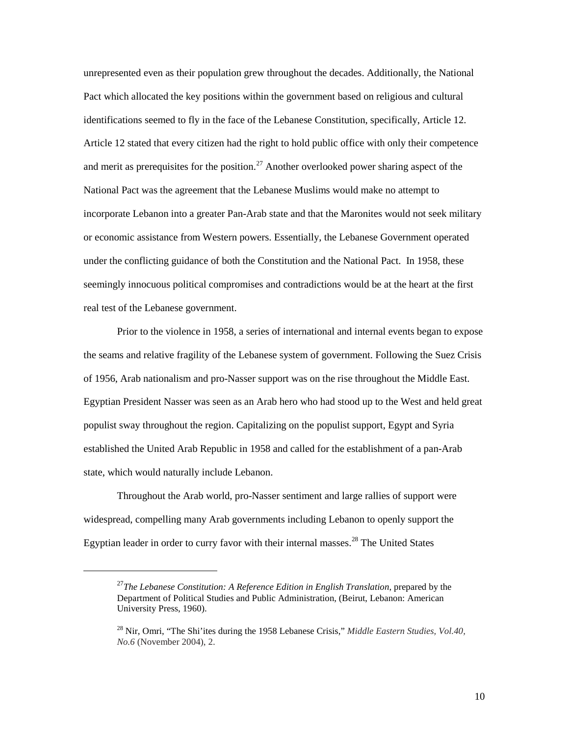unrepresented even as their population grew throughout the decades. Additionally, the National Pact which allocated the key positions within the government based on religious and cultural identifications seemed to fly in the face of the Lebanese Constitution, specifically, Article 12. Article 12 stated that every citizen had the right to hold public office with only their competence and merit as prerequisites for the position.[27] Another overlooked power sharing aspect of the National Pact was the agreement that the Lebanese Muslims would make no attempt to incorporate Lebanon into a greater Pan-Arab state and that the Maronites would not seek military or economic assistance from Western powers. Essentially, the Lebanese Government operated under the conflicting guidance of both the Constitution and the National Pact. In 1958, these seemingly innocuous political compromises and contradictions would be at the heart at the first real test of the Lebanese government.

Prior to the violence in 1958, a series of international and internal events began to expose the seams and relative fragility of the Lebanese system of government. Following the Suez Crisis of 1956, Arab nationalism and pro-Nasser support was on the rise throughout the Middle East. Egyptian President Nasser was seen as an Arab hero who had stood up to the West and held great populist sway throughout the region. Capitalizing on the populist support, Egypt and Syria established the United Arab Republic in 1958 and called for the establishment of a pan-Arab state, which would naturally include Lebanon.

Throughout the Arab world, pro-Nasser sentiment and large rallies of support were widespread, compelling many Arab governments including Lebanon to openly support the Egyptian leader in order to curry favor with their internal masses.[28] The United States

---

[27] *The Lebanese Constitution: A Reference Edition in English Translation*, prepared by the Department of Political Studies and Public Administration, (Beirut, Lebanon: American University Press, 1960).

[28] Nir, Omri, "The Shi'ites during the 1958 Lebanese Crisis," *Middle Eastern Studies, Vol.40, No.6* (November 2004), 2.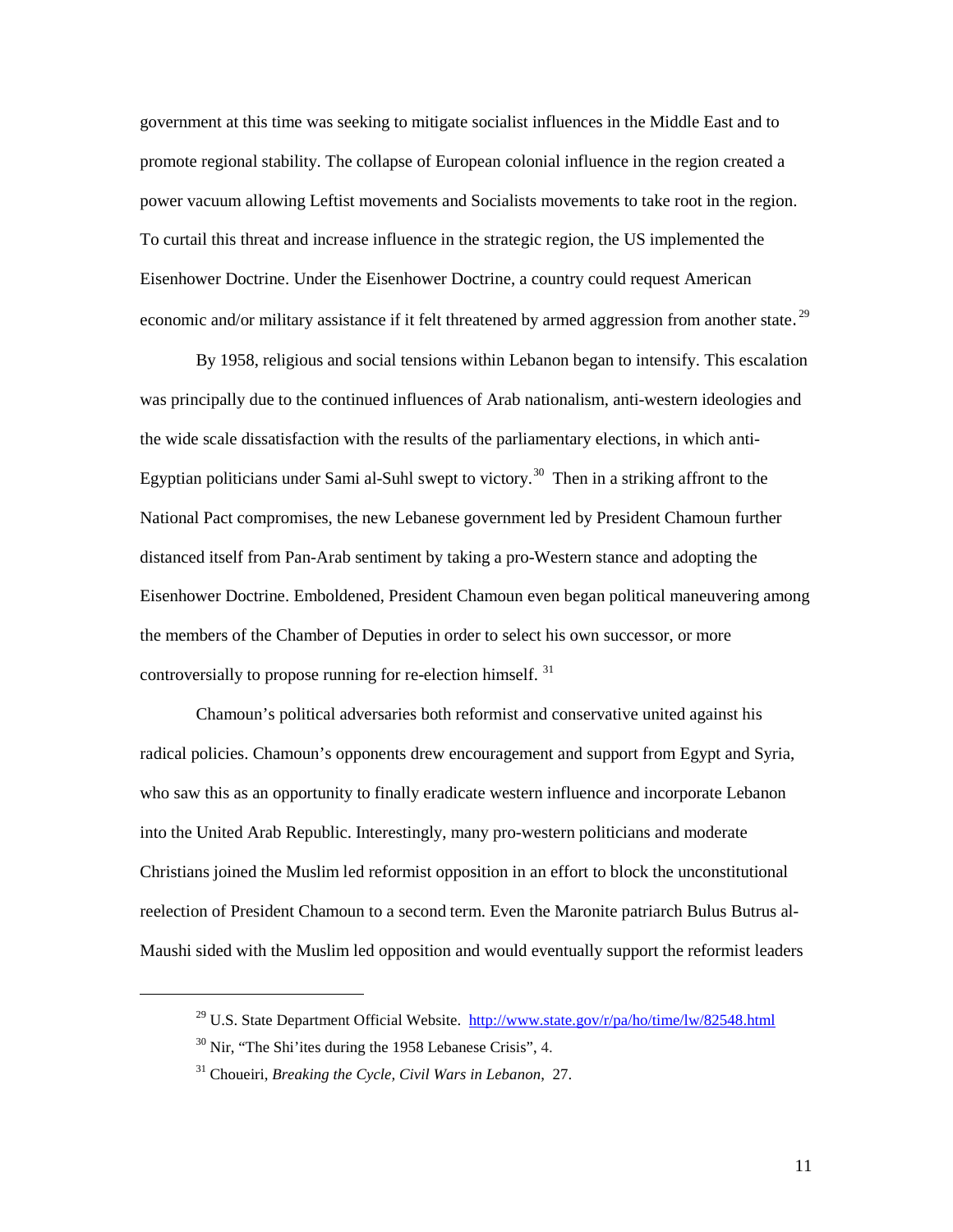government at this time was seeking to mitigate socialist influences in the Middle East and to promote regional stability. The collapse of European colonial influence in the region created a power vacuum allowing Leftist movements and Socialists movements to take root in the region. To curtail this threat and increase influence in the strategic region, the US implemented the Eisenhower Doctrine. Under the Eisenhower Doctrine, a country could request American economic and/or military assistance if it felt threatened by armed aggression from another state.[29]

By 1958, religious and social tensions within Lebanon began to intensify. This escalation was principally due to the continued influences of Arab nationalism, anti-western ideologies and the wide scale dissatisfaction with the results of the parliamentary elections, in which anti-Egyptian politicians under Sami al-Suhl swept to victory.[30] Then in a striking affront to the National Pact compromises, the new Lebanese government led by President Chamoun further distanced itself from Pan-Arab sentiment by taking a pro-Western stance and adopting the Eisenhower Doctrine. Emboldened, President Chamoun even began political maneuvering among the members of the Chamber of Deputies in order to select his own successor, or more controversially to propose running for re-election himself.[31]

Chamoun's political adversaries both reformist and conservative united against his radical policies. Chamoun's opponents drew encouragement and support from Egypt and Syria, who saw this as an opportunity to finally eradicate western influence and incorporate Lebanon into the United Arab Republic. Interestingly, many pro-western politicians and moderate Christians joined the Muslim led reformist opposition in an effort to block the unconstitutional reelection of President Chamoun to a second term. Even the Maronite patriarch Bulus Butrus al-Maushi sided with the Muslim led opposition and would eventually support the reformist leaders

---

[29] U.S. State Department Official Website. http://www.state.gov/r/pa/ho/time/lw/82548.html

[30] Nir, "The Shi'ites during the 1958 Lebanese Crisis", 4.

[31] Choueiri, *Breaking the Cycle, Civil Wars in Lebanon*, 27.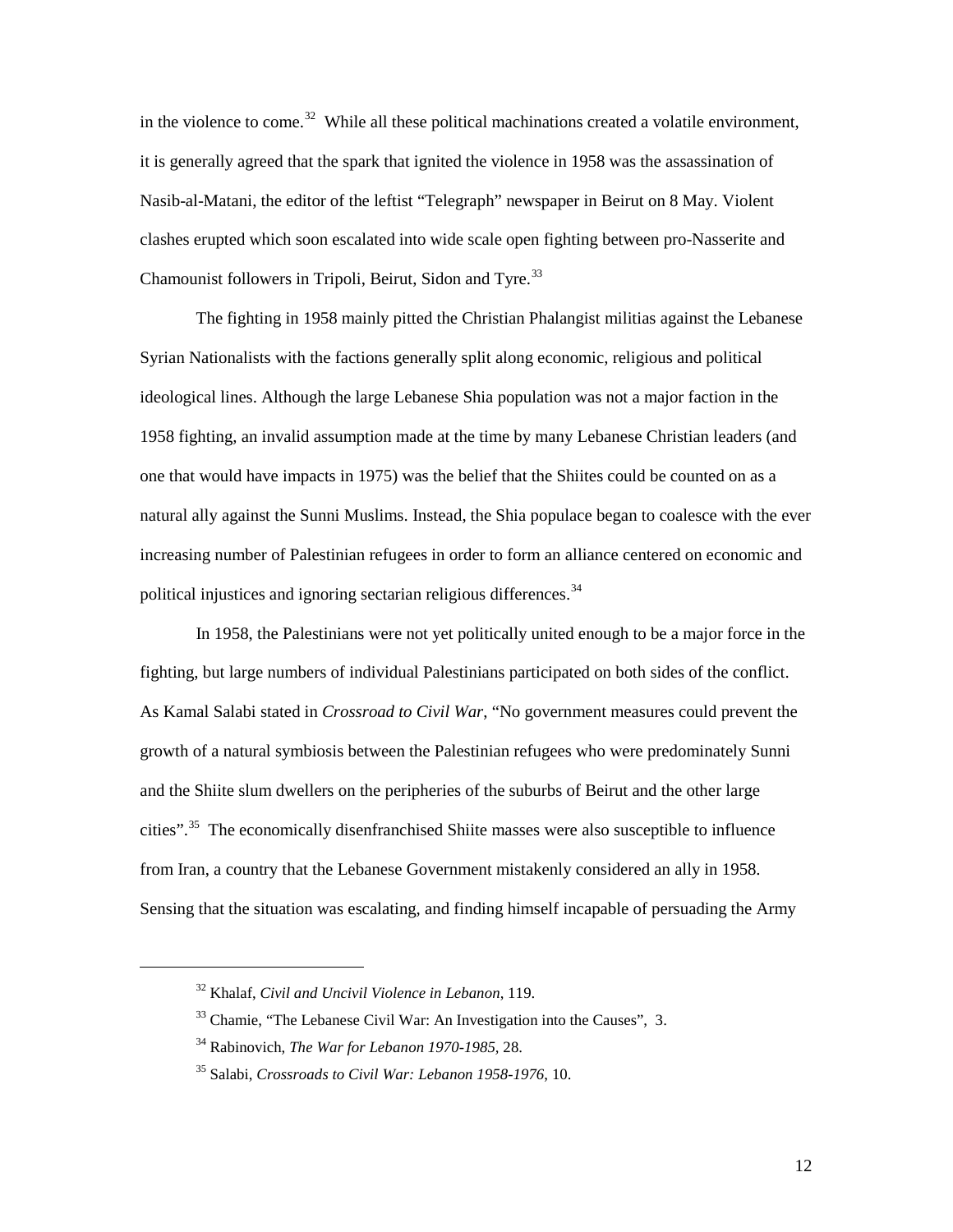in the violence to come.[32] While all these political machinations created a volatile environment, it is generally agreed that the spark that ignited the violence in 1958 was the assassination of Nasib-al-Matani, the editor of the leftist "Telegraph" newspaper in Beirut on 8 May. Violent clashes erupted which soon escalated into wide scale open fighting between pro-Nasserite and Chamounist followers in Tripoli, Beirut, Sidon and Tyre.[33]

The fighting in 1958 mainly pitted the Christian Phalangist militias against the Lebanese Syrian Nationalists with the factions generally split along economic, religious and political ideological lines. Although the large Lebanese Shia population was not a major faction in the 1958 fighting, an invalid assumption made at the time by many Lebanese Christian leaders (and one that would have impacts in 1975) was the belief that the Shiites could be counted on as a natural ally against the Sunni Muslims. Instead, the Shia populace began to coalesce with the ever increasing number of Palestinian refugees in order to form an alliance centered on economic and political injustices and ignoring sectarian religious differences.[34]

In 1958, the Palestinians were not yet politically united enough to be a major force in the fighting, but large numbers of individual Palestinians participated on both sides of the conflict. As Kamal Salabi stated in *Crossroad to Civil War*, "No government measures could prevent the growth of a natural symbiosis between the Palestinian refugees who were predominately Sunni and the Shiite slum dwellers on the peripheries of the suburbs of Beirut and the other large cities".[35] The economically disenfranchised Shiite masses were also susceptible to influence from Iran, a country that the Lebanese Government mistakenly considered an ally in 1958. Sensing that the situation was escalating, and finding himself incapable of persuading the Army

---

[32] Khalaf, *Civil and Uncivil Violence in Lebanon*, 119.

[33] Chamie, "The Lebanese Civil War: An Investigation into the Causes", 3.

[34] Rabinovich, *The War for Lebanon 1970-1985*, 28.

[35] Salabi, *Crossroads to Civil War: Lebanon 1958-1976*, 10.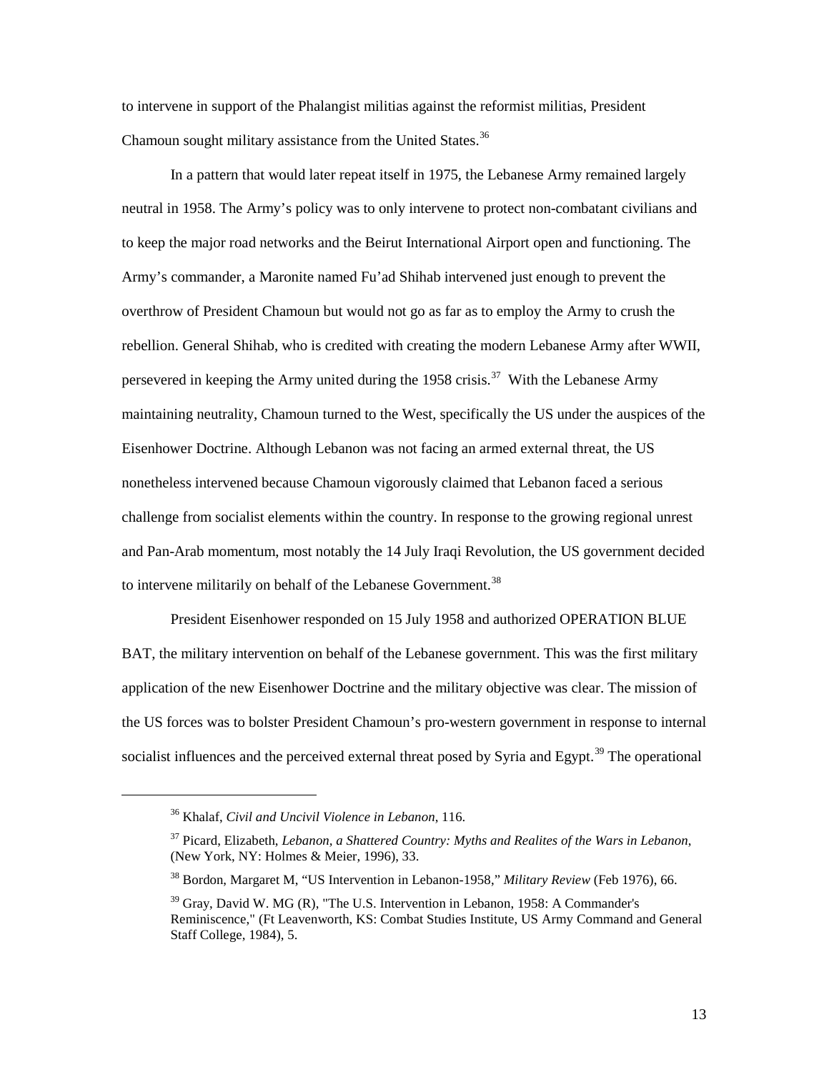to intervene in support of the Phalangist militias against the reformist militias, President Chamoun sought military assistance from the United States.[36]

In a pattern that would later repeat itself in 1975, the Lebanese Army remained largely neutral in 1958. The Army's policy was to only intervene to protect non-combatant civilians and to keep the major road networks and the Beirut International Airport open and functioning. The Army's commander, a Maronite named Fu'ad Shihab intervened just enough to prevent the overthrow of President Chamoun but would not go as far as to employ the Army to crush the rebellion. General Shihab, who is credited with creating the modern Lebanese Army after WWII, persevered in keeping the Army united during the 1958 crisis.[37] With the Lebanese Army maintaining neutrality, Chamoun turned to the West, specifically the US under the auspices of the Eisenhower Doctrine. Although Lebanon was not facing an armed external threat, the US nonetheless intervened because Chamoun vigorously claimed that Lebanon faced a serious challenge from socialist elements within the country. In response to the growing regional unrest and Pan-Arab momentum, most notably the 14 July Iraqi Revolution, the US government decided to intervene militarily on behalf of the Lebanese Government.[38]

President Eisenhower responded on 15 July 1958 and authorized OPERATION BLUE BAT, the military intervention on behalf of the Lebanese government. This was the first military application of the new Eisenhower Doctrine and the military objective was clear. The mission of the US forces was to bolster President Chamoun's pro-western government in response to internal socialist influences and the perceived external threat posed by Syria and Egypt.[39] The operational

---

[36] Khalaf, *Civil and Uncivil Violence in Lebanon*, 116.

[37] Picard, Elizabeth, *Lebanon, a Shattered Country: Myths and Realites of the Wars in Lebanon*, (New York, NY: Holmes & Meier, 1996), 33.

[38] Bordon, Margaret M, "US Intervention in Lebanon-1958," *Military Review* (Feb 1976), 66.

[39] Gray, David W. MG (R), "The U.S. Intervention in Lebanon, 1958: A Commander's Reminiscence," (Ft Leavenworth, KS: Combat Studies Institute, US Army Command and General Staff College, 1984), 5.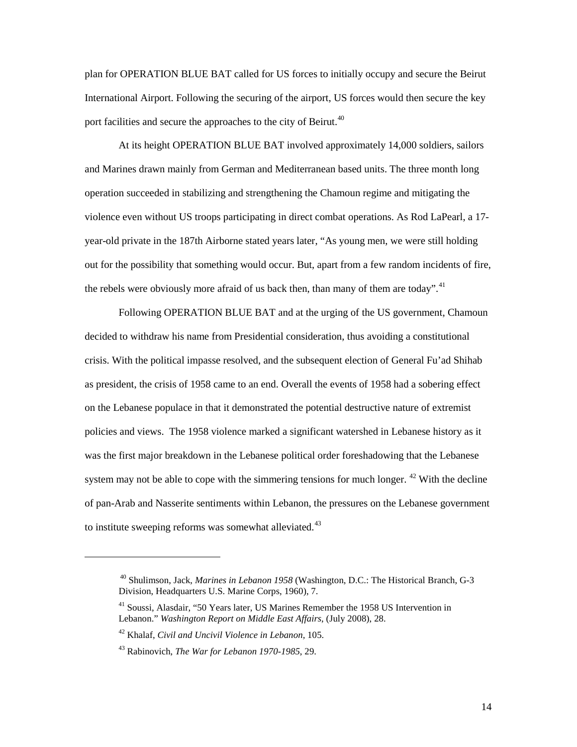plan for OPERATION BLUE BAT called for US forces to initially occupy and secure the Beirut International Airport. Following the securing of the airport, US forces would then secure the key port facilities and secure the approaches to the city of Beirut.[40]

At its height OPERATION BLUE BAT involved approximately 14,000 soldiers, sailors and Marines drawn mainly from German and Mediterranean based units. The three month long operation succeeded in stabilizing and strengthening the Chamoun regime and mitigating the violence even without US troops participating in direct combat operations. As Rod LaPearl, a 17-year-old private in the 187th Airborne stated years later, "As young men, we were still holding out for the possibility that something would occur. But, apart from a few random incidents of fire, the rebels were obviously more afraid of us back then, than many of them are today".[41]

Following OPERATION BLUE BAT and at the urging of the US government, Chamoun decided to withdraw his name from Presidential consideration, thus avoiding a constitutional crisis. With the political impasse resolved, and the subsequent election of General Fu'ad Shihab as president, the crisis of 1958 came to an end. Overall the events of 1958 had a sobering effect on the Lebanese populace in that it demonstrated the potential destructive nature of extremist policies and views. The 1958 violence marked a significant watershed in Lebanese history as it was the first major breakdown in the Lebanese political order foreshadowing that the Lebanese system may not be able to cope with the simmering tensions for much longer. [42] With the decline of pan-Arab and Nasserite sentiments within Lebanon, the pressures on the Lebanese government to institute sweeping reforms was somewhat alleviated.[43]

---

[40] Shulimson, Jack, *Marines in Lebanon 1958* (Washington, D.C.: The Historical Branch, G-3 Division, Headquarters U.S. Marine Corps, 1960), 7.

[41] Soussi, Alasdair, "50 Years later, US Marines Remember the 1958 US Intervention in Lebanon." *Washington Report on Middle East Affairs*, (July 2008), 28.

[42] Khalaf, *Civil and Uncivil Violence in Lebanon*, 105.

[43] Rabinovich, *The War for Lebanon 1970-1985*, 29.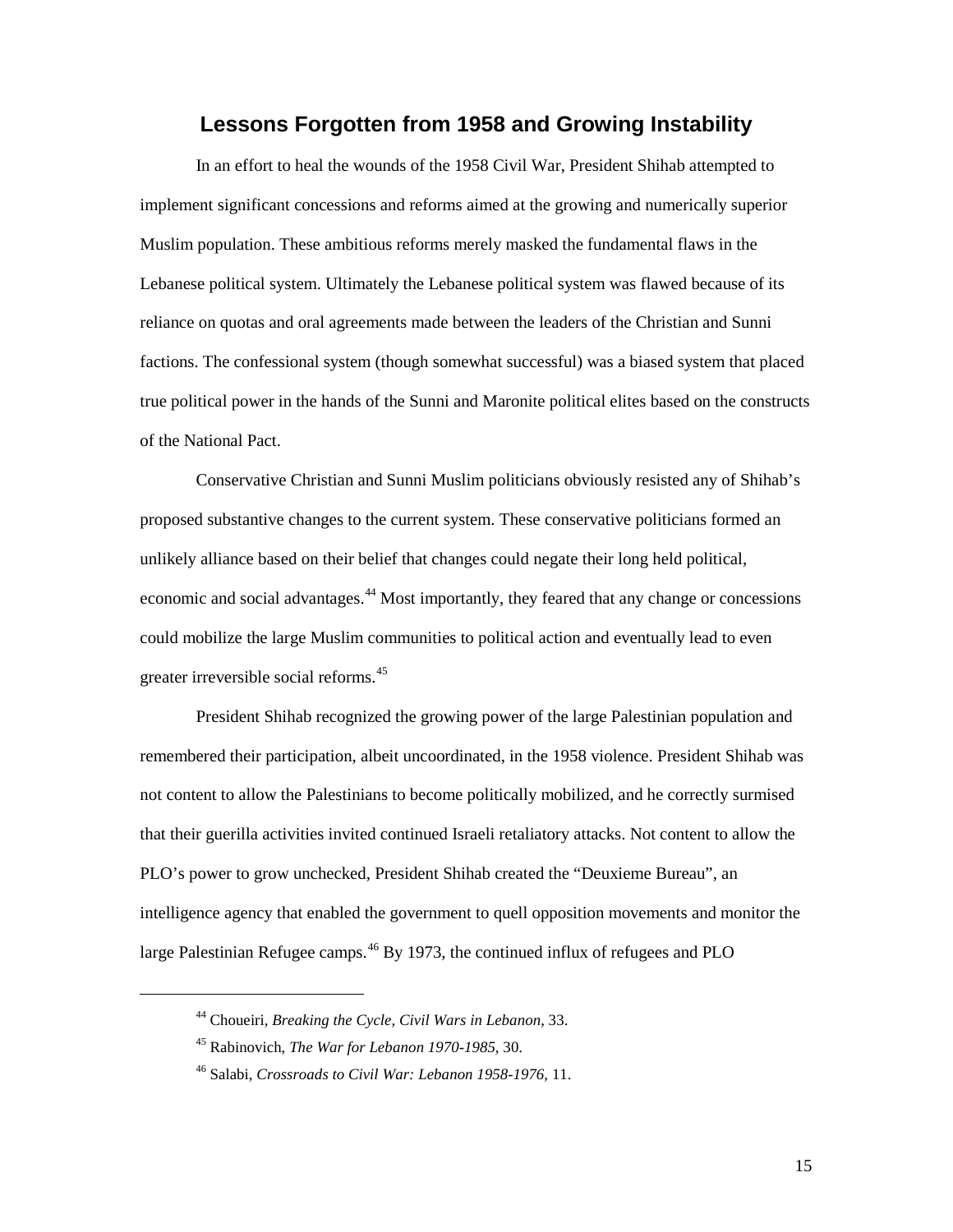## Lessons Forgotten from 1958 and Growing Instability

In an effort to heal the wounds of the 1958 Civil War, President Shihab attempted to implement significant concessions and reforms aimed at the growing and numerically superior Muslim population. These ambitious reforms merely masked the fundamental flaws in the Lebanese political system. Ultimately the Lebanese political system was flawed because of its reliance on quotas and oral agreements made between the leaders of the Christian and Sunni factions. The confessional system (though somewhat successful) was a biased system that placed true political power in the hands of the Sunni and Maronite political elites based on the constructs of the National Pact.

Conservative Christian and Sunni Muslim politicians obviously resisted any of Shihab's proposed substantive changes to the current system. These conservative politicians formed an unlikely alliance based on their belief that changes could negate their long held political, economic and social advantages.[44] Most importantly, they feared that any change or concessions could mobilize the large Muslim communities to political action and eventually lead to even greater irreversible social reforms.[45]

President Shihab recognized the growing power of the large Palestinian population and remembered their participation, albeit uncoordinated, in the 1958 violence. President Shihab was not content to allow the Palestinians to become politically mobilized, and he correctly surmised that their guerilla activities invited continued Israeli retaliatory attacks. Not content to allow the PLO's power to grow unchecked, President Shihab created the "Deuxieme Bureau", an intelligence agency that enabled the government to quell opposition movements and monitor the large Palestinian Refugee camps.[46] By 1973, the continued influx of refugees and PLO

---

[44] Choueiri, *Breaking the Cycle, Civil Wars in Lebanon*, 33.

[45] Rabinovich, *The War for Lebanon 1970-1985*, 30.

[46] Salabi, *Crossroads to Civil War: Lebanon 1958-1976*, 11.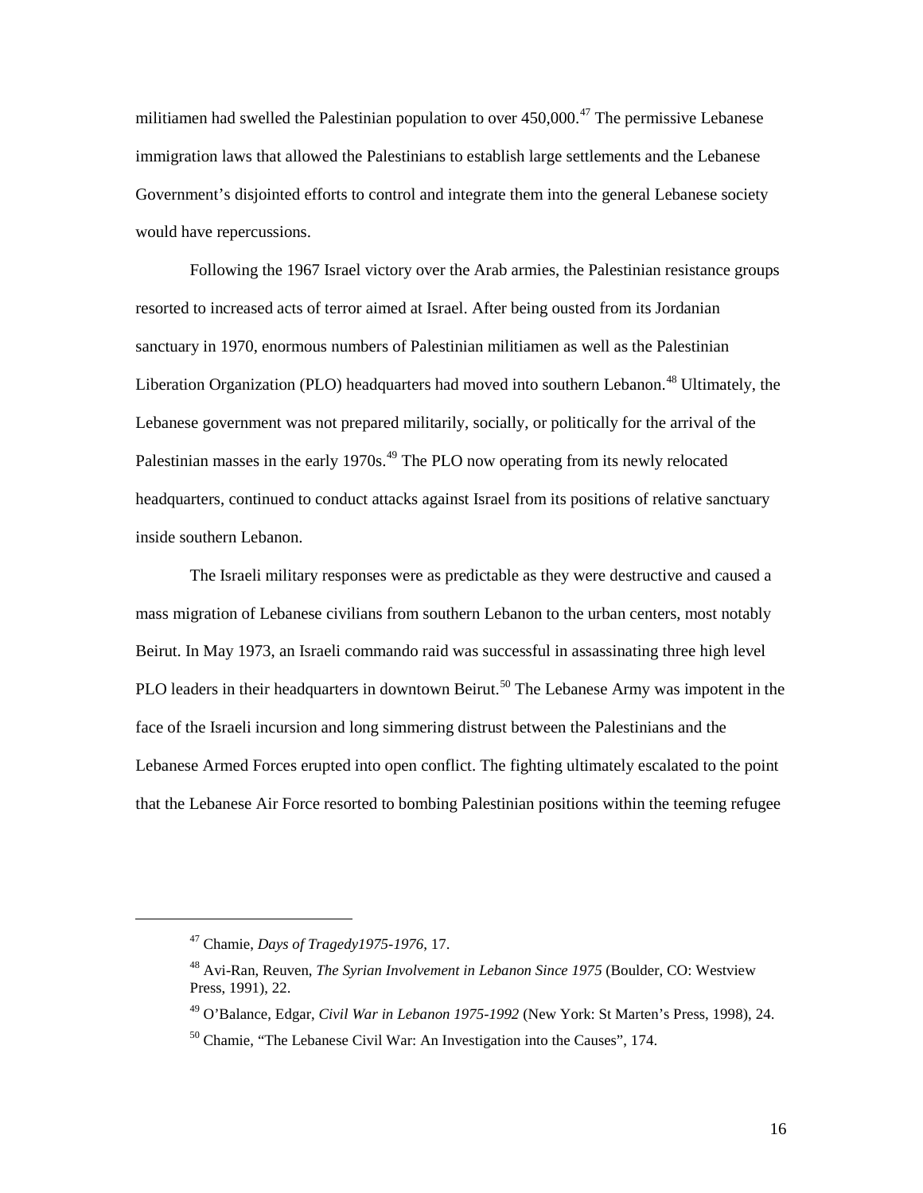militiamen had swelled the Palestinian population to over 450,000.[47] The permissive Lebanese immigration laws that allowed the Palestinians to establish large settlements and the Lebanese Government's disjointed efforts to control and integrate them into the general Lebanese society would have repercussions.

Following the 1967 Israel victory over the Arab armies, the Palestinian resistance groups resorted to increased acts of terror aimed at Israel. After being ousted from its Jordanian sanctuary in 1970, enormous numbers of Palestinian militiamen as well as the Palestinian Liberation Organization (PLO) headquarters had moved into southern Lebanon.[48] Ultimately, the Lebanese government was not prepared militarily, socially, or politically for the arrival of the Palestinian masses in the early 1970s.[49] The PLO now operating from its newly relocated headquarters, continued to conduct attacks against Israel from its positions of relative sanctuary inside southern Lebanon.

The Israeli military responses were as predictable as they were destructive and caused a mass migration of Lebanese civilians from southern Lebanon to the urban centers, most notably Beirut. In May 1973, an Israeli commando raid was successful in assassinating three high level PLO leaders in their headquarters in downtown Beirut.[50] The Lebanese Army was impotent in the face of the Israeli incursion and long simmering distrust between the Palestinians and the Lebanese Armed Forces erupted into open conflict. The fighting ultimately escalated to the point that the Lebanese Air Force resorted to bombing Palestinian positions within the teeming refugee

---

[47] Chamie, *Days of Tragedy1975-1976*, 17.

[48] Avi-Ran, Reuven, *The Syrian Involvement in Lebanon Since 1975* (Boulder, CO: Westview Press, 1991), 22.

[49] O'Balance, Edgar, *Civil War in Lebanon 1975-1992* (New York: St Marten's Press, 1998), 24.

[50] Chamie, "The Lebanese Civil War: An Investigation into the Causes", 174.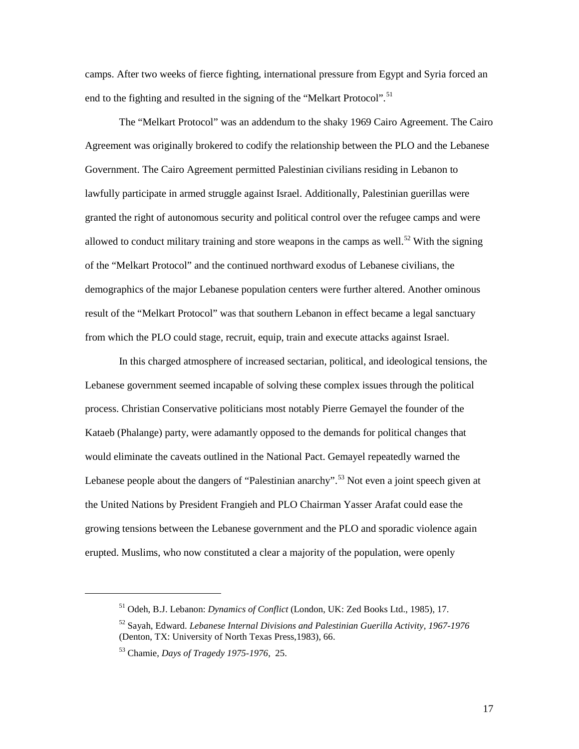camps. After two weeks of fierce fighting, international pressure from Egypt and Syria forced an end to the fighting and resulted in the signing of the "Melkart Protocol".[51]

The "Melkart Protocol" was an addendum to the shaky 1969 Cairo Agreement. The Cairo Agreement was originally brokered to codify the relationship between the PLO and the Lebanese Government. The Cairo Agreement permitted Palestinian civilians residing in Lebanon to lawfully participate in armed struggle against Israel. Additionally, Palestinian guerillas were granted the right of autonomous security and political control over the refugee camps and were allowed to conduct military training and store weapons in the camps as well.[52] With the signing of the "Melkart Protocol" and the continued northward exodus of Lebanese civilians, the demographics of the major Lebanese population centers were further altered. Another ominous result of the "Melkart Protocol" was that southern Lebanon in effect became a legal sanctuary from which the PLO could stage, recruit, equip, train and execute attacks against Israel.

In this charged atmosphere of increased sectarian, political, and ideological tensions, the Lebanese government seemed incapable of solving these complex issues through the political process. Christian Conservative politicians most notably Pierre Gemayel the founder of the Kataeb (Phalange) party, were adamantly opposed to the demands for political changes that would eliminate the caveats outlined in the National Pact. Gemayel repeatedly warned the Lebanese people about the dangers of "Palestinian anarchy".[53] Not even a joint speech given at the United Nations by President Frangieh and PLO Chairman Yasser Arafat could ease the growing tensions between the Lebanese government and the PLO and sporadic violence again erupted. Muslims, who now constituted a clear a majority of the population, were openly

---

[51] Odeh, B.J. Lebanon: *Dynamics of Conflict* (London, UK: Zed Books Ltd., 1985), 17.

[52] Sayah, Edward. *Lebanese Internal Divisions and Palestinian Guerilla Activity, 1967-1976* (Denton, TX: University of North Texas Press,1983), 66.

[53] Chamie, *Days of Tragedy 1975-1976*, 25.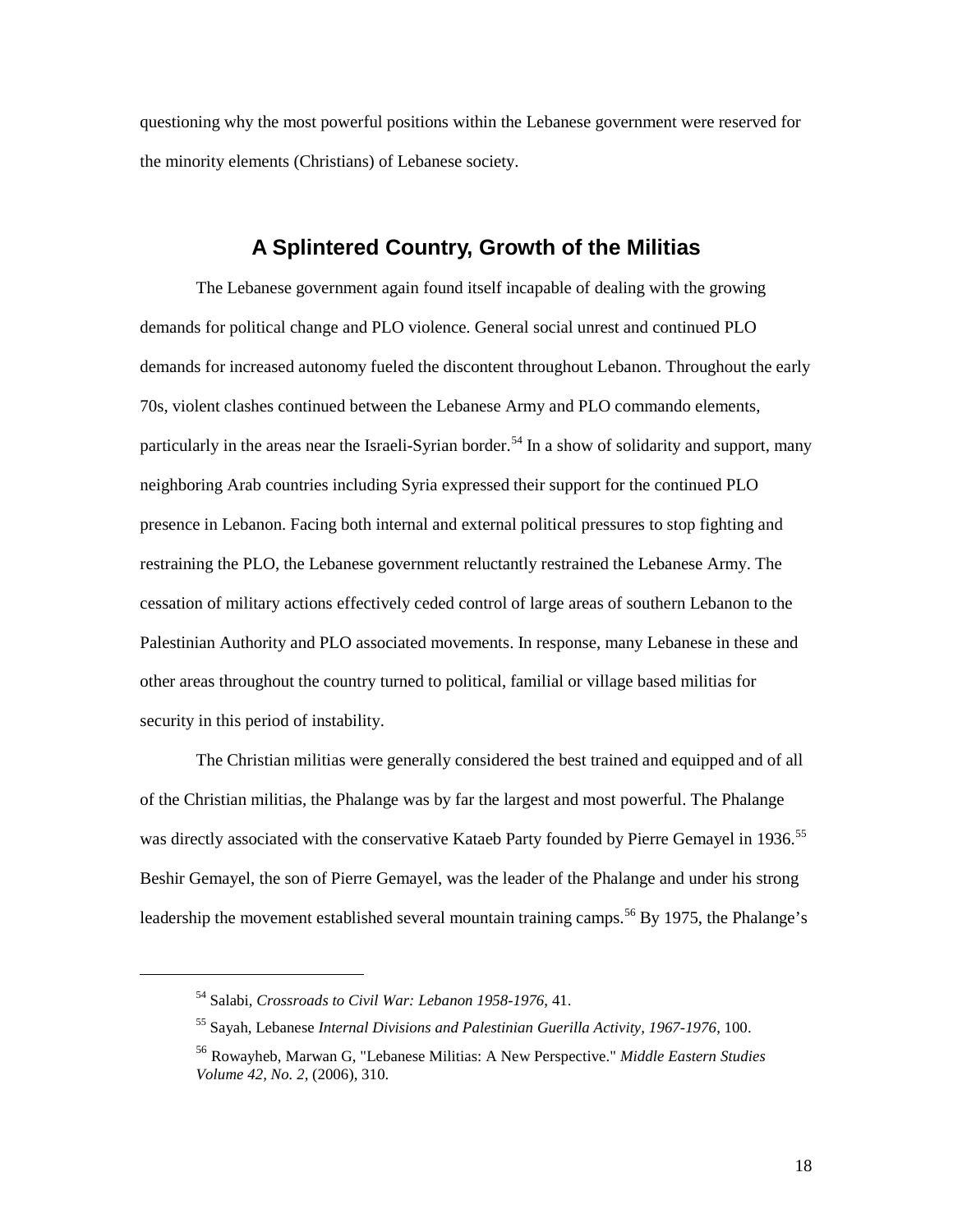questioning why the most powerful positions within the Lebanese government were reserved for the minority elements (Christians) of Lebanese society.

## A Splintered Country, Growth of the Militias

The Lebanese government again found itself incapable of dealing with the growing demands for political change and PLO violence. General social unrest and continued PLO demands for increased autonomy fueled the discontent throughout Lebanon. Throughout the early 70s, violent clashes continued between the Lebanese Army and PLO commando elements, particularly in the areas near the Israeli-Syrian border.[54] In a show of solidarity and support, many neighboring Arab countries including Syria expressed their support for the continued PLO presence in Lebanon. Facing both internal and external political pressures to stop fighting and restraining the PLO, the Lebanese government reluctantly restrained the Lebanese Army. The cessation of military actions effectively ceded control of large areas of southern Lebanon to the Palestinian Authority and PLO associated movements. In response, many Lebanese in these and other areas throughout the country turned to political, familial or village based militias for security in this period of instability.

The Christian militias were generally considered the best trained and equipped and of all of the Christian militias, the Phalange was by far the largest and most powerful. The Phalange was directly associated with the conservative Kataeb Party founded by Pierre Gemayel in 1936.[55] Beshir Gemayel, the son of Pierre Gemayel, was the leader of the Phalange and under his strong leadership the movement established several mountain training camps.[56] By 1975, the Phalange's

---

[54] Salabi, *Crossroads to Civil War: Lebanon 1958-1976*, 41.

[55] Sayah, Lebanese *Internal Divisions and Palestinian Guerilla Activity, 1967-1976*, 100.

[56] Rowayheb, Marwan G, "Lebanese Militias: A New Perspective." *Middle Eastern Studies Volume 42, No. 2*, (2006), 310.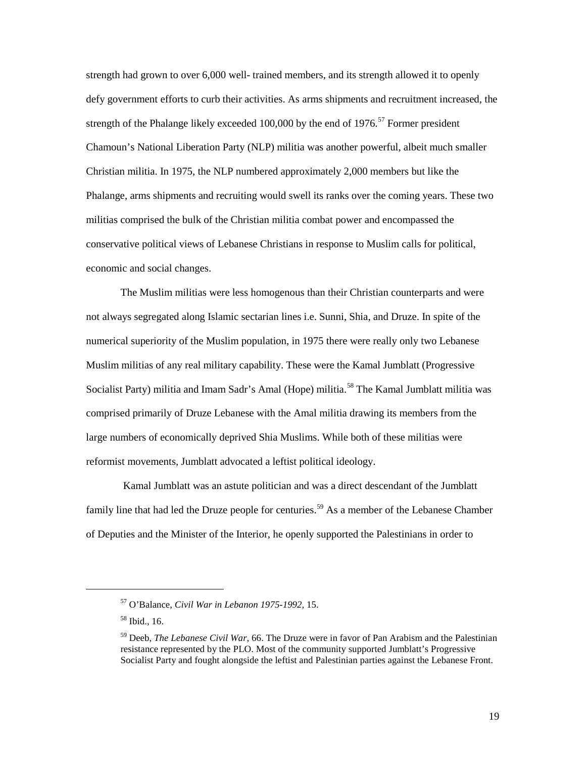strength had grown to over 6,000 well- trained members, and its strength allowed it to openly defy government efforts to curb their activities. As arms shipments and recruitment increased, the strength of the Phalange likely exceeded 100,000 by the end of 1976.[57] Former president Chamoun's National Liberation Party (NLP) militia was another powerful, albeit much smaller Christian militia. In 1975, the NLP numbered approximately 2,000 members but like the Phalange, arms shipments and recruiting would swell its ranks over the coming years. These two militias comprised the bulk of the Christian militia combat power and encompassed the conservative political views of Lebanese Christians in response to Muslim calls for political, economic and social changes.

The Muslim militias were less homogenous than their Christian counterparts and were not always segregated along Islamic sectarian lines i.e. Sunni, Shia, and Druze. In spite of the numerical superiority of the Muslim population, in 1975 there were really only two Lebanese Muslim militias of any real military capability. These were the Kamal Jumblatt (Progressive Socialist Party) militia and Imam Sadr's Amal (Hope) militia.[58] The Kamal Jumblatt militia was comprised primarily of Druze Lebanese with the Amal militia drawing its members from the large numbers of economically deprived Shia Muslims. While both of these militias were reformist movements, Jumblatt advocated a leftist political ideology.

Kamal Jumblatt was an astute politician and was a direct descendant of the Jumblatt family line that had led the Druze people for centuries.[59] As a member of the Lebanese Chamber of Deputies and the Minister of the Interior, he openly supported the Palestinians in order to

---

[57] O'Balance, *Civil War in Lebanon 1975-1992*, 15.

[58] Ibid., 16.

[59] Deeb, *The Lebanese Civil War*, 66. The Druze were in favor of Pan Arabism and the Palestinian resistance represented by the PLO. Most of the community supported Jumblatt's Progressive Socialist Party and fought alongside the leftist and Palestinian parties against the Lebanese Front.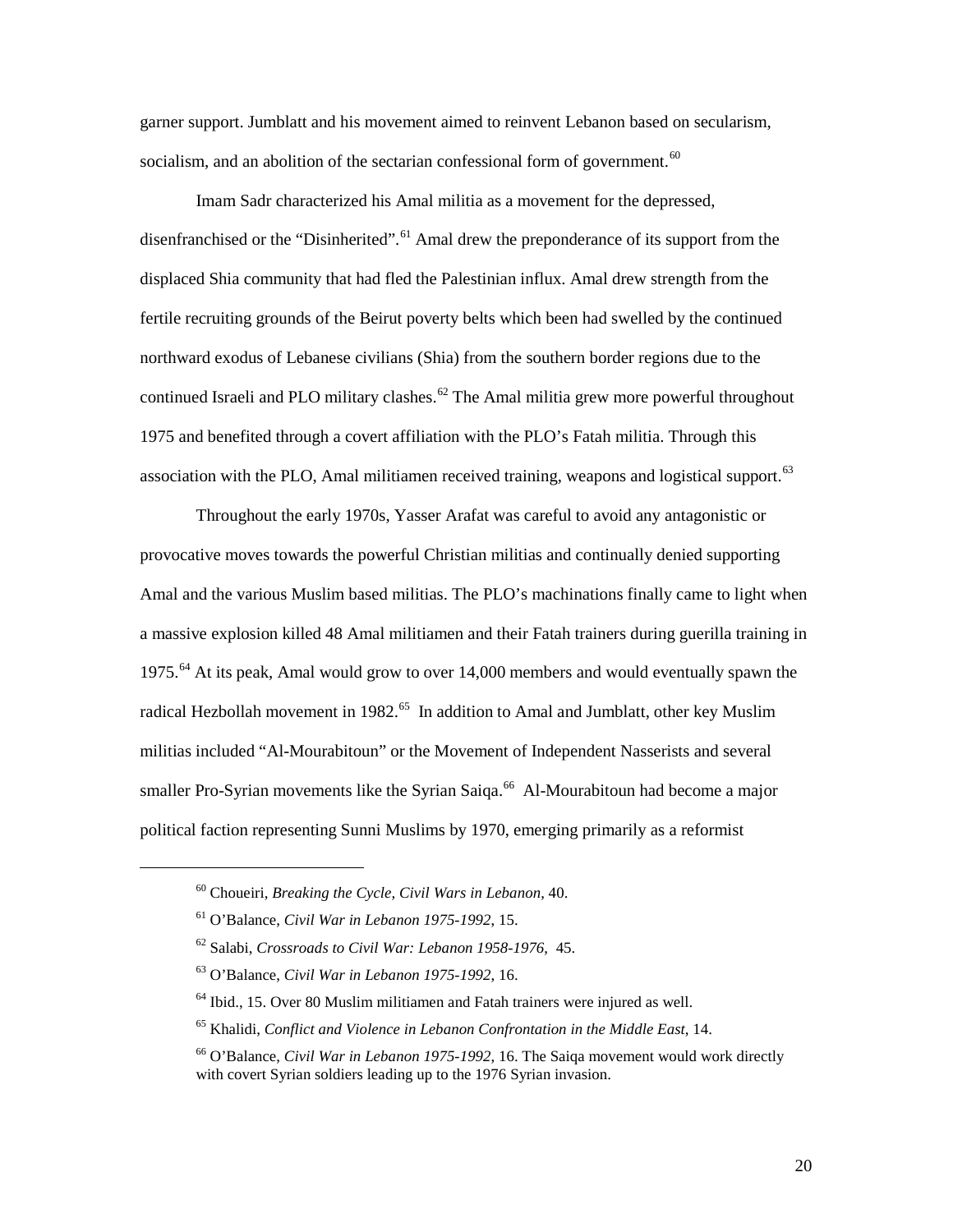garner support. Jumblatt and his movement aimed to reinvent Lebanon based on secularism, socialism, and an abolition of the sectarian confessional form of government.[60]

Imam Sadr characterized his Amal militia as a movement for the depressed, disenfranchised or the "Disinherited".[61] Amal drew the preponderance of its support from the displaced Shia community that had fled the Palestinian influx. Amal drew strength from the fertile recruiting grounds of the Beirut poverty belts which been had swelled by the continued northward exodus of Lebanese civilians (Shia) from the southern border regions due to the continued Israeli and PLO military clashes.[62] The Amal militia grew more powerful throughout 1975 and benefited through a covert affiliation with the PLO's Fatah militia. Through this association with the PLO, Amal militiamen received training, weapons and logistical support.[63]

Throughout the early 1970s, Yasser Arafat was careful to avoid any antagonistic or provocative moves towards the powerful Christian militias and continually denied supporting Amal and the various Muslim based militias. The PLO's machinations finally came to light when a massive explosion killed 48 Amal militiamen and their Fatah trainers during guerilla training in 1975.[64] At its peak, Amal would grow to over 14,000 members and would eventually spawn the radical Hezbollah movement in 1982.[65] In addition to Amal and Jumblatt, other key Muslim militias included "Al-Mourabitoun" or the Movement of Independent Nasserists and several smaller Pro-Syrian movements like the Syrian Saiqa.[66] Al-Mourabitoun had become a major political faction representing Sunni Muslims by 1970, emerging primarily as a reformist

---

[60] Choueiri, *Breaking the Cycle, Civil Wars in Lebanon*, 40.

[61] O'Balance, *Civil War in Lebanon 1975-1992*, 15.

[62] Salabi, *Crossroads to Civil War: Lebanon 1958-1976*, 45.

[63] O'Balance, *Civil War in Lebanon 1975-1992*, 16.

[64] Ibid., 15. Over 80 Muslim militiamen and Fatah trainers were injured as well.

[65] Khalidi, *Conflict and Violence in Lebanon Confrontation in the Middle East*, 14.

[66] O'Balance, *Civil War in Lebanon 1975-1992*, 16. The Saiqa movement would work directly with covert Syrian soldiers leading up to the 1976 Syrian invasion.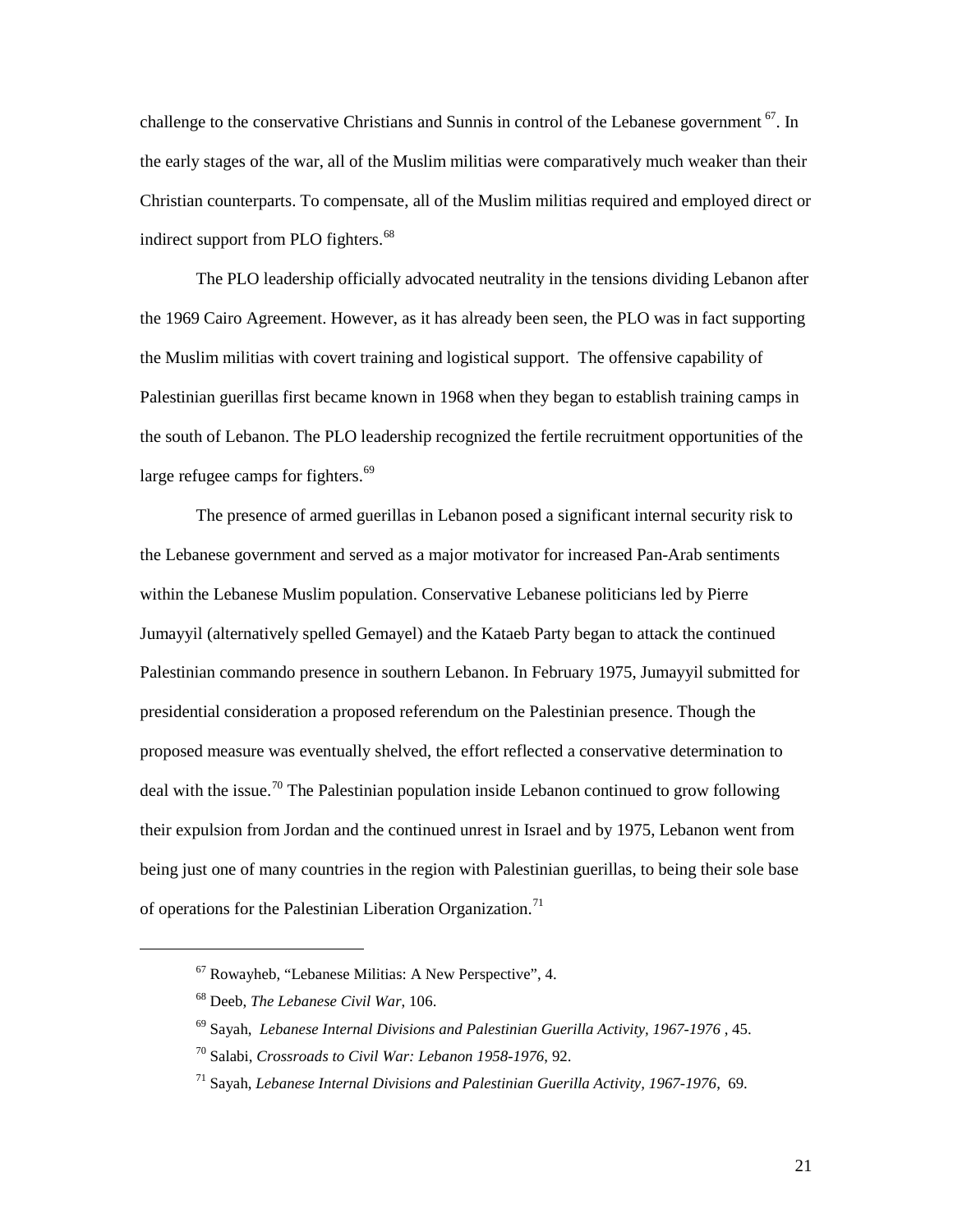challenge to the conservative Christians and Sunnis in control of the Lebanese government [67]. In the early stages of the war, all of the Muslim militias were comparatively much weaker than their Christian counterparts. To compensate, all of the Muslim militias required and employed direct or indirect support from PLO fighters.[68]

The PLO leadership officially advocated neutrality in the tensions dividing Lebanon after the 1969 Cairo Agreement. However, as it has already been seen, the PLO was in fact supporting the Muslim militias with covert training and logistical support. The offensive capability of Palestinian guerillas first became known in 1968 when they began to establish training camps in the south of Lebanon. The PLO leadership recognized the fertile recruitment opportunities of the large refugee camps for fighters.[69]

The presence of armed guerillas in Lebanon posed a significant internal security risk to the Lebanese government and served as a major motivator for increased Pan-Arab sentiments within the Lebanese Muslim population. Conservative Lebanese politicians led by Pierre Jumayyil (alternatively spelled Gemayel) and the Kataeb Party began to attack the continued Palestinian commando presence in southern Lebanon. In February 1975, Jumayyil submitted for presidential consideration a proposed referendum on the Palestinian presence. Though the proposed measure was eventually shelved, the effort reflected a conservative determination to deal with the issue.[70] The Palestinian population inside Lebanon continued to grow following their expulsion from Jordan and the continued unrest in Israel and by 1975, Lebanon went from being just one of many countries in the region with Palestinian guerillas, to being their sole base of operations for the Palestinian Liberation Organization.[71]

---

[67] Rowayheb, "Lebanese Militias: A New Perspective", 4.

[68] Deeb, *The Lebanese Civil War*, 106.

[69] Sayah, *Lebanese Internal Divisions and Palestinian Guerilla Activity, 1967-1976* , 45.

[70] Salabi, *Crossroads to Civil War: Lebanon 1958-1976*, 92.

[71] Sayah, *Lebanese Internal Divisions and Palestinian Guerilla Activity, 1967-1976*, 69.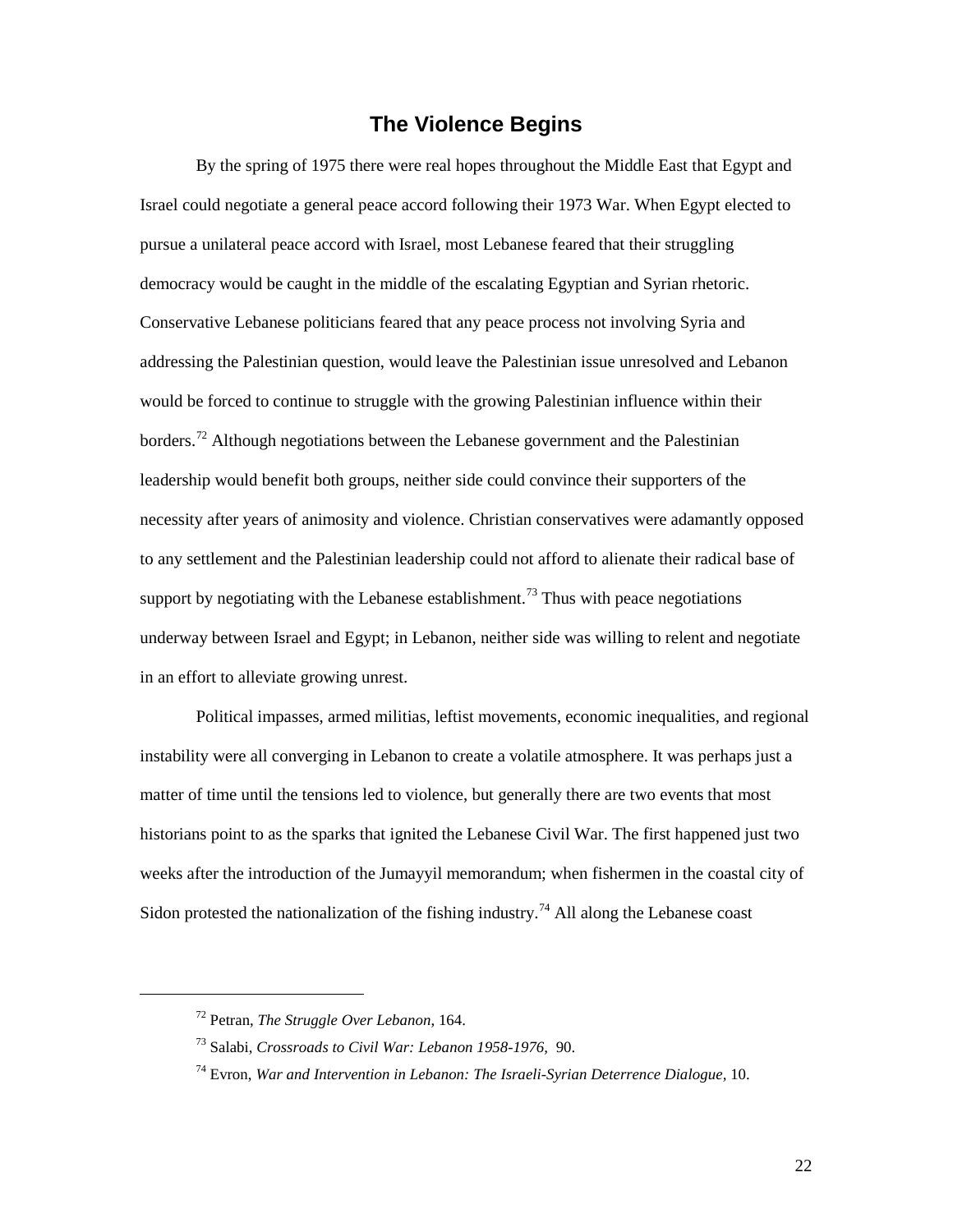## The Violence Begins

By the spring of 1975 there were real hopes throughout the Middle East that Egypt and Israel could negotiate a general peace accord following their 1973 War. When Egypt elected to pursue a unilateral peace accord with Israel, most Lebanese feared that their struggling democracy would be caught in the middle of the escalating Egyptian and Syrian rhetoric. Conservative Lebanese politicians feared that any peace process not involving Syria and addressing the Palestinian question, would leave the Palestinian issue unresolved and Lebanon would be forced to continue to struggle with the growing Palestinian influence within their borders.[72] Although negotiations between the Lebanese government and the Palestinian leadership would benefit both groups, neither side could convince their supporters of the necessity after years of animosity and violence. Christian conservatives were adamantly opposed to any settlement and the Palestinian leadership could not afford to alienate their radical base of support by negotiating with the Lebanese establishment.[73] Thus with peace negotiations underway between Israel and Egypt; in Lebanon, neither side was willing to relent and negotiate in an effort to alleviate growing unrest.

Political impasses, armed militias, leftist movements, economic inequalities, and regional instability were all converging in Lebanon to create a volatile atmosphere. It was perhaps just a matter of time until the tensions led to violence, but generally there are two events that most historians point to as the sparks that ignited the Lebanese Civil War. The first happened just two weeks after the introduction of the Jumayyil memorandum; when fishermen in the coastal city of Sidon protested the nationalization of the fishing industry.[74] All along the Lebanese coast

---

[72] Petran, *The Struggle Over Lebanon*, 164.

[73] Salabi, *Crossroads to Civil War: Lebanon 1958-1976*, 90.

[74] Evron, *War and Intervention in Lebanon: The Israeli-Syrian Deterrence Dialogue*, 10.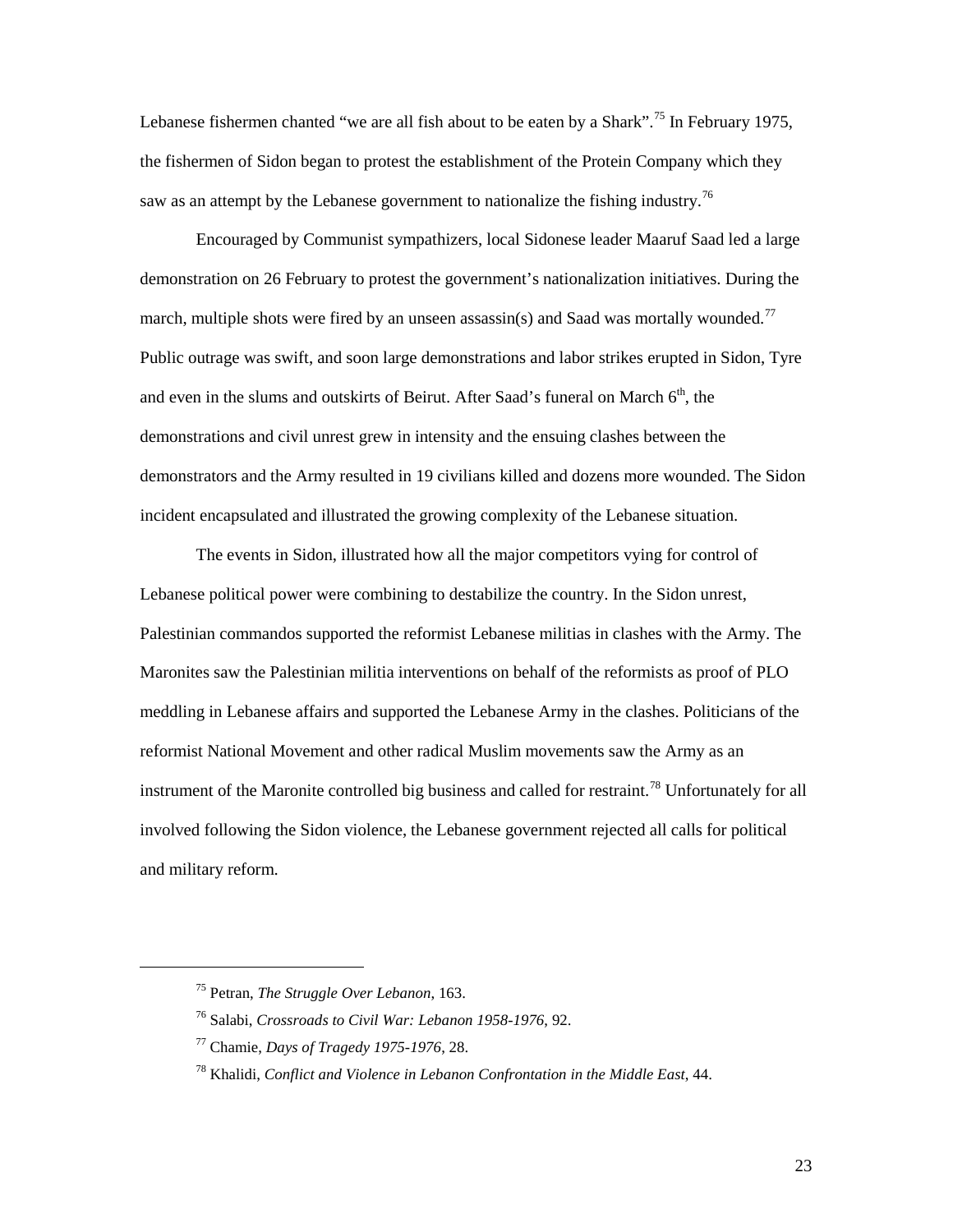Lebanese fishermen chanted "we are all fish about to be eaten by a Shark".[75] In February 1975, the fishermen of Sidon began to protest the establishment of the Protein Company which they saw as an attempt by the Lebanese government to nationalize the fishing industry.[76]

Encouraged by Communist sympathizers, local Sidonese leader Maaruf Saad led a large demonstration on 26 February to protest the government's nationalization initiatives. During the march, multiple shots were fired by an unseen assassin(s) and Saad was mortally wounded.[77] Public outrage was swift, and soon large demonstrations and labor strikes erupted in Sidon, Tyre and even in the slums and outskirts of Beirut. After Saad's funeral on March 6th, the demonstrations and civil unrest grew in intensity and the ensuing clashes between the demonstrators and the Army resulted in 19 civilians killed and dozens more wounded. The Sidon incident encapsulated and illustrated the growing complexity of the Lebanese situation.

The events in Sidon, illustrated how all the major competitors vying for control of Lebanese political power were combining to destabilize the country. In the Sidon unrest, Palestinian commandos supported the reformist Lebanese militias in clashes with the Army. The Maronites saw the Palestinian militia interventions on behalf of the reformists as proof of PLO meddling in Lebanese affairs and supported the Lebanese Army in the clashes. Politicians of the reformist National Movement and other radical Muslim movements saw the Army as an instrument of the Maronite controlled big business and called for restraint.[78] Unfortunately for all involved following the Sidon violence, the Lebanese government rejected all calls for political and military reform.

---

[75] Petran, *The Struggle Over Lebanon*, 163.

[76] Salabi, *Crossroads to Civil War: Lebanon 1958-1976*, 92.

[77] Chamie, *Days of Tragedy 1975-1976*, 28.

[78] Khalidi, *Conflict and Violence in Lebanon Confrontation in the Middle East*, 44.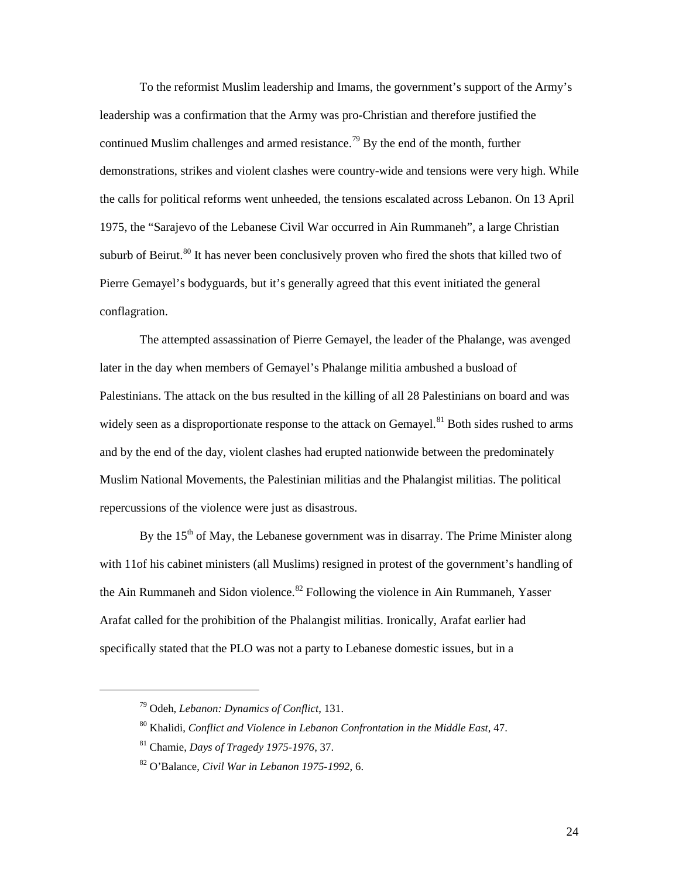To the reformist Muslim leadership and Imams, the government's support of the Army's leadership was a confirmation that the Army was pro-Christian and therefore justified the continued Muslim challenges and armed resistance.[79] By the end of the month, further demonstrations, strikes and violent clashes were country-wide and tensions were very high. While the calls for political reforms went unheeded, the tensions escalated across Lebanon. On 13 April 1975, the "Sarajevo of the Lebanese Civil War occurred in Ain Rummaneh", a large Christian suburb of Beirut.[80] It has never been conclusively proven who fired the shots that killed two of Pierre Gemayel's bodyguards, but it's generally agreed that this event initiated the general conflagration.

The attempted assassination of Pierre Gemayel, the leader of the Phalange, was avenged later in the day when members of Gemayel's Phalange militia ambushed a busload of Palestinians. The attack on the bus resulted in the killing of all 28 Palestinians on board and was widely seen as a disproportionate response to the attack on Gemayel.[81] Both sides rushed to arms and by the end of the day, violent clashes had erupted nationwide between the predominately Muslim National Movements, the Palestinian militias and the Phalangist militias. The political repercussions of the violence were just as disastrous.

By the 15th of May, the Lebanese government was in disarray. The Prime Minister along with 11of his cabinet ministers (all Muslims) resigned in protest of the government's handling of the Ain Rummaneh and Sidon violence.[82] Following the violence in Ain Rummaneh, Yasser Arafat called for the prohibition of the Phalangist militias. Ironically, Arafat earlier had specifically stated that the PLO was not a party to Lebanese domestic issues, but in a

---

[79] Odeh, *Lebanon: Dynamics of Conflict*, 131.

[80] Khalidi, *Conflict and Violence in Lebanon Confrontation in the Middle East*, 47.

[81] Chamie, *Days of Tragedy 1975-1976*, 37.

[82] O'Balance, *Civil War in Lebanon 1975-1992,* 6.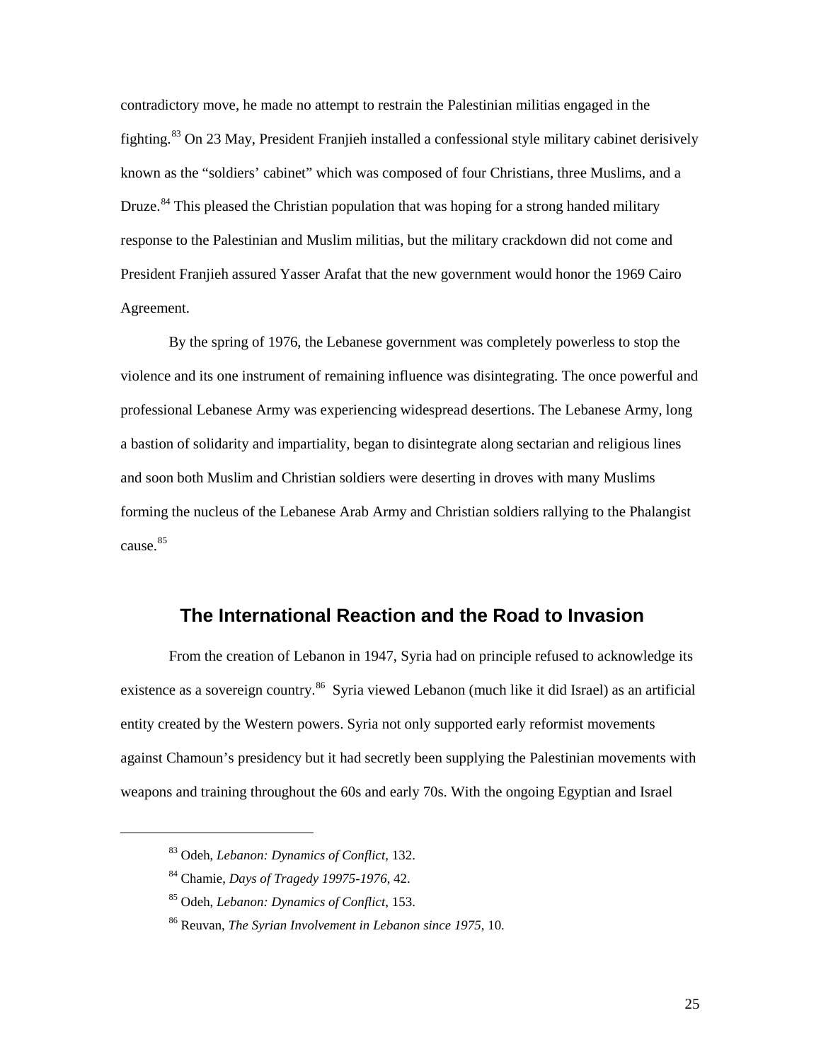contradictory move, he made no attempt to restrain the Palestinian militias engaged in the fighting.[83] On 23 May, President Franjieh installed a confessional style military cabinet derisively known as the "soldiers' cabinet" which was composed of four Christians, three Muslims, and a Druze.[84] This pleased the Christian population that was hoping for a strong handed military response to the Palestinian and Muslim militias, but the military crackdown did not come and President Franjieh assured Yasser Arafat that the new government would honor the 1969 Cairo Agreement.

By the spring of 1976, the Lebanese government was completely powerless to stop the violence and its one instrument of remaining influence was disintegrating. The once powerful and professional Lebanese Army was experiencing widespread desertions. The Lebanese Army, long a bastion of solidarity and impartiality, began to disintegrate along sectarian and religious lines and soon both Muslim and Christian soldiers were deserting in droves with many Muslims forming the nucleus of the Lebanese Arab Army and Christian soldiers rallying to the Phalangist cause.[85]

## The International Reaction and the Road to Invasion

From the creation of Lebanon in 1947, Syria had on principle refused to acknowledge its existence as a sovereign country.[86] Syria viewed Lebanon (much like it did Israel) as an artificial entity created by the Western powers. Syria not only supported early reformist movements against Chamoun's presidency but it had secretly been supplying the Palestinian movements with weapons and training throughout the 60s and early 70s. With the ongoing Egyptian and Israel

---

[83] Odeh, *Lebanon: Dynamics of Conflict*, 132.

[84] Chamie, *Days of Tragedy 19975-1976*, 42.

[85] Odeh, *Lebanon: Dynamics of Conflict*, 153.

[86] Reuvan, *The Syrian Involvement in Lebanon since 1975*, 10.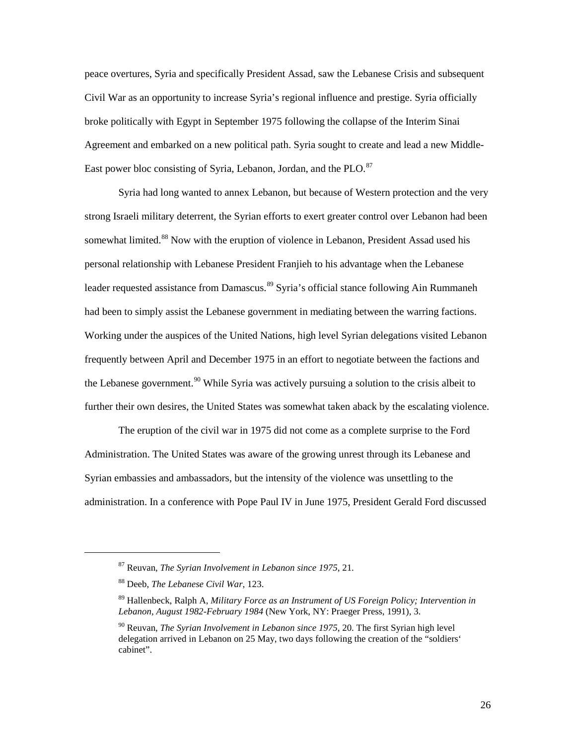peace overtures, Syria and specifically President Assad, saw the Lebanese Crisis and subsequent Civil War as an opportunity to increase Syria's regional influence and prestige. Syria officially broke politically with Egypt in September 1975 following the collapse of the Interim Sinai Agreement and embarked on a new political path. Syria sought to create and lead a new Middle-East power bloc consisting of Syria, Lebanon, Jordan, and the PLO.[87]

Syria had long wanted to annex Lebanon, but because of Western protection and the very strong Israeli military deterrent, the Syrian efforts to exert greater control over Lebanon had been somewhat limited.[88] Now with the eruption of violence in Lebanon, President Assad used his personal relationship with Lebanese President Franjieh to his advantage when the Lebanese leader requested assistance from Damascus.[89] Syria's official stance following Ain Rummaneh had been to simply assist the Lebanese government in mediating between the warring factions. Working under the auspices of the United Nations, high level Syrian delegations visited Lebanon frequently between April and December 1975 in an effort to negotiate between the factions and the Lebanese government.[90] While Syria was actively pursuing a solution to the crisis albeit to further their own desires, the United States was somewhat taken aback by the escalating violence.

The eruption of the civil war in 1975 did not come as a complete surprise to the Ford Administration. The United States was aware of the growing unrest through its Lebanese and Syrian embassies and ambassadors, but the intensity of the violence was unsettling to the administration. In a conference with Pope Paul IV in June 1975, President Gerald Ford discussed

---

[87] Reuvan, *The Syrian Involvement in Lebanon since 1975*, 21.

[88] Deeb, *The Lebanese Civil War*, 123.

[89] Hallenbeck, Ralph A, *Military Force as an Instrument of US Foreign Policy; Intervention in Lebanon, August 1982-February 1984* (New York, NY: Praeger Press, 1991), 3.

[90] Reuvan, *The Syrian Involvement in Lebanon since 1975*, 20. The first Syrian high level delegation arrived in Lebanon on 25 May, two days following the creation of the "soldiers' cabinet".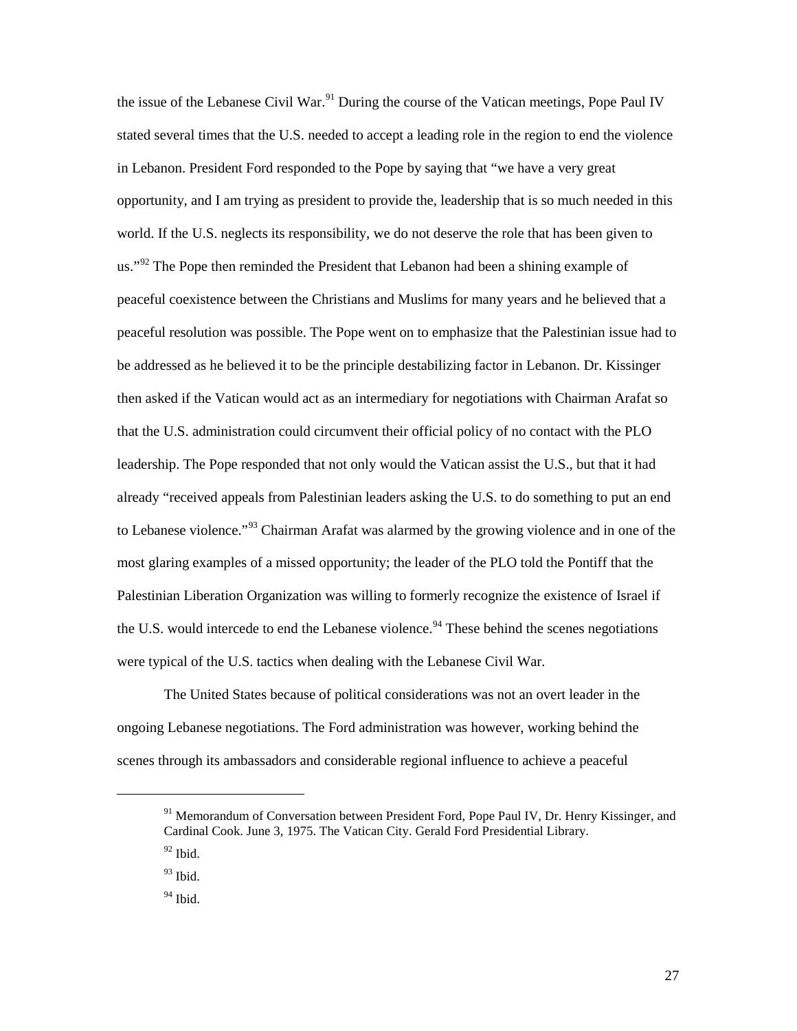the issue of the Lebanese Civil War.[91] During the course of the Vatican meetings, Pope Paul IV stated several times that the U.S. needed to accept a leading role in the region to end the violence in Lebanon. President Ford responded to the Pope by saying that "we have a very great opportunity, and I am trying as president to provide the, leadership that is so much needed in this world. If the U.S. neglects its responsibility, we do not deserve the role that has been given to us."[92] The Pope then reminded the President that Lebanon had been a shining example of peaceful coexistence between the Christians and Muslims for many years and he believed that a peaceful resolution was possible. The Pope went on to emphasize that the Palestinian issue had to be addressed as he believed it to be the principle destabilizing factor in Lebanon. Dr. Kissinger then asked if the Vatican would act as an intermediary for negotiations with Chairman Arafat so that the U.S. administration could circumvent their official policy of no contact with the PLO leadership. The Pope responded that not only would the Vatican assist the U.S., but that it had already "received appeals from Palestinian leaders asking the U.S. to do something to put an end to Lebanese violence."[93] Chairman Arafat was alarmed by the growing violence and in one of the most glaring examples of a missed opportunity; the leader of the PLO told the Pontiff that the Palestinian Liberation Organization was willing to formerly recognize the existence of Israel if the U.S. would intercede to end the Lebanese violence.[94] These behind the scenes negotiations were typical of the U.S. tactics when dealing with the Lebanese Civil War.

The United States because of political considerations was not an overt leader in the ongoing Lebanese negotiations. The Ford administration was however, working behind the scenes through its ambassadors and considerable regional influence to achieve a peaceful

---

[91] Memorandum of Conversation between President Ford, Pope Paul IV, Dr. Henry Kissinger, and Cardinal Cook. June 3, 1975. The Vatican City. Gerald Ford Presidential Library.

[92] Ibid.

[93] Ibid.

[94] Ibid.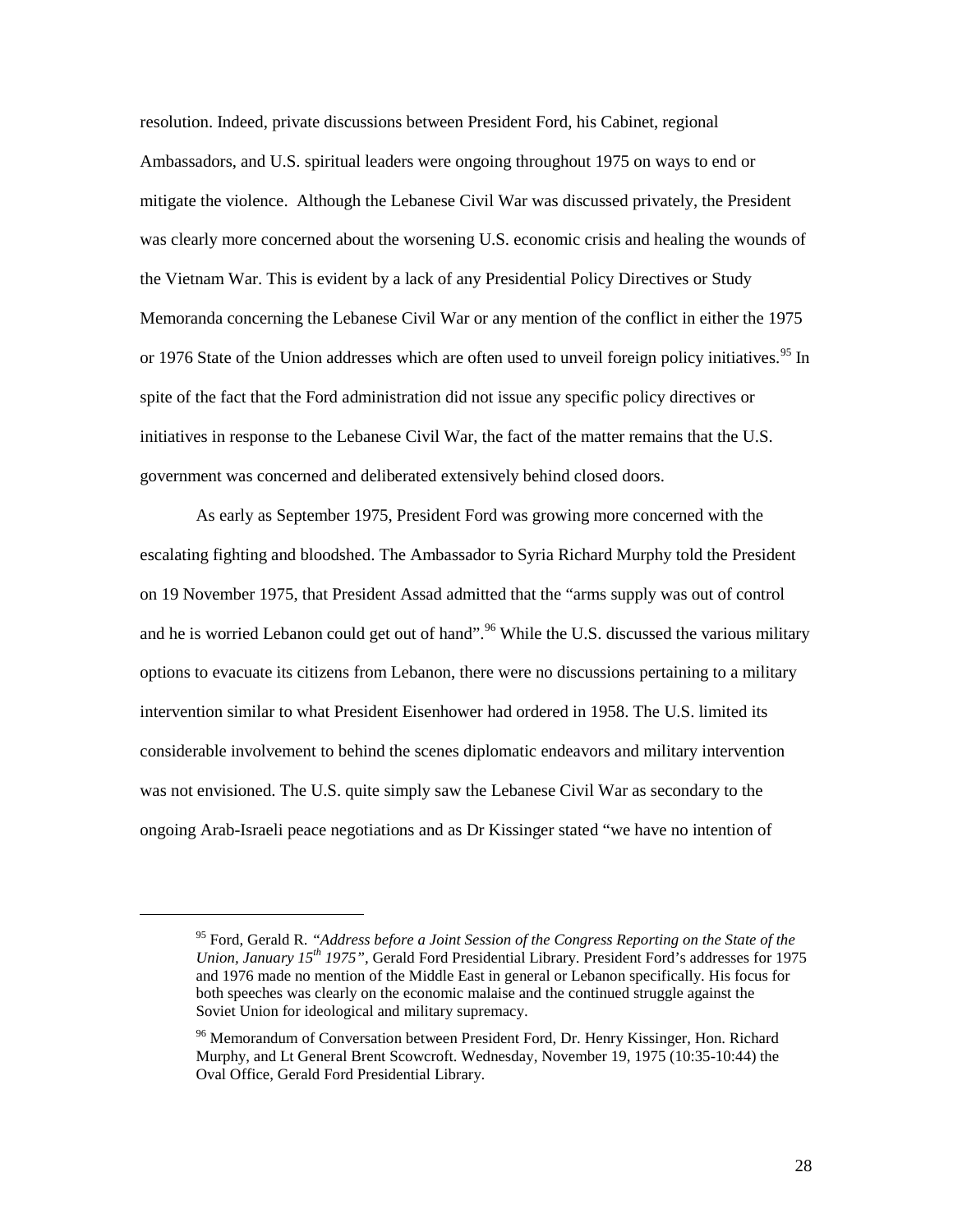resolution. Indeed, private discussions between President Ford, his Cabinet, regional Ambassadors, and U.S. spiritual leaders were ongoing throughout 1975 on ways to end or mitigate the violence. Although the Lebanese Civil War was discussed privately, the President was clearly more concerned about the worsening U.S. economic crisis and healing the wounds of the Vietnam War. This is evident by a lack of any Presidential Policy Directives or Study Memoranda concerning the Lebanese Civil War or any mention of the conflict in either the 1975 or 1976 State of the Union addresses which are often used to unveil foreign policy initiatives.[95] In spite of the fact that the Ford administration did not issue any specific policy directives or initiatives in response to the Lebanese Civil War, the fact of the matter remains that the U.S. government was concerned and deliberated extensively behind closed doors.

As early as September 1975, President Ford was growing more concerned with the escalating fighting and bloodshed. The Ambassador to Syria Richard Murphy told the President on 19 November 1975, that President Assad admitted that the "arms supply was out of control and he is worried Lebanon could get out of hand".[96] While the U.S. discussed the various military options to evacuate its citizens from Lebanon, there were no discussions pertaining to a military intervention similar to what President Eisenhower had ordered in 1958. The U.S. limited its considerable involvement to behind the scenes diplomatic endeavors and military intervention was not envisioned. The U.S. quite simply saw the Lebanese Civil War as secondary to the ongoing Arab-Israeli peace negotiations and as Dr Kissinger stated "we have no intention of

---

[95] Ford, Gerald R. *"Address before a Joint Session of the Congress Reporting on the State of the Union, January 15th 1975"*, Gerald Ford Presidential Library. President Ford's addresses for 1975 and 1976 made no mention of the Middle East in general or Lebanon specifically. His focus for both speeches was clearly on the economic malaise and the continued struggle against the Soviet Union for ideological and military supremacy.

[96] Memorandum of Conversation between President Ford, Dr. Henry Kissinger, Hon. Richard Murphy, and Lt General Brent Scowcroft. Wednesday, November 19, 1975 (10:35-10:44) the Oval Office, Gerald Ford Presidential Library.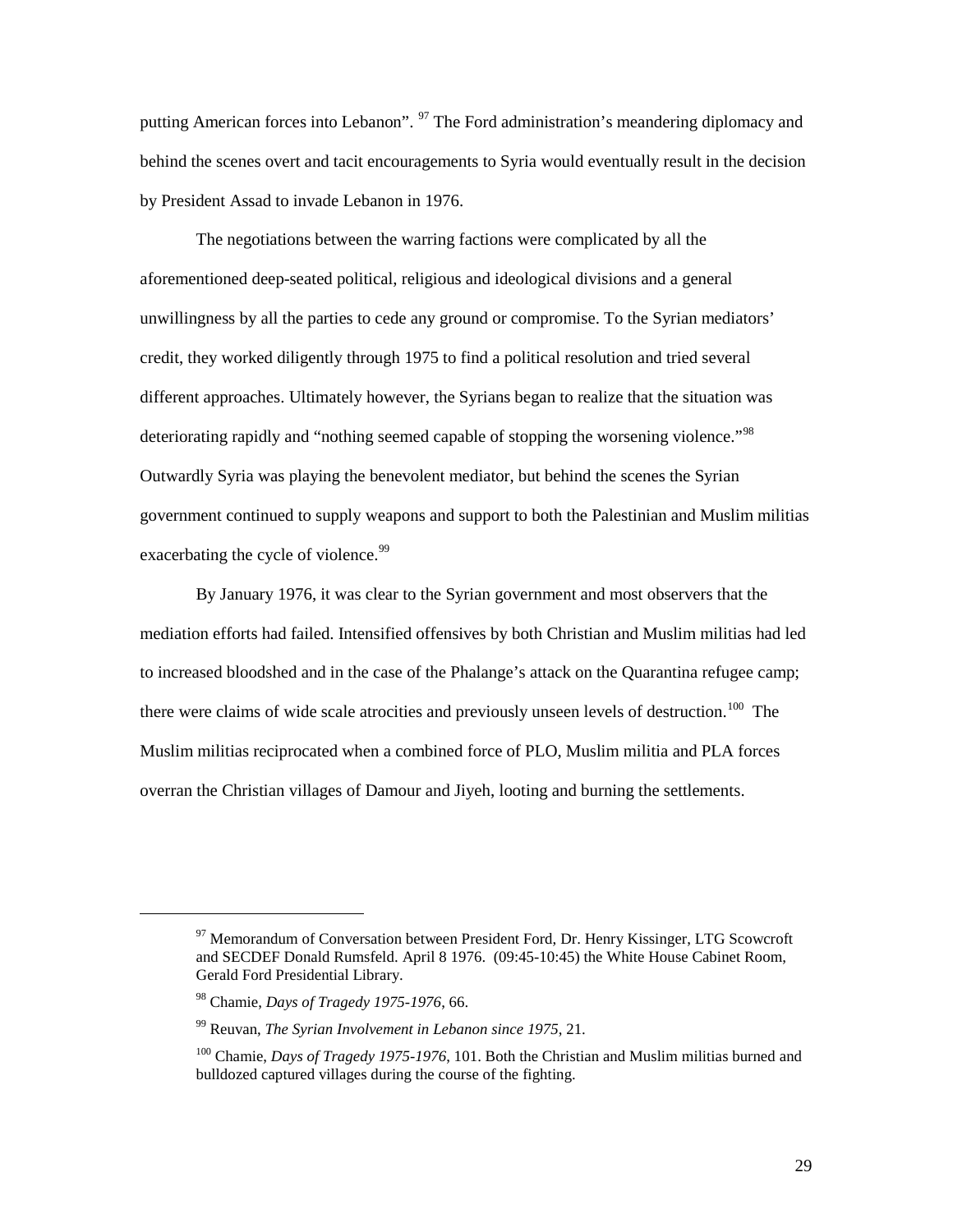putting American forces into Lebanon". [97] The Ford administration's meandering diplomacy and behind the scenes overt and tacit encouragements to Syria would eventually result in the decision by President Assad to invade Lebanon in 1976.

The negotiations between the warring factions were complicated by all the aforementioned deep-seated political, religious and ideological divisions and a general unwillingness by all the parties to cede any ground or compromise. To the Syrian mediators' credit, they worked diligently through 1975 to find a political resolution and tried several different approaches. Ultimately however, the Syrians began to realize that the situation was deteriorating rapidly and "nothing seemed capable of stopping the worsening violence."[98] Outwardly Syria was playing the benevolent mediator, but behind the scenes the Syrian government continued to supply weapons and support to both the Palestinian and Muslim militias exacerbating the cycle of violence.[99]

By January 1976, it was clear to the Syrian government and most observers that the mediation efforts had failed. Intensified offensives by both Christian and Muslim militias had led to increased bloodshed and in the case of the Phalange's attack on the Quarantina refugee camp; there were claims of wide scale atrocities and previously unseen levels of destruction.[100] The Muslim militias reciprocated when a combined force of PLO, Muslim militia and PLA forces overran the Christian villages of Damour and Jiyeh, looting and burning the settlements.

---

[97] Memorandum of Conversation between President Ford, Dr. Henry Kissinger, LTG Scowcroft and SECDEF Donald Rumsfeld. April 8 1976. (09:45-10:45) the White House Cabinet Room, Gerald Ford Presidential Library.

[98] Chamie, *Days of Tragedy 1975-1976*, 66.

[99] Reuvan, *The Syrian Involvement in Lebanon since 1975*, 21.

[100] Chamie, *Days of Tragedy 1975-1976*, 101. Both the Christian and Muslim militias burned and bulldozed captured villages during the course of the fighting.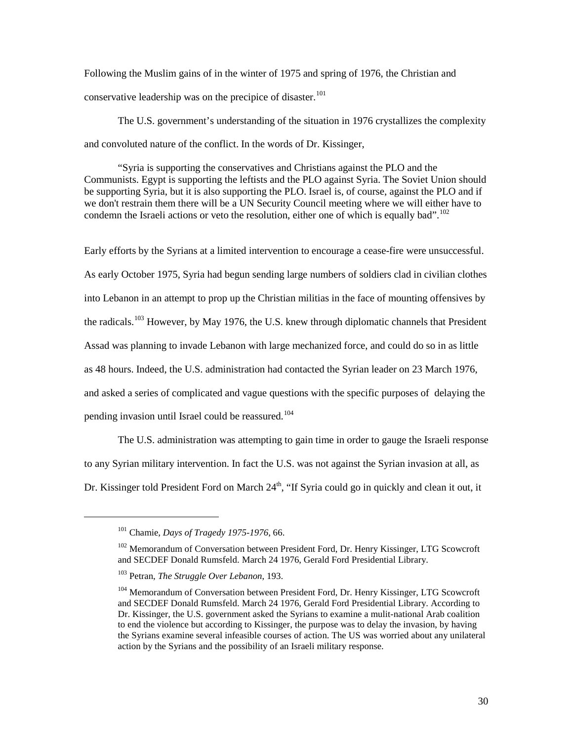Following the Muslim gains of in the winter of 1975 and spring of 1976, the Christian and conservative leadership was on the precipice of disaster.[101]

The U.S. government's understanding of the situation in 1976 crystallizes the complexity and convoluted nature of the conflict. In the words of Dr. Kissinger,

> "Syria is supporting the conservatives and Christians against the PLO and the Communists. Egypt is supporting the leftists and the PLO against Syria. The Soviet Union should be supporting Syria, but it is also supporting the PLO. Israel is, of course, against the PLO and if we don't restrain them there will be a UN Security Council meeting where we will either have to condemn the Israeli actions or veto the resolution, either one of which is equally bad".[102]

Early efforts by the Syrians at a limited intervention to encourage a cease-fire were unsuccessful. As early October 1975, Syria had begun sending large numbers of soldiers clad in civilian clothes into Lebanon in an attempt to prop up the Christian militias in the face of mounting offensives by the radicals.[103] However, by May 1976, the U.S. knew through diplomatic channels that President Assad was planning to invade Lebanon with large mechanized force, and could do so in as little as 48 hours. Indeed, the U.S. administration had contacted the Syrian leader on 23 March 1976, and asked a series of complicated and vague questions with the specific purposes of delaying the pending invasion until Israel could be reassured.[104]

The U.S. administration was attempting to gain time in order to gauge the Israeli response to any Syrian military intervention. In fact the U.S. was not against the Syrian invasion at all, as Dr. Kissinger told President Ford on March 24th, "If Syria could go in quickly and clean it out, it

---

[101] Chamie, *Days of Tragedy 1975-1976*, 66.

[102] Memorandum of Conversation between President Ford, Dr. Henry Kissinger, LTG Scowcroft and SECDEF Donald Rumsfeld. March 24 1976, Gerald Ford Presidential Library.

[103] Petran, *The Struggle Over Lebanon*, 193.

[104] Memorandum of Conversation between President Ford, Dr. Henry Kissinger, LTG Scowcroft and SECDEF Donald Rumsfeld. March 24 1976, Gerald Ford Presidential Library. According to Dr. Kissinger, the U.S. government asked the Syrians to examine a mulit-national Arab coalition to end the violence but according to Kissinger, the purpose was to delay the invasion, by having the Syrians examine several infeasible courses of action. The US was worried about any unilateral action by the Syrians and the possibility of an Israeli military response.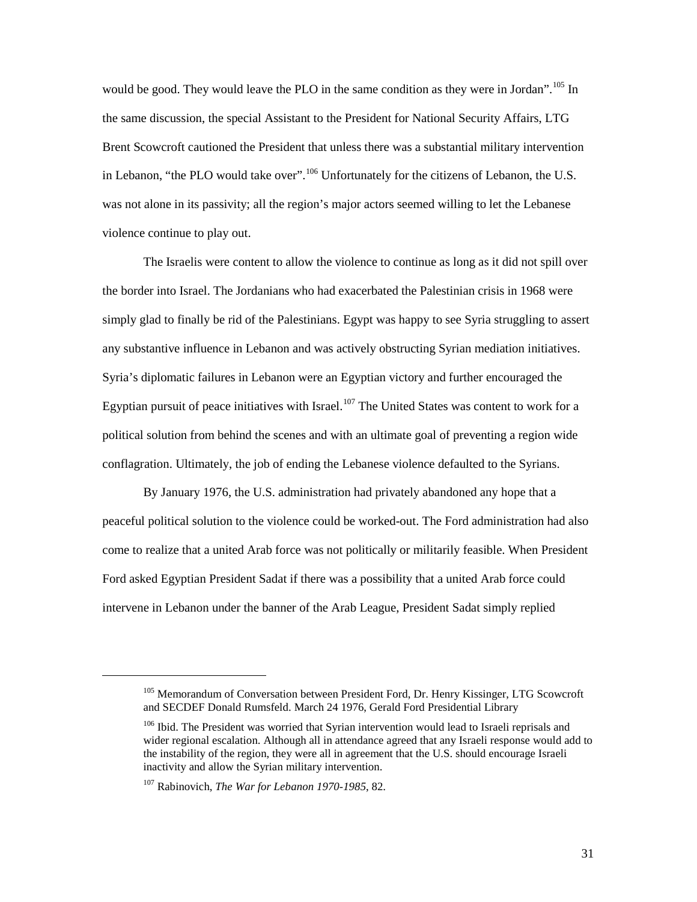would be good. They would leave the PLO in the same condition as they were in Jordan".[105] In the same discussion, the special Assistant to the President for National Security Affairs, LTG Brent Scowcroft cautioned the President that unless there was a substantial military intervention in Lebanon, "the PLO would take over".[106] Unfortunately for the citizens of Lebanon, the U.S. was not alone in its passivity; all the region's major actors seemed willing to let the Lebanese violence continue to play out.

The Israelis were content to allow the violence to continue as long as it did not spill over the border into Israel. The Jordanians who had exacerbated the Palestinian crisis in 1968 were simply glad to finally be rid of the Palestinians. Egypt was happy to see Syria struggling to assert any substantive influence in Lebanon and was actively obstructing Syrian mediation initiatives. Syria's diplomatic failures in Lebanon were an Egyptian victory and further encouraged the Egyptian pursuit of peace initiatives with Israel.[107] The United States was content to work for a political solution from behind the scenes and with an ultimate goal of preventing a region wide conflagration. Ultimately, the job of ending the Lebanese violence defaulted to the Syrians.

By January 1976, the U.S. administration had privately abandoned any hope that a peaceful political solution to the violence could be worked-out. The Ford administration had also come to realize that a united Arab force was not politically or militarily feasible. When President Ford asked Egyptian President Sadat if there was a possibility that a united Arab force could intervene in Lebanon under the banner of the Arab League, President Sadat simply replied

---

[105] Memorandum of Conversation between President Ford, Dr. Henry Kissinger, LTG Scowcroft and SECDEF Donald Rumsfeld. March 24 1976, Gerald Ford Presidential Library

[106] Ibid. The President was worried that Syrian intervention would lead to Israeli reprisals and wider regional escalation. Although all in attendance agreed that any Israeli response would add to the instability of the region, they were all in agreement that the U.S. should encourage Israeli inactivity and allow the Syrian military intervention.

[107] Rabinovich, *The War for Lebanon 1970-1985*, 82.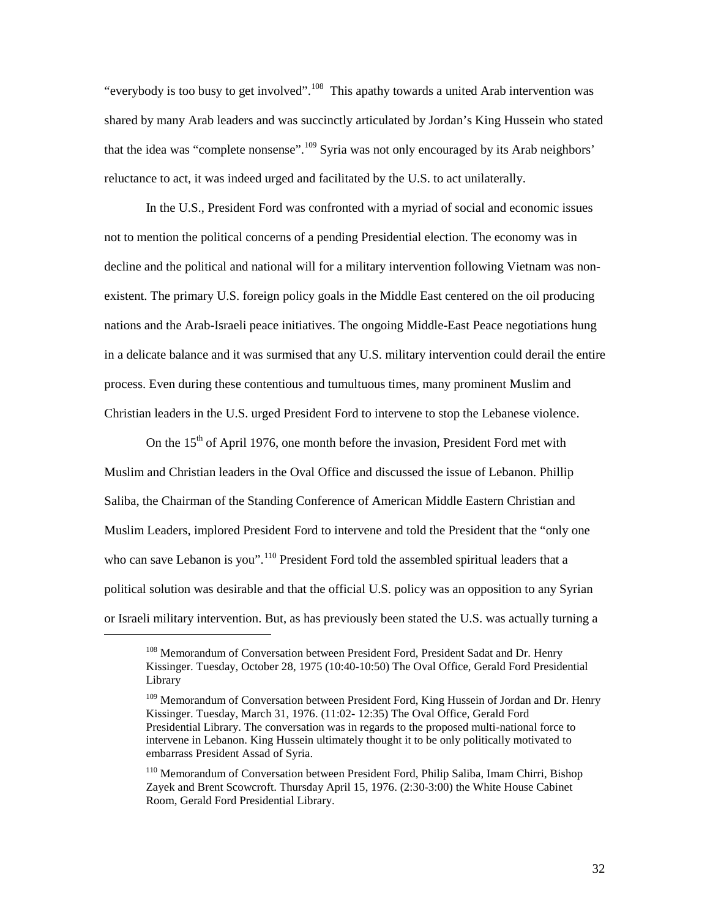"everybody is too busy to get involved".[108] This apathy towards a united Arab intervention was shared by many Arab leaders and was succinctly articulated by Jordan's King Hussein who stated that the idea was "complete nonsense".[109] Syria was not only encouraged by its Arab neighbors' reluctance to act, it was indeed urged and facilitated by the U.S. to act unilaterally.

In the U.S., President Ford was confronted with a myriad of social and economic issues not to mention the political concerns of a pending Presidential election. The economy was in decline and the political and national will for a military intervention following Vietnam was non-existent. The primary U.S. foreign policy goals in the Middle East centered on the oil producing nations and the Arab-Israeli peace initiatives. The ongoing Middle-East Peace negotiations hung in a delicate balance and it was surmised that any U.S. military intervention could derail the entire process. Even during these contentious and tumultuous times, many prominent Muslim and Christian leaders in the U.S. urged President Ford to intervene to stop the Lebanese violence.

On the 15th of April 1976, one month before the invasion, President Ford met with Muslim and Christian leaders in the Oval Office and discussed the issue of Lebanon. Phillip Saliba, the Chairman of the Standing Conference of American Middle Eastern Christian and Muslim Leaders, implored President Ford to intervene and told the President that the "only one who can save Lebanon is you".[110] President Ford told the assembled spiritual leaders that a political solution was desirable and that the official U.S. policy was an opposition to any Syrian or Israeli military intervention. But, as has previously been stated the U.S. was actually turning a

---

[108] Memorandum of Conversation between President Ford, President Sadat and Dr. Henry Kissinger. Tuesday, October 28, 1975 (10:40-10:50) The Oval Office, Gerald Ford Presidential Library

[109] Memorandum of Conversation between President Ford, King Hussein of Jordan and Dr. Henry Kissinger. Tuesday, March 31, 1976. (11:02- 12:35) The Oval Office, Gerald Ford Presidential Library. The conversation was in regards to the proposed multi-national force to intervene in Lebanon. King Hussein ultimately thought it to be only politically motivated to embarrass President Assad of Syria.

[110] Memorandum of Conversation between President Ford, Philip Saliba, Imam Chirri, Bishop Zayek and Brent Scowcroft. Thursday April 15, 1976. (2:30-3:00) the White House Cabinet Room, Gerald Ford Presidential Library.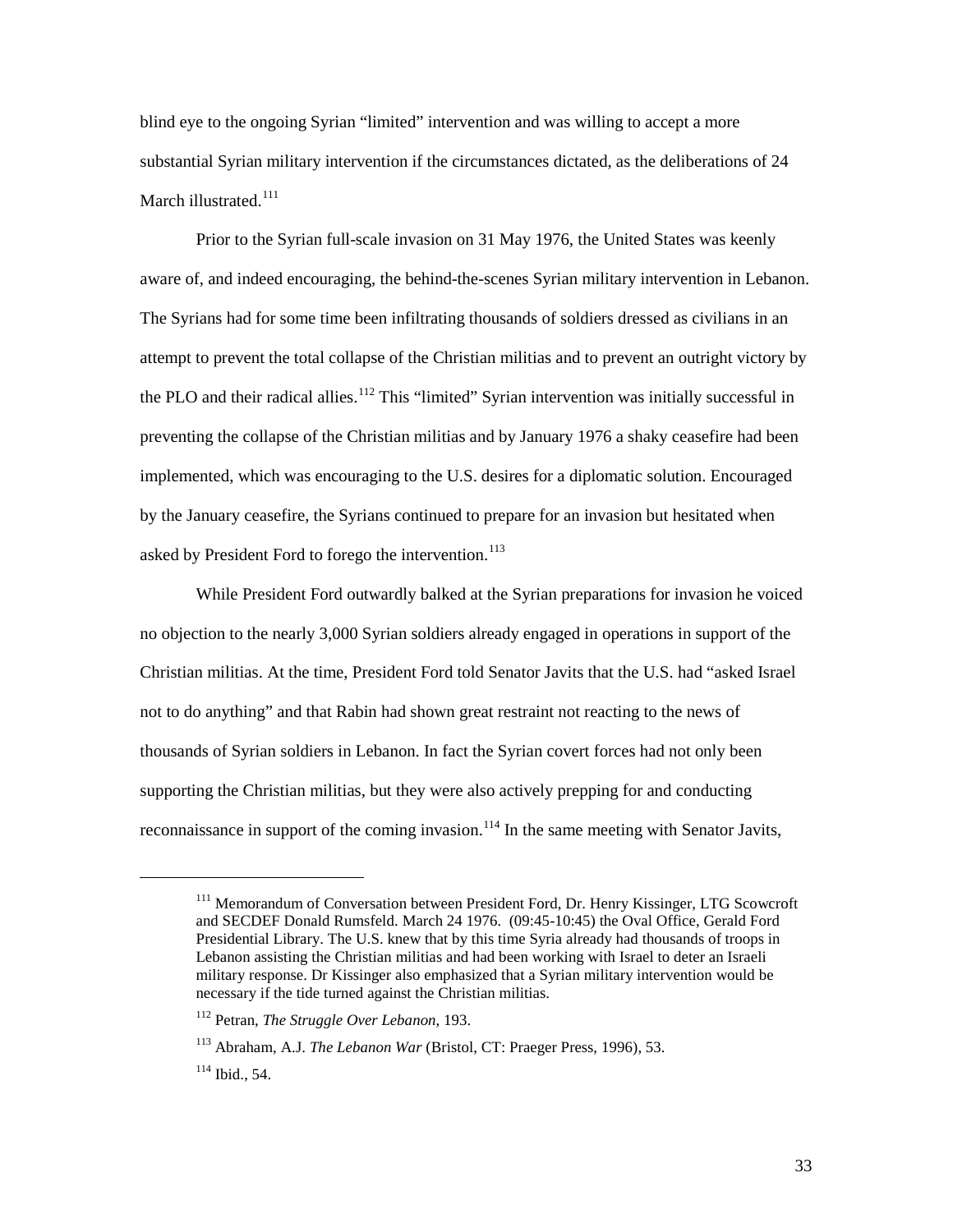blind eye to the ongoing Syrian "limited" intervention and was willing to accept a more substantial Syrian military intervention if the circumstances dictated, as the deliberations of 24 March illustrated.[111]

Prior to the Syrian full-scale invasion on 31 May 1976, the United States was keenly aware of, and indeed encouraging, the behind-the-scenes Syrian military intervention in Lebanon. The Syrians had for some time been infiltrating thousands of soldiers dressed as civilians in an attempt to prevent the total collapse of the Christian militias and to prevent an outright victory by the PLO and their radical allies.[112] This "limited" Syrian intervention was initially successful in preventing the collapse of the Christian militias and by January 1976 a shaky ceasefire had been implemented, which was encouraging to the U.S. desires for a diplomatic solution. Encouraged by the January ceasefire, the Syrians continued to prepare for an invasion but hesitated when asked by President Ford to forego the intervention.[113]

While President Ford outwardly balked at the Syrian preparations for invasion he voiced no objection to the nearly 3,000 Syrian soldiers already engaged in operations in support of the Christian militias. At the time, President Ford told Senator Javits that the U.S. had "asked Israel not to do anything" and that Rabin had shown great restraint not reacting to the news of thousands of Syrian soldiers in Lebanon. In fact the Syrian covert forces had not only been supporting the Christian militias, but they were also actively prepping for and conducting reconnaissance in support of the coming invasion.[114] In the same meeting with Senator Javits,

---

[111] Memorandum of Conversation between President Ford, Dr. Henry Kissinger, LTG Scowcroft and SECDEF Donald Rumsfeld. March 24 1976. (09:45-10:45) the Oval Office, Gerald Ford Presidential Library. The U.S. knew that by this time Syria already had thousands of troops in Lebanon assisting the Christian militias and had been working with Israel to deter an Israeli military response. Dr Kissinger also emphasized that a Syrian military intervention would be necessary if the tide turned against the Christian militias.

[112] Petran, *The Struggle Over Lebanon*, 193.

[113] Abraham, A.J. *The Lebanon War* (Bristol, CT: Praeger Press, 1996), 53.

[114] Ibid., 54.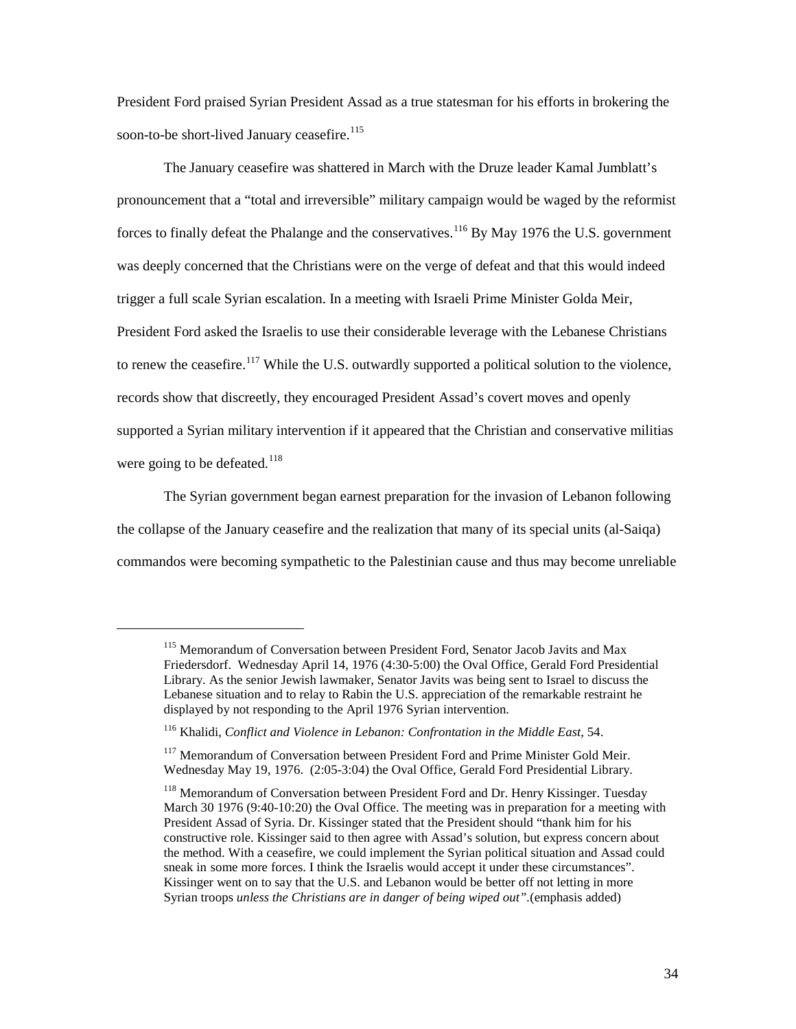President Ford praised Syrian President Assad as a true statesman for his efforts in brokering the soon-to-be short-lived January ceasefire.[115]

The January ceasefire was shattered in March with the Druze leader Kamal Jumblatt's pronouncement that a "total and irreversible" military campaign would be waged by the reformist forces to finally defeat the Phalange and the conservatives.[116] By May 1976 the U.S. government was deeply concerned that the Christians were on the verge of defeat and that this would indeed trigger a full scale Syrian escalation. In a meeting with Israeli Prime Minister Golda Meir, President Ford asked the Israelis to use their considerable leverage with the Lebanese Christians to renew the ceasefire.[117] While the U.S. outwardly supported a political solution to the violence, records show that discreetly, they encouraged President Assad's covert moves and openly supported a Syrian military intervention if it appeared that the Christian and conservative militias were going to be defeated.[118]

The Syrian government began earnest preparation for the invasion of Lebanon following the collapse of the January ceasefire and the realization that many of its special units (al-Saiqa) commandos were becoming sympathetic to the Palestinian cause and thus may become unreliable

---

[115] Memorandum of Conversation between President Ford, Senator Jacob Javits and Max Friedersdorf. Wednesday April 14, 1976 (4:30-5:00) the Oval Office, Gerald Ford Presidential Library. As the senior Jewish lawmaker, Senator Javits was being sent to Israel to discuss the Lebanese situation and to relay to Rabin the U.S. appreciation of the remarkable restraint he displayed by not responding to the April 1976 Syrian intervention.

[116] Khalidi, *Conflict and Violence in Lebanon: Confrontation in the Middle East*, 54.

[117] Memorandum of Conversation between President Ford and Prime Minister Gold Meir. Wednesday May 19, 1976. (2:05-3:04) the Oval Office, Gerald Ford Presidential Library.

[118] Memorandum of Conversation between President Ford and Dr. Henry Kissinger. Tuesday March 30 1976 (9:40-10:20) the Oval Office. The meeting was in preparation for a meeting with President Assad of Syria. Dr. Kissinger stated that the President should "thank him for his constructive role. Kissinger said to then agree with Assad's solution, but express concern about the method. With a ceasefire, we could implement the Syrian political situation and Assad could sneak in some more forces. I think the Israelis would accept it under these circumstances". Kissinger went on to say that the U.S. and Lebanon would be better off not letting in more Syrian troops *unless the Christians are in danger of being wiped out".*(emphasis added)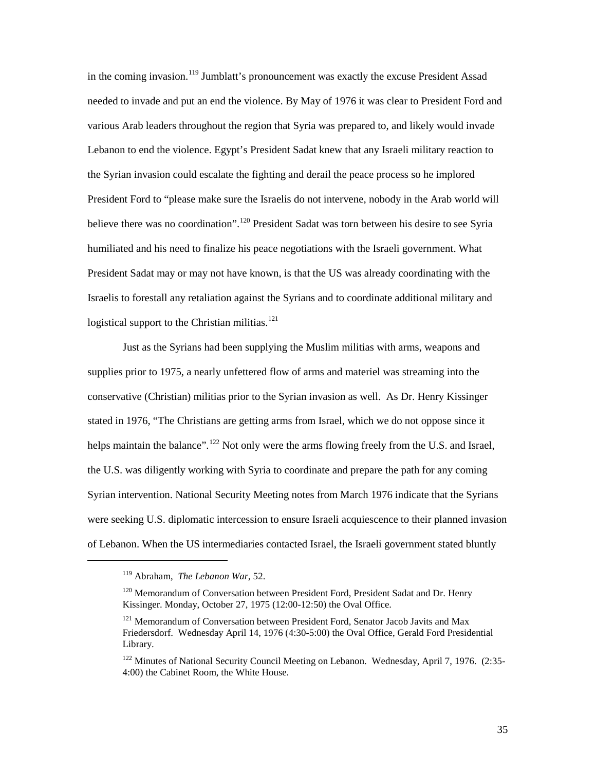in the coming invasion.[119] Jumblatt's pronouncement was exactly the excuse President Assad needed to invade and put an end the violence. By May of 1976 it was clear to President Ford and various Arab leaders throughout the region that Syria was prepared to, and likely would invade Lebanon to end the violence. Egypt's President Sadat knew that any Israeli military reaction to the Syrian invasion could escalate the fighting and derail the peace process so he implored President Ford to "please make sure the Israelis do not intervene, nobody in the Arab world will believe there was no coordination".[120] President Sadat was torn between his desire to see Syria humiliated and his need to finalize his peace negotiations with the Israeli government. What President Sadat may or may not have known, is that the US was already coordinating with the Israelis to forestall any retaliation against the Syrians and to coordinate additional military and logistical support to the Christian militias.[121]

Just as the Syrians had been supplying the Muslim militias with arms, weapons and supplies prior to 1975, a nearly unfettered flow of arms and materiel was streaming into the conservative (Christian) militias prior to the Syrian invasion as well. As Dr. Henry Kissinger stated in 1976, "The Christians are getting arms from Israel, which we do not oppose since it helps maintain the balance".[122] Not only were the arms flowing freely from the U.S. and Israel, the U.S. was diligently working with Syria to coordinate and prepare the path for any coming Syrian intervention. National Security Meeting notes from March 1976 indicate that the Syrians were seeking U.S. diplomatic intercession to ensure Israeli acquiescence to their planned invasion of Lebanon. When the US intermediaries contacted Israel, the Israeli government stated bluntly

---

[119] Abraham, *The Lebanon War*, 52.

[120] Memorandum of Conversation between President Ford, President Sadat and Dr. Henry Kissinger. Monday, October 27, 1975 (12:00-12:50) the Oval Office.

[121] Memorandum of Conversation between President Ford, Senator Jacob Javits and Max Friedersdorf. Wednesday April 14, 1976 (4:30-5:00) the Oval Office, Gerald Ford Presidential Library.

[122] Minutes of National Security Council Meeting on Lebanon. Wednesday, April 7, 1976. (2:35-4:00) the Cabinet Room, the White House.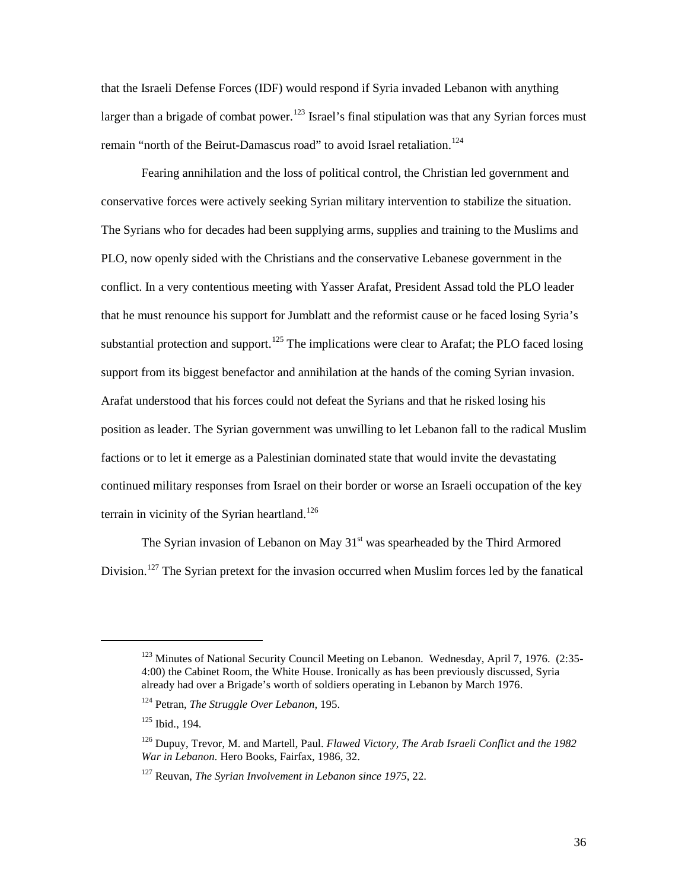that the Israeli Defense Forces (IDF) would respond if Syria invaded Lebanon with anything larger than a brigade of combat power.[123] Israel's final stipulation was that any Syrian forces must remain "north of the Beirut-Damascus road" to avoid Israel retaliation.[124]

Fearing annihilation and the loss of political control, the Christian led government and conservative forces were actively seeking Syrian military intervention to stabilize the situation. The Syrians who for decades had been supplying arms, supplies and training to the Muslims and PLO, now openly sided with the Christians and the conservative Lebanese government in the conflict. In a very contentious meeting with Yasser Arafat, President Assad told the PLO leader that he must renounce his support for Jumblatt and the reformist cause or he faced losing Syria's substantial protection and support.[125] The implications were clear to Arafat; the PLO faced losing support from its biggest benefactor and annihilation at the hands of the coming Syrian invasion. Arafat understood that his forces could not defeat the Syrians and that he risked losing his position as leader. The Syrian government was unwilling to let Lebanon fall to the radical Muslim factions or to let it emerge as a Palestinian dominated state that would invite the devastating continued military responses from Israel on their border or worse an Israeli occupation of the key terrain in vicinity of the Syrian heartland.[126]

The Syrian invasion of Lebanon on May 31st was spearheaded by the Third Armored Division.[127] The Syrian pretext for the invasion occurred when Muslim forces led by the fanatical

---

[123] Minutes of National Security Council Meeting on Lebanon. Wednesday, April 7, 1976. (2:35-4:00) the Cabinet Room, the White House. Ironically as has been previously discussed, Syria already had over a Brigade's worth of soldiers operating in Lebanon by March 1976.

[124] Petran, *The Struggle Over Lebanon,* 195.

[125] Ibid., 194.

[126] Dupuy, Trevor, M. and Martell, Paul. *Flawed Victory, The Arab Israeli Conflict and the 1982 War in Lebanon.* Hero Books, Fairfax, 1986, 32.

[127] Reuvan, *The Syrian Involvement in Lebanon since 1975,* 22.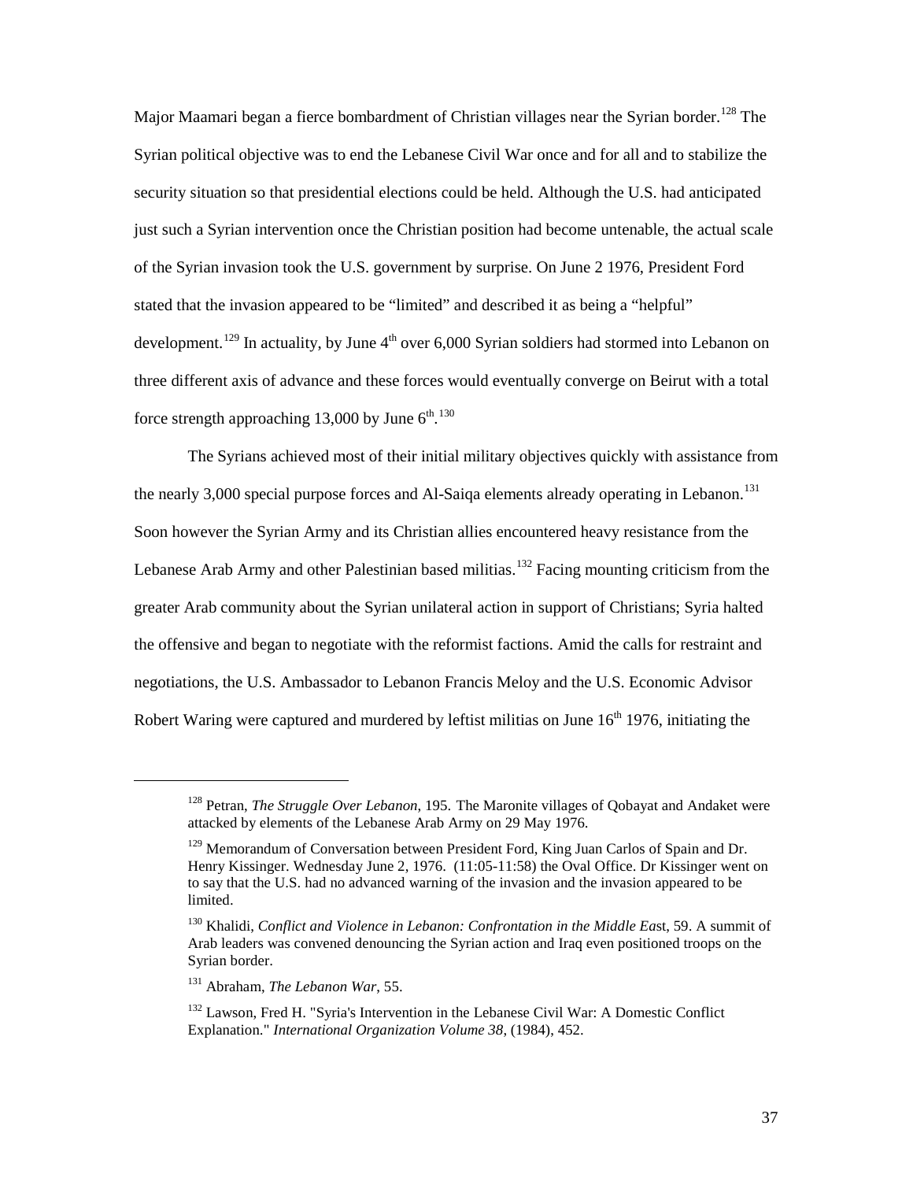Major Maamari began a fierce bombardment of Christian villages near the Syrian border.[128] The Syrian political objective was to end the Lebanese Civil War once and for all and to stabilize the security situation so that presidential elections could be held. Although the U.S. had anticipated just such a Syrian intervention once the Christian position had become untenable, the actual scale of the Syrian invasion took the U.S. government by surprise. On June 2 1976, President Ford stated that the invasion appeared to be "limited" and described it as being a "helpful" development.[129] In actuality, by June 4th over 6,000 Syrian soldiers had stormed into Lebanon on three different axis of advance and these forces would eventually converge on Beirut with a total force strength approaching 13,000 by June 6th.[130]

The Syrians achieved most of their initial military objectives quickly with assistance from the nearly 3,000 special purpose forces and Al-Saiqa elements already operating in Lebanon.[131] Soon however the Syrian Army and its Christian allies encountered heavy resistance from the Lebanese Arab Army and other Palestinian based militias.[132] Facing mounting criticism from the greater Arab community about the Syrian unilateral action in support of Christians; Syria halted the offensive and began to negotiate with the reformist factions. Amid the calls for restraint and negotiations, the U.S. Ambassador to Lebanon Francis Meloy and the U.S. Economic Advisor Robert Waring were captured and murdered by leftist militias on June 16th 1976, initiating the

---

[128] Petran, *The Struggle Over Lebanon*, 195. The Maronite villages of Qobayat and Andaket were attacked by elements of the Lebanese Arab Army on 29 May 1976.

[129] Memorandum of Conversation between President Ford, King Juan Carlos of Spain and Dr. Henry Kissinger. Wednesday June 2, 1976. (11:05-11:58) the Oval Office. Dr Kissinger went on to say that the U.S. had no advanced warning of the invasion and the invasion appeared to be limited.

[130] Khalidi, *Conflict and Violence in Lebanon: Confrontation in the Middle Ea*st, 59. A summit of Arab leaders was convened denouncing the Syrian action and Iraq even positioned troops on the Syrian border.

[131] Abraham, *The Lebanon War*, 55.

[132] Lawson, Fred H. "Syria's Intervention in the Lebanese Civil War: A Domestic Conflict Explanation." *International Organization Volume 38*, (1984), 452.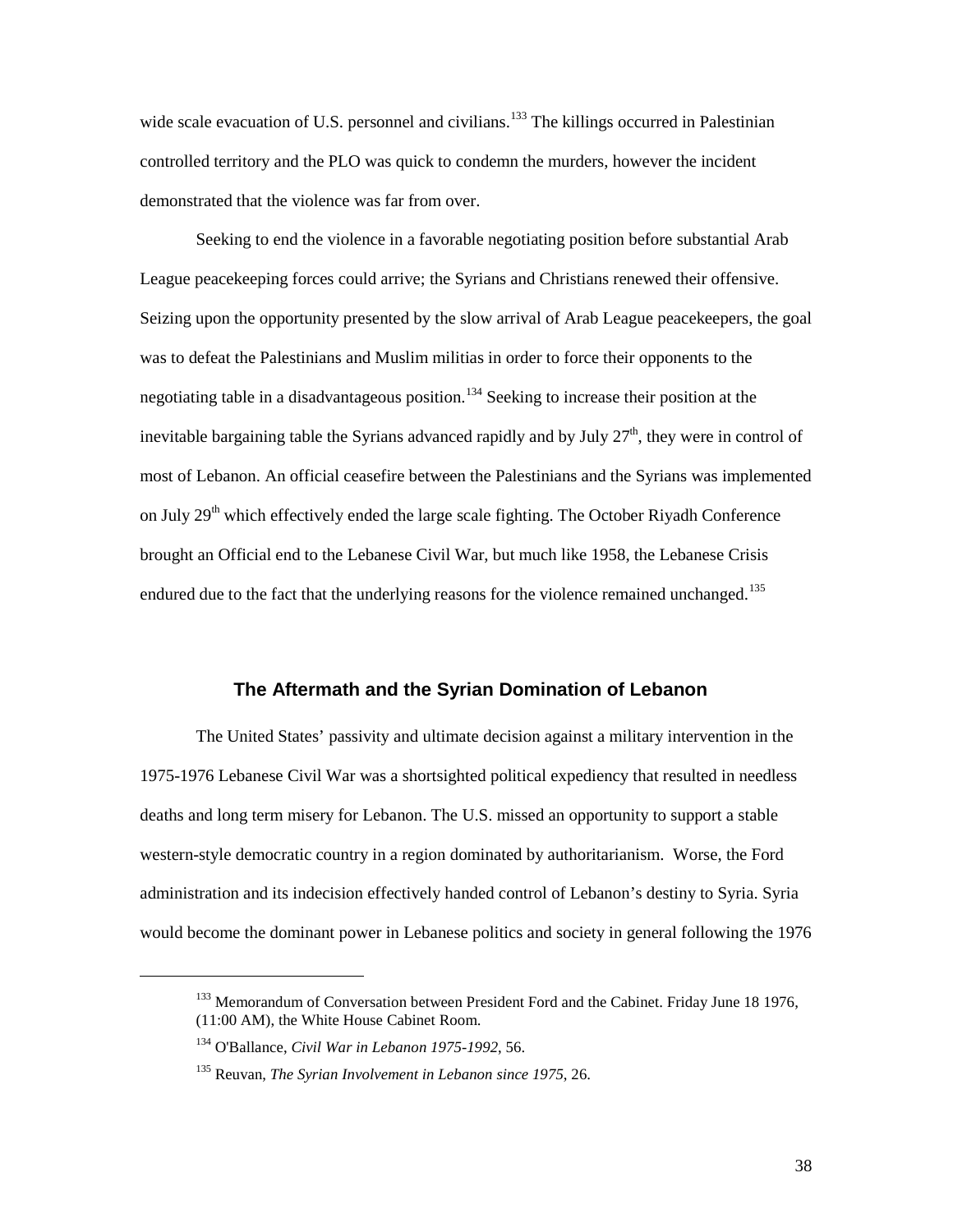wide scale evacuation of U.S. personnel and civilians.[133] The killings occurred in Palestinian controlled territory and the PLO was quick to condemn the murders, however the incident demonstrated that the violence was far from over.

Seeking to end the violence in a favorable negotiating position before substantial Arab League peacekeeping forces could arrive; the Syrians and Christians renewed their offensive. Seizing upon the opportunity presented by the slow arrival of Arab League peacekeepers, the goal was to defeat the Palestinians and Muslim militias in order to force their opponents to the negotiating table in a disadvantageous position.[134] Seeking to increase their position at the inevitable bargaining table the Syrians advanced rapidly and by July 27th, they were in control of most of Lebanon. An official ceasefire between the Palestinians and the Syrians was implemented on July 29th which effectively ended the large scale fighting. The October Riyadh Conference brought an Official end to the Lebanese Civil War, but much like 1958, the Lebanese Crisis endured due to the fact that the underlying reasons for the violence remained unchanged.[135]

## The Aftermath and the Syrian Domination of Lebanon

The United States' passivity and ultimate decision against a military intervention in the 1975-1976 Lebanese Civil War was a shortsighted political expediency that resulted in needless deaths and long term misery for Lebanon. The U.S. missed an opportunity to support a stable western-style democratic country in a region dominated by authoritarianism. Worse, the Ford administration and its indecision effectively handed control of Lebanon's destiny to Syria. Syria would become the dominant power in Lebanese politics and society in general following the 1976

---

[133] Memorandum of Conversation between President Ford and the Cabinet. Friday June 18 1976, (11:00 AM), the White House Cabinet Room.

[134] O'Ballance, *Civil War in Lebanon 1975-1992*, 56.

[135] Reuvan, *The Syrian Involvement in Lebanon since 1975*, 26.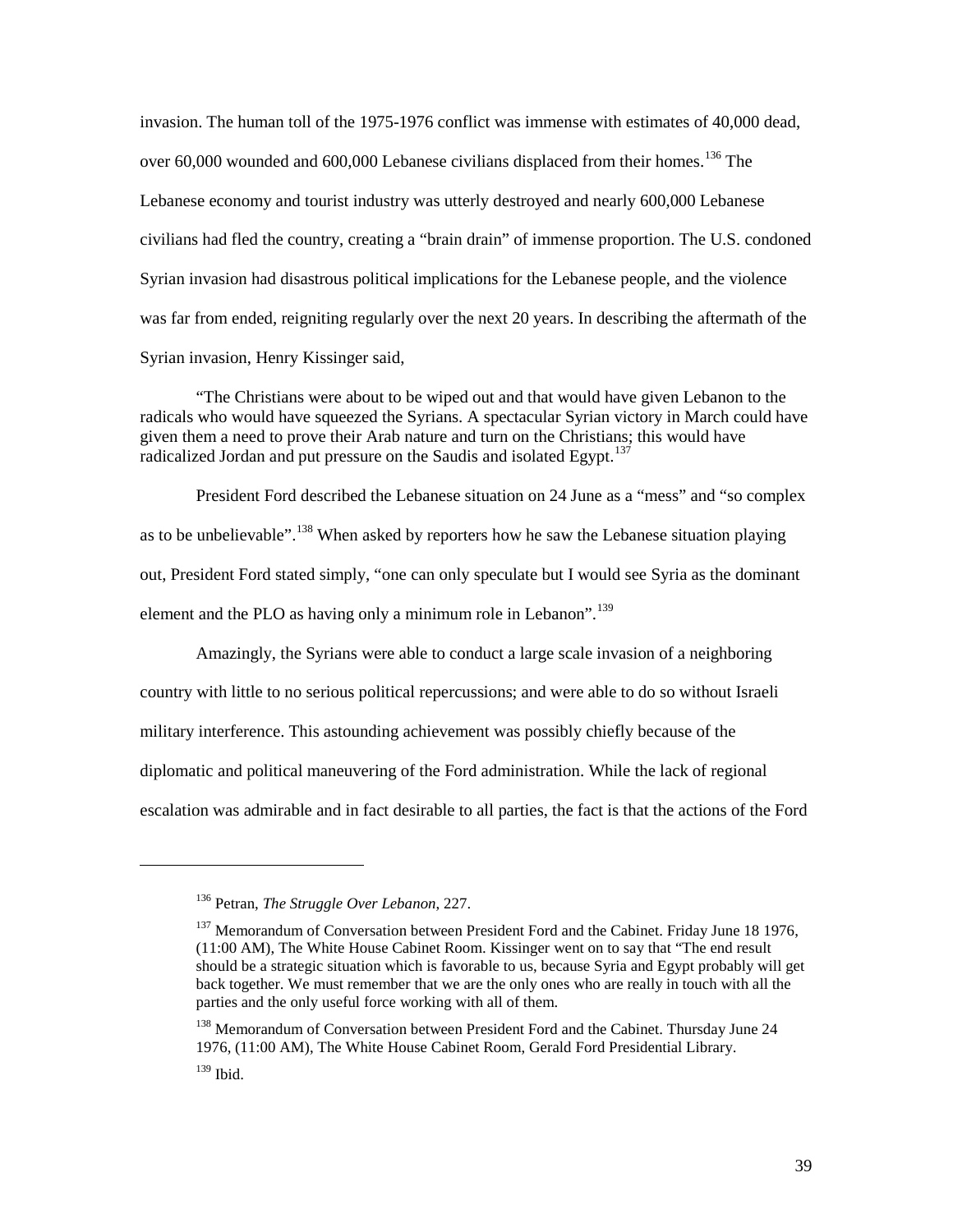invasion. The human toll of the 1975-1976 conflict was immense with estimates of 40,000 dead, over 60,000 wounded and 600,000 Lebanese civilians displaced from their homes.[136] The Lebanese economy and tourist industry was utterly destroyed and nearly 600,000 Lebanese civilians had fled the country, creating a "brain drain" of immense proportion. The U.S. condoned Syrian invasion had disastrous political implications for the Lebanese people, and the violence was far from ended, reigniting regularly over the next 20 years. In describing the aftermath of the Syrian invasion, Henry Kissinger said,

> "The Christians were about to be wiped out and that would have given Lebanon to the radicals who would have squeezed the Syrians. A spectacular Syrian victory in March could have given them a need to prove their Arab nature and turn on the Christians; this would have radicalized Jordan and put pressure on the Saudis and isolated Egypt.[137]

President Ford described the Lebanese situation on 24 June as a "mess" and "so complex as to be unbelievable".[138] When asked by reporters how he saw the Lebanese situation playing out, President Ford stated simply, "one can only speculate but I would see Syria as the dominant element and the PLO as having only a minimum role in Lebanon".[139]

Amazingly, the Syrians were able to conduct a large scale invasion of a neighboring country with little to no serious political repercussions; and were able to do so without Israeli military interference. This astounding achievement was possibly chiefly because of the diplomatic and political maneuvering of the Ford administration. While the lack of regional escalation was admirable and in fact desirable to all parties, the fact is that the actions of the Ford

---

[136] Petran, *The Struggle Over Lebanon*, 227.

[137] Memorandum of Conversation between President Ford and the Cabinet. Friday June 18 1976, (11:00 AM), The White House Cabinet Room. Kissinger went on to say that "The end result should be a strategic situation which is favorable to us, because Syria and Egypt probably will get back together. We must remember that we are the only ones who are really in touch with all the parties and the only useful force working with all of them.

[138] Memorandum of Conversation between President Ford and the Cabinet. Thursday June 24 1976, (11:00 AM), The White House Cabinet Room, Gerald Ford Presidential Library.

[139] Ibid.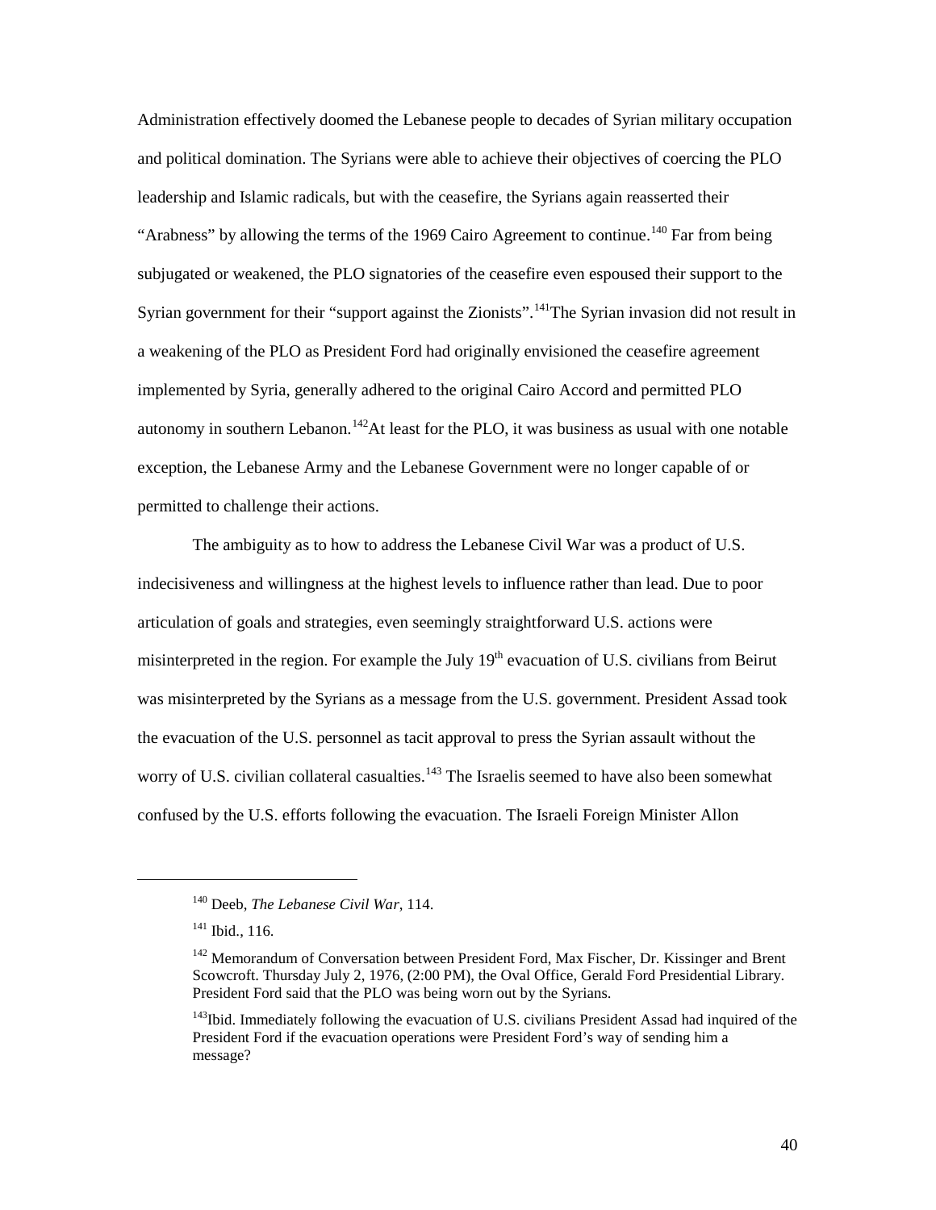Administration effectively doomed the Lebanese people to decades of Syrian military occupation and political domination. The Syrians were able to achieve their objectives of coercing the PLO leadership and Islamic radicals, but with the ceasefire, the Syrians again reasserted their "Arabness" by allowing the terms of the 1969 Cairo Agreement to continue.[140] Far from being subjugated or weakened, the PLO signatories of the ceasefire even espoused their support to the Syrian government for their "support against the Zionists".[141]The Syrian invasion did not result in a weakening of the PLO as President Ford had originally envisioned the ceasefire agreement implemented by Syria, generally adhered to the original Cairo Accord and permitted PLO autonomy in southern Lebanon.[142]At least for the PLO, it was business as usual with one notable exception, the Lebanese Army and the Lebanese Government were no longer capable of or permitted to challenge their actions.

The ambiguity as to how to address the Lebanese Civil War was a product of U.S. indecisiveness and willingness at the highest levels to influence rather than lead. Due to poor articulation of goals and strategies, even seemingly straightforward U.S. actions were misinterpreted in the region. For example the July 19th evacuation of U.S. civilians from Beirut was misinterpreted by the Syrians as a message from the U.S. government. President Assad took the evacuation of the U.S. personnel as tacit approval to press the Syrian assault without the worry of U.S. civilian collateral casualties.[143] The Israelis seemed to have also been somewhat confused by the U.S. efforts following the evacuation. The Israeli Foreign Minister Allon

---

[140] Deeb, *The Lebanese Civil War*, 114.

[141] Ibid., 116.

[142] Memorandum of Conversation between President Ford, Max Fischer, Dr. Kissinger and Brent Scowcroft. Thursday July 2, 1976, (2:00 PM), the Oval Office, Gerald Ford Presidential Library. President Ford said that the PLO was being worn out by the Syrians.

[143]Ibid. Immediately following the evacuation of U.S. civilians President Assad had inquired of the President Ford if the evacuation operations were President Ford's way of sending him a message?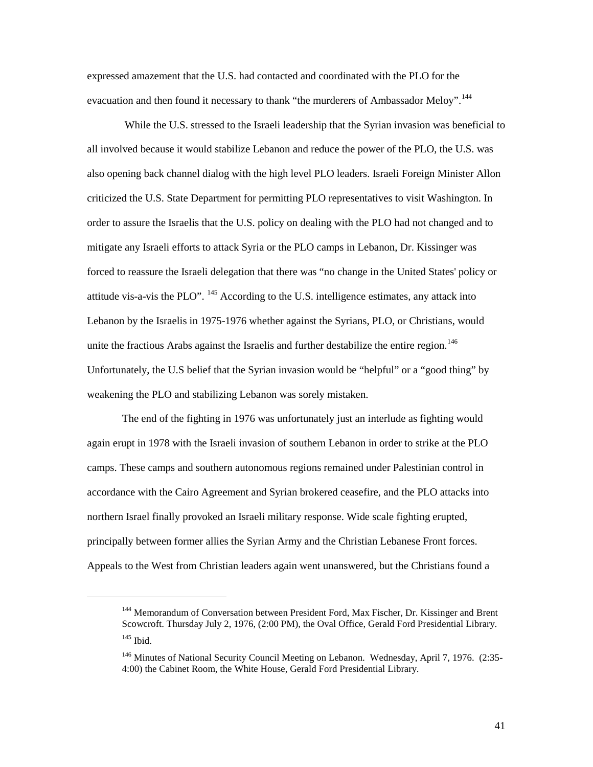expressed amazement that the U.S. had contacted and coordinated with the PLO for the evacuation and then found it necessary to thank "the murderers of Ambassador Meloy".[144]

While the U.S. stressed to the Israeli leadership that the Syrian invasion was beneficial to all involved because it would stabilize Lebanon and reduce the power of the PLO, the U.S. was also opening back channel dialog with the high level PLO leaders. Israeli Foreign Minister Allon criticized the U.S. State Department for permitting PLO representatives to visit Washington. In order to assure the Israelis that the U.S. policy on dealing with the PLO had not changed and to mitigate any Israeli efforts to attack Syria or the PLO camps in Lebanon, Dr. Kissinger was forced to reassure the Israeli delegation that there was "no change in the United States' policy or attitude vis-a-vis the PLO". [145] According to the U.S. intelligence estimates, any attack into Lebanon by the Israelis in 1975-1976 whether against the Syrians, PLO, or Christians, would unite the fractious Arabs against the Israelis and further destabilize the entire region.[146] Unfortunately, the U.S belief that the Syrian invasion would be "helpful" or a "good thing" by weakening the PLO and stabilizing Lebanon was sorely mistaken.

The end of the fighting in 1976 was unfortunately just an interlude as fighting would again erupt in 1978 with the Israeli invasion of southern Lebanon in order to strike at the PLO camps. These camps and southern autonomous regions remained under Palestinian control in accordance with the Cairo Agreement and Syrian brokered ceasefire, and the PLO attacks into northern Israel finally provoked an Israeli military response. Wide scale fighting erupted, principally between former allies the Syrian Army and the Christian Lebanese Front forces. Appeals to the West from Christian leaders again went unanswered, but the Christians found a

---

[144] Memorandum of Conversation between President Ford, Max Fischer, Dr. Kissinger and Brent Scowcroft. Thursday July 2, 1976, (2:00 PM), the Oval Office, Gerald Ford Presidential Library.

[145] Ibid.

[146] Minutes of National Security Council Meeting on Lebanon. Wednesday, April 7, 1976. (2:35-4:00) the Cabinet Room, the White House, Gerald Ford Presidential Library.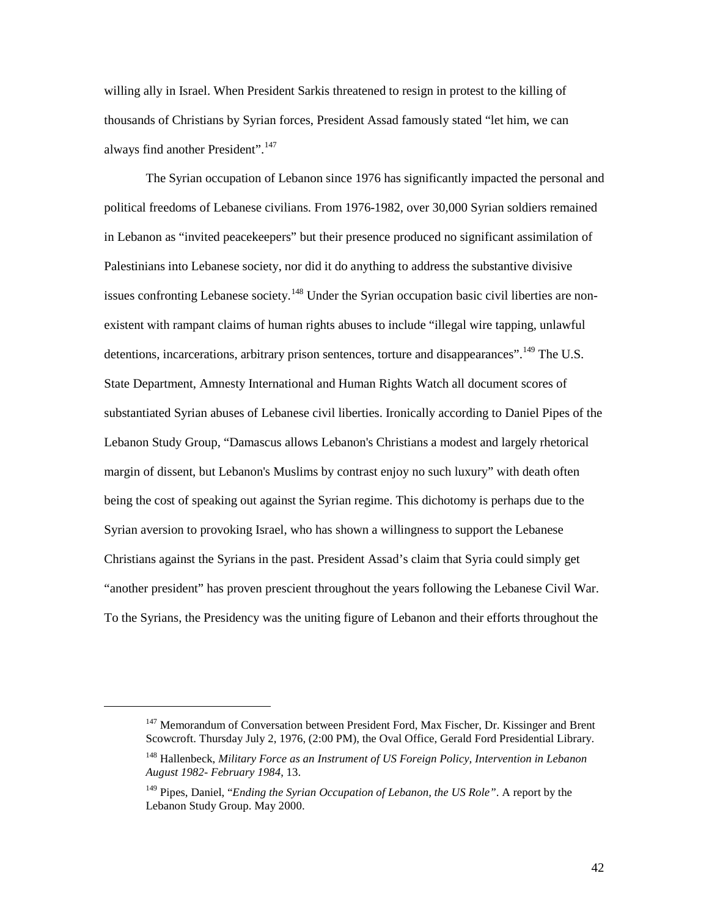willing ally in Israel. When President Sarkis threatened to resign in protest to the killing of thousands of Christians by Syrian forces, President Assad famously stated "let him, we can always find another President".[147]

The Syrian occupation of Lebanon since 1976 has significantly impacted the personal and political freedoms of Lebanese civilians. From 1976-1982, over 30,000 Syrian soldiers remained in Lebanon as "invited peacekeepers" but their presence produced no significant assimilation of Palestinians into Lebanese society, nor did it do anything to address the substantive divisive issues confronting Lebanese society.[148] Under the Syrian occupation basic civil liberties are non-existent with rampant claims of human rights abuses to include "illegal wire tapping, unlawful detentions, incarcerations, arbitrary prison sentences, torture and disappearances".[149] The U.S. State Department, Amnesty International and Human Rights Watch all document scores of substantiated Syrian abuses of Lebanese civil liberties. Ironically according to Daniel Pipes of the Lebanon Study Group, "Damascus allows Lebanon's Christians a modest and largely rhetorical margin of dissent, but Lebanon's Muslims by contrast enjoy no such luxury" with death often being the cost of speaking out against the Syrian regime. This dichotomy is perhaps due to the Syrian aversion to provoking Israel, who has shown a willingness to support the Lebanese Christians against the Syrians in the past. President Assad's claim that Syria could simply get "another president" has proven prescient throughout the years following the Lebanese Civil War. To the Syrians, the Presidency was the uniting figure of Lebanon and their efforts throughout the

---

[147] Memorandum of Conversation between President Ford, Max Fischer, Dr. Kissinger and Brent Scowcroft. Thursday July 2, 1976, (2:00 PM), the Oval Office, Gerald Ford Presidential Library.

[148] Hallenbeck, *Military Force as an Instrument of US Foreign Policy, Intervention in Lebanon August 1982- February 1984*, 13.

[149] Pipes, Daniel, "*Ending the Syrian Occupation of Lebanon, the US Role".* A report by the Lebanon Study Group. May 2000.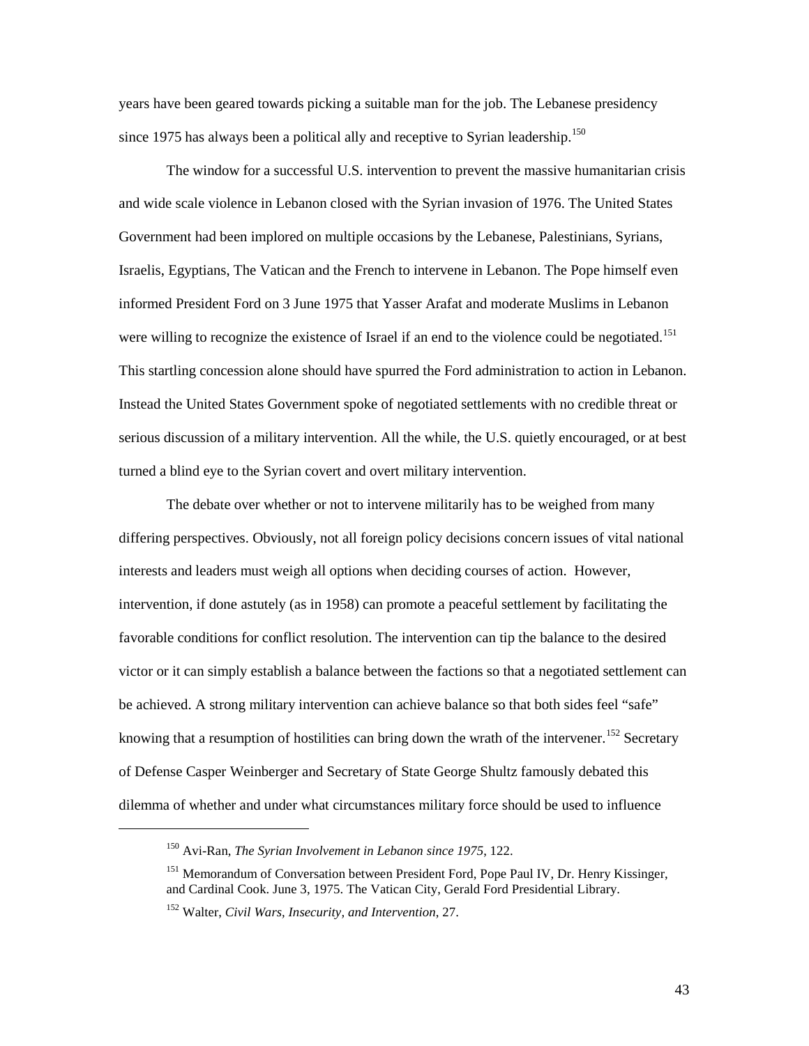years have been geared towards picking a suitable man for the job. The Lebanese presidency since 1975 has always been a political ally and receptive to Syrian leadership.[150]

The window for a successful U.S. intervention to prevent the massive humanitarian crisis and wide scale violence in Lebanon closed with the Syrian invasion of 1976. The United States Government had been implored on multiple occasions by the Lebanese, Palestinians, Syrians, Israelis, Egyptians, The Vatican and the French to intervene in Lebanon. The Pope himself even informed President Ford on 3 June 1975 that Yasser Arafat and moderate Muslims in Lebanon were willing to recognize the existence of Israel if an end to the violence could be negotiated.[151] This startling concession alone should have spurred the Ford administration to action in Lebanon. Instead the United States Government spoke of negotiated settlements with no credible threat or serious discussion of a military intervention. All the while, the U.S. quietly encouraged, or at best turned a blind eye to the Syrian covert and overt military intervention.

The debate over whether or not to intervene militarily has to be weighed from many differing perspectives. Obviously, not all foreign policy decisions concern issues of vital national interests and leaders must weigh all options when deciding courses of action. However, intervention, if done astutely (as in 1958) can promote a peaceful settlement by facilitating the favorable conditions for conflict resolution. The intervention can tip the balance to the desired victor or it can simply establish a balance between the factions so that a negotiated settlement can be achieved. A strong military intervention can achieve balance so that both sides feel "safe" knowing that a resumption of hostilities can bring down the wrath of the intervener.[152] Secretary of Defense Casper Weinberger and Secretary of State George Shultz famously debated this dilemma of whether and under what circumstances military force should be used to influence

---

[150] Avi-Ran, *The Syrian Involvement in Lebanon since 1975*, 122.

[151] Memorandum of Conversation between President Ford, Pope Paul IV, Dr. Henry Kissinger, and Cardinal Cook. June 3, 1975. The Vatican City, Gerald Ford Presidential Library.

[152] Walter, *Civil Wars, Insecurity, and Intervention*, 27.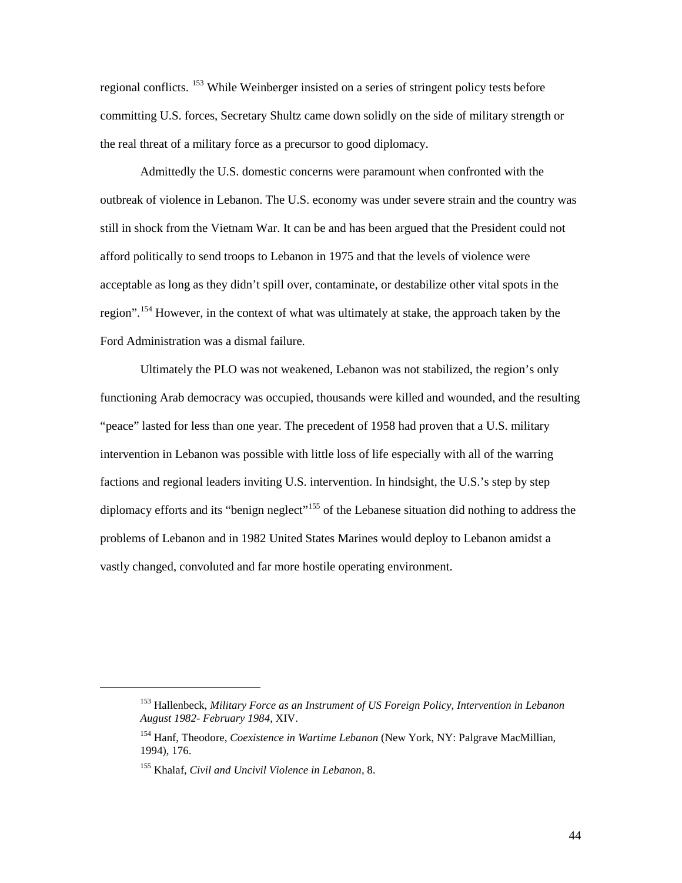regional conflicts. [153] While Weinberger insisted on a series of stringent policy tests before committing U.S. forces, Secretary Shultz came down solidly on the side of military strength or the real threat of a military force as a precursor to good diplomacy.

Admittedly the U.S. domestic concerns were paramount when confronted with the outbreak of violence in Lebanon. The U.S. economy was under severe strain and the country was still in shock from the Vietnam War. It can be and has been argued that the President could not afford politically to send troops to Lebanon in 1975 and that the levels of violence were acceptable as long as they didn't spill over, contaminate, or destabilize other vital spots in the region".[154] However, in the context of what was ultimately at stake, the approach taken by the Ford Administration was a dismal failure.

Ultimately the PLO was not weakened, Lebanon was not stabilized, the region's only functioning Arab democracy was occupied, thousands were killed and wounded, and the resulting "peace" lasted for less than one year. The precedent of 1958 had proven that a U.S. military intervention in Lebanon was possible with little loss of life especially with all of the warring factions and regional leaders inviting U.S. intervention. In hindsight, the U.S.'s step by step diplomacy efforts and its "benign neglect"[155] of the Lebanese situation did nothing to address the problems of Lebanon and in 1982 United States Marines would deploy to Lebanon amidst a vastly changed, convoluted and far more hostile operating environment.

---

[153] Hallenbeck, *Military Force as an Instrument of US Foreign Policy, Intervention in Lebanon August 1982- February 1984*, XIV.

[154] Hanf, Theodore, *Coexistence in Wartime Lebanon* (New York, NY: Palgrave MacMillian, 1994), 176.

[155] Khalaf, *Civil and Uncivil Violence in Lebanon*, 8.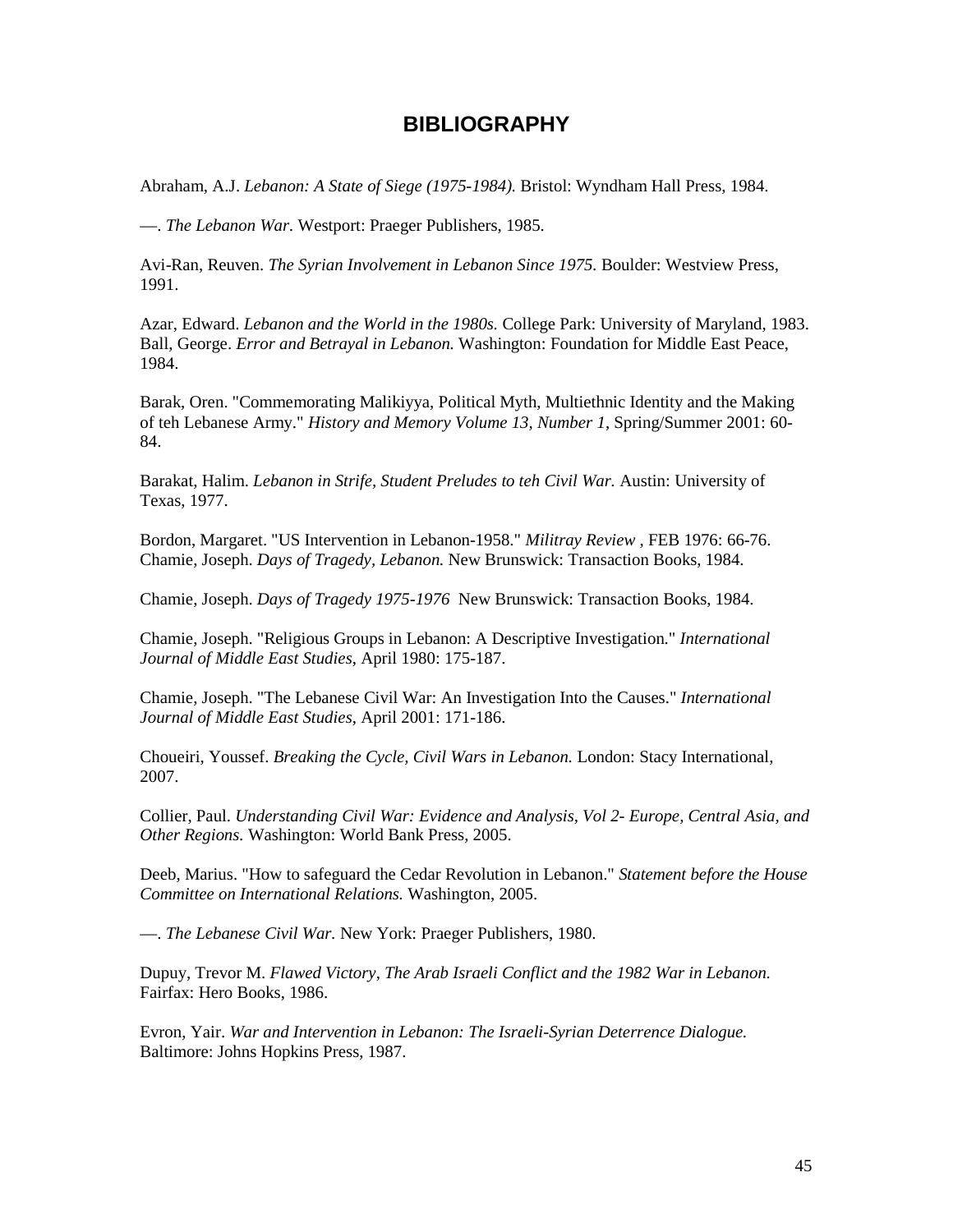# BIBLIOGRAPHY

Abraham, A.J. *Lebanon: A State of Siege (1975-1984).* Bristol: Wyndham Hall Press, 1984.

—. *The Lebanon War.* Westport: Praeger Publishers, 1985.

Avi-Ran, Reuven. *The Syrian Involvement in Lebanon Since 1975.* Boulder: Westview Press, 1991.

Azar, Edward. *Lebanon and the World in the 1980s.* College Park: University of Maryland, 1983.
Ball, George. *Error and Betrayal in Lebanon.* Washington: Foundation for Middle East Peace, 1984.

Barak, Oren. "Commemorating Malikiyya, Political Myth, Multiethnic Identity and the Making of teh Lebanese Army." *History and Memory Volume 13, Number 1*, Spring/Summer 2001: 60-84.

Barakat, Halim. *Lebanon in Strife, Student Preludes to teh Civil War.* Austin: University of Texas, 1977.

Bordon, Margaret. "US Intervention in Lebanon-1958." *Militray Review* , FEB 1976: 66-76.
Chamie, Joseph. *Days of Tragedy, Lebanon.* New Brunswick: Transaction Books, 1984.

Chamie, Joseph. *Days of Tragedy 1975-1976* New Brunswick: Transaction Books, 1984.

Chamie, Joseph. "Religious Groups in Lebanon: A Descriptive Investigation." *International Journal of Middle East Studies*, April 1980: 175-187.

Chamie, Joseph. "The Lebanese Civil War: An Investigation Into the Causes." *International Journal of Middle East Studies*, April 2001: 171-186.

Choueiri, Youssef. *Breaking the Cycle, Civil Wars in Lebanon.* London: Stacy International, 2007.

Collier, Paul. *Understanding Civil War: Evidence and Analysis, Vol 2- Europe, Central Asia, and Other Regions.* Washington: World Bank Press, 2005.

Deeb, Marius. "How to safeguard the Cedar Revolution in Lebanon." *Statement before the House Committee on International Relations.* Washington, 2005.

—. *The Lebanese Civil War.* New York: Praeger Publishers, 1980.

Dupuy, Trevor M. *Flawed Victory, The Arab Israeli Conflict and the 1982 War in Lebanon.* Fairfax: Hero Books, 1986.

Evron, Yair. *War and Intervention in Lebanon: The Israeli-Syrian Deterrence Dialogue.* Baltimore: Johns Hopkins Press, 1987.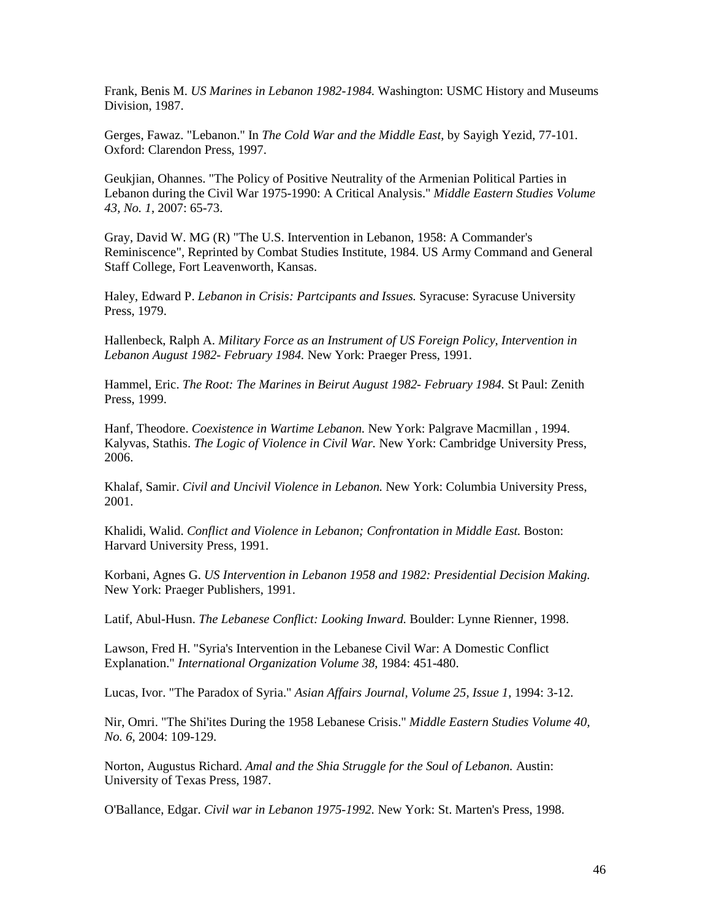Frank, Benis M. *US Marines in Lebanon 1982-1984.* Washington: USMC History and Museums Division, 1987.

Gerges, Fawaz. "Lebanon." In *The Cold War and the Middle East*, by Sayigh Yezid, 77-101. Oxford: Clarendon Press, 1997.

Geukjian, Ohannes. "The Policy of Positive Neutrality of the Armenian Political Parties in Lebanon during the Civil War 1975-1990: A Critical Analysis." *Middle Eastern Studies Volume 43, No. 1*, 2007: 65-73.

Gray, David W. MG (R) "The U.S. Intervention in Lebanon, 1958: A Commander's Reminiscence", Reprinted by Combat Studies Institute, 1984. US Army Command and General Staff College, Fort Leavenworth, Kansas.

Haley, Edward P. *Lebanon in Crisis: Partcipants and Issues.* Syracuse: Syracuse University Press, 1979.

Hallenbeck, Ralph A. *Military Force as an Instrument of US Foreign Policy, Intervention in Lebanon August 1982- February 1984.* New York: Praeger Press, 1991.

Hammel, Eric. *The Root: The Marines in Beirut August 1982- February 1984.* St Paul: Zenith Press, 1999.

Hanf, Theodore. *Coexistence in Wartime Lebanon.* New York: Palgrave Macmillan , 1994.
Kalyvas, Stathis. *The Logic of Violence in Civil War.* New York: Cambridge University Press, 2006.

Khalaf, Samir. *Civil and Uncivil Violence in Lebanon.* New York: Columbia University Press, 2001.

Khalidi, Walid. *Conflict and Violence in Lebanon; Confrontation in Middle East.* Boston: Harvard University Press, 1991.

Korbani, Agnes G. *US Intervention in Lebanon 1958 and 1982: Presidential Decision Making.* New York: Praeger Publishers, 1991.

Latif, Abul-Husn. *The Lebanese Conflict: Looking Inward.* Boulder: Lynne Rienner, 1998.

Lawson, Fred H. "Syria's Intervention in the Lebanese Civil War: A Domestic Conflict Explanation." *International Organization Volume 38*, 1984: 451-480.

Lucas, Ivor. "The Paradox of Syria." *Asian Affairs Journal, Volume 25, Issue 1*, 1994: 3-12.

Nir, Omri. "The Shi'ites During the 1958 Lebanese Crisis." *Middle Eastern Studies Volume 40, No. 6*, 2004: 109-129.

Norton, Augustus Richard. *Amal and the Shia Struggle for the Soul of Lebanon.* Austin: University of Texas Press, 1987.

O'Ballance, Edgar. *Civil war in Lebanon 1975-1992.* New York: St. Marten's Press, 1998.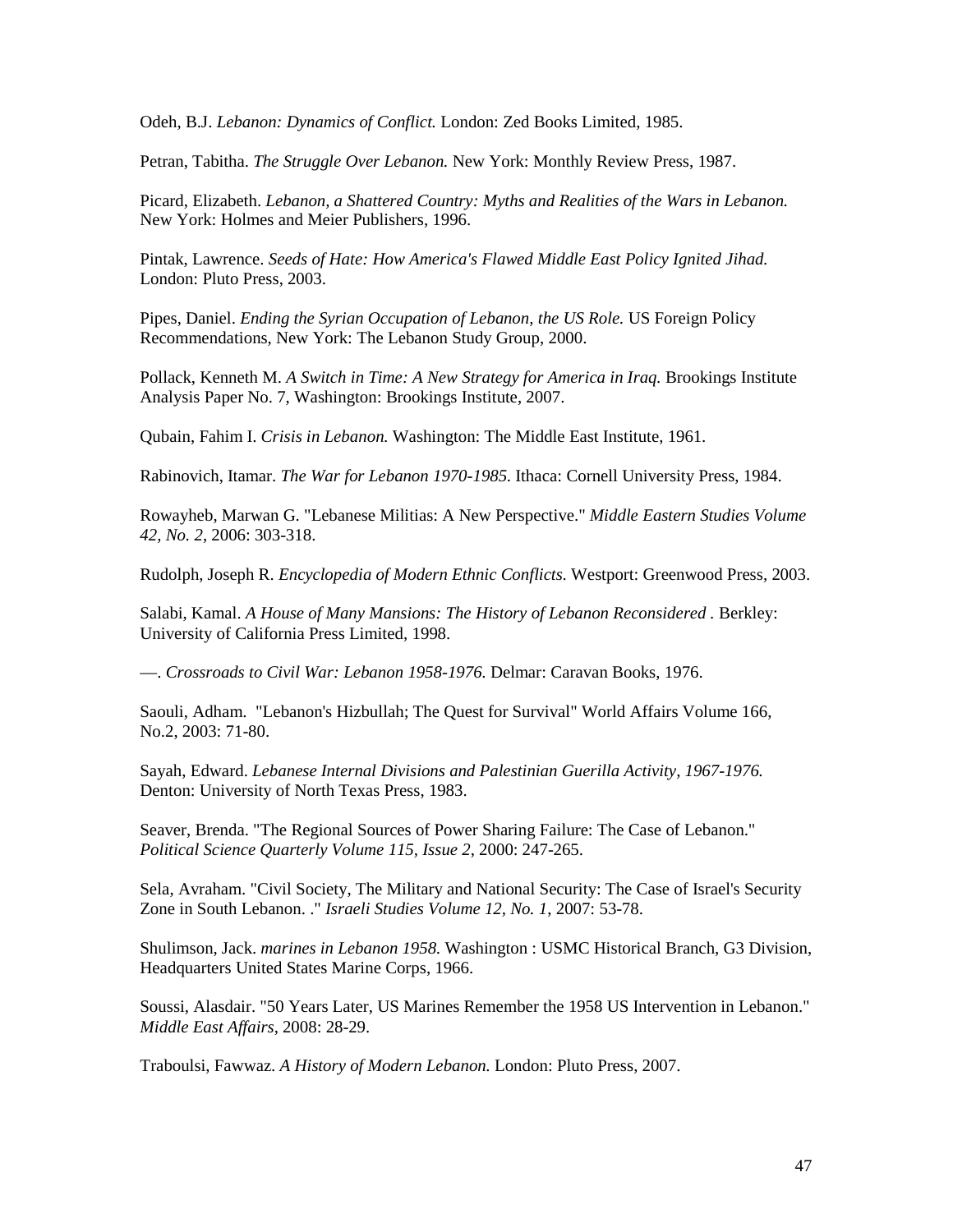Odeh, B.J. *Lebanon: Dynamics of Conflict.* London: Zed Books Limited, 1985.

Petran, Tabitha. *The Struggle Over Lebanon.* New York: Monthly Review Press, 1987.

Picard, Elizabeth. *Lebanon, a Shattered Country: Myths and Realities of the Wars in Lebanon.* New York: Holmes and Meier Publishers, 1996.

Pintak, Lawrence. *Seeds of Hate: How America's Flawed Middle East Policy Ignited Jihad.* London: Pluto Press, 2003.

Pipes, Daniel. *Ending the Syrian Occupation of Lebanon, the US Role.* US Foreign Policy Recommendations, New York: The Lebanon Study Group, 2000.

Pollack, Kenneth M. *A Switch in Time: A New Strategy for America in Iraq.* Brookings Institute Analysis Paper No. 7, Washington: Brookings Institute, 2007.

Qubain, Fahim I. *Crisis in Lebanon.* Washington: The Middle East Institute, 1961.

Rabinovich, Itamar. *The War for Lebanon 1970-1985.* Ithaca: Cornell University Press, 1984.

Rowayheb, Marwan G. "Lebanese Militias: A New Perspective." *Middle Eastern Studies Volume 42, No. 2,* 2006: 303-318.

Rudolph, Joseph R. *Encyclopedia of Modern Ethnic Conflicts.* Westport: Greenwood Press, 2003.

Salabi, Kamal. *A House of Many Mansions: The History of Lebanon Reconsidered* . Berkley: University of California Press Limited, 1998.

—. *Crossroads to Civil War: Lebanon 1958-1976.* Delmar: Caravan Books, 1976.

Saouli, Adham. "Lebanon's Hizbullah; The Quest for Survival" World Affairs Volume 166, No.2, 2003: 71-80.

Sayah, Edward. *Lebanese Internal Divisions and Palestinian Guerilla Activity, 1967-1976.* Denton: University of North Texas Press, 1983.

Seaver, Brenda. "The Regional Sources of Power Sharing Failure: The Case of Lebanon." *Political Science Quarterly Volume 115, Issue 2,* 2000: 247-265.

Sela, Avraham. "Civil Society, The Military and National Security: The Case of Israel's Security Zone in South Lebanon. ." *Israeli Studies Volume 12, No. 1,* 2007: 53-78.

Shulimson, Jack. *marines in Lebanon 1958.* Washington : USMC Historical Branch, G3 Division, Headquarters United States Marine Corps, 1966.

Soussi, Alasdair. "50 Years Later, US Marines Remember the 1958 US Intervention in Lebanon." *Middle East Affairs,* 2008: 28-29.

Traboulsi, Fawwaz. *A History of Modern Lebanon.* London: Pluto Press, 2007.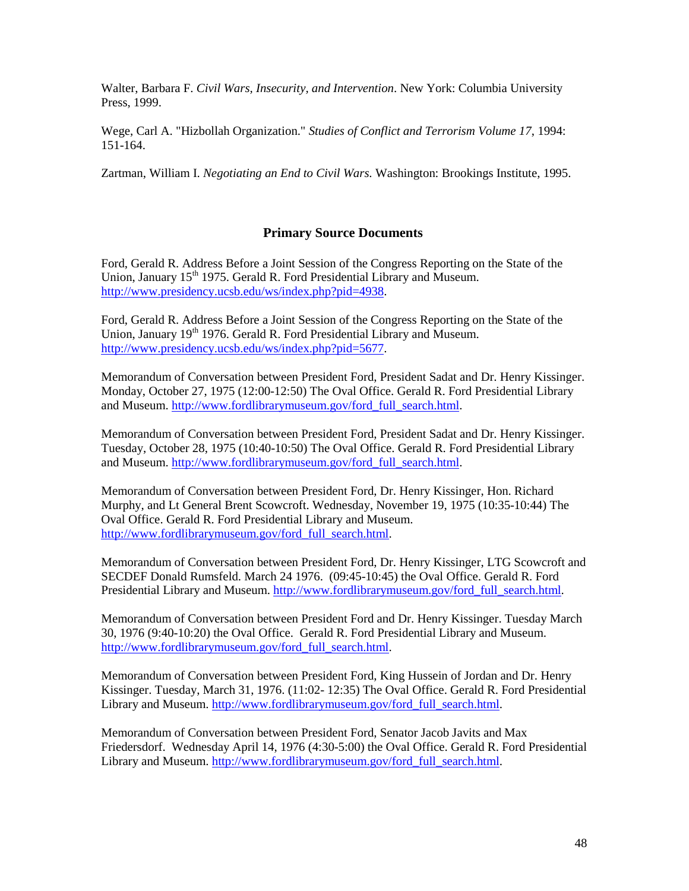Walter, Barbara F. *Civil Wars, Insecurity, and Intervention*. New York: Columbia University Press, 1999.

Wege, Carl A. "Hizbollah Organization." *Studies of Conflict and Terrorism Volume 17*, 1994: 151-164.

Zartman, William I. *Negotiating an End to Civil Wars.* Washington: Brookings Institute, 1995.

## Primary Source Documents

Ford, Gerald R. Address Before a Joint Session of the Congress Reporting on the State of the Union, January 15th 1975. Gerald R. Ford Presidential Library and Museum. http://www.presidency.ucsb.edu/ws/index.php?pid=4938.

Ford, Gerald R. Address Before a Joint Session of the Congress Reporting on the State of the Union, January 19th 1976. Gerald R. Ford Presidential Library and Museum. http://www.presidency.ucsb.edu/ws/index.php?pid=5677.

Memorandum of Conversation between President Ford, President Sadat and Dr. Henry Kissinger. Monday, October 27, 1975 (12:00-12:50) The Oval Office. Gerald R. Ford Presidential Library and Museum. http://www.fordlibrarymuseum.gov/ford_full_search.html.

Memorandum of Conversation between President Ford, President Sadat and Dr. Henry Kissinger. Tuesday, October 28, 1975 (10:40-10:50) The Oval Office. Gerald R. Ford Presidential Library and Museum. http://www.fordlibrarymuseum.gov/ford_full_search.html.

Memorandum of Conversation between President Ford, Dr. Henry Kissinger, Hon. Richard Murphy, and Lt General Brent Scowcroft. Wednesday, November 19, 1975 (10:35-10:44) The Oval Office. Gerald R. Ford Presidential Library and Museum. http://www.fordlibrarymuseum.gov/ford_full_search.html.

Memorandum of Conversation between President Ford, Dr. Henry Kissinger, LTG Scowcroft and SECDEF Donald Rumsfeld. March 24 1976. (09:45-10:45) the Oval Office. Gerald R. Ford Presidential Library and Museum. http://www.fordlibrarymuseum.gov/ford_full_search.html.

Memorandum of Conversation between President Ford and Dr. Henry Kissinger. Tuesday March 30, 1976 (9:40-10:20) the Oval Office. Gerald R. Ford Presidential Library and Museum. http://www.fordlibrarymuseum.gov/ford_full_search.html.

Memorandum of Conversation between President Ford, King Hussein of Jordan and Dr. Henry Kissinger. Tuesday, March 31, 1976. (11:02- 12:35) The Oval Office. Gerald R. Ford Presidential Library and Museum. http://www.fordlibrarymuseum.gov/ford_full_search.html.

Memorandum of Conversation between President Ford, Senator Jacob Javits and Max Friedersdorf. Wednesday April 14, 1976 (4:30-5:00) the Oval Office. Gerald R. Ford Presidential Library and Museum. http://www.fordlibrarymuseum.gov/ford_full_search.html.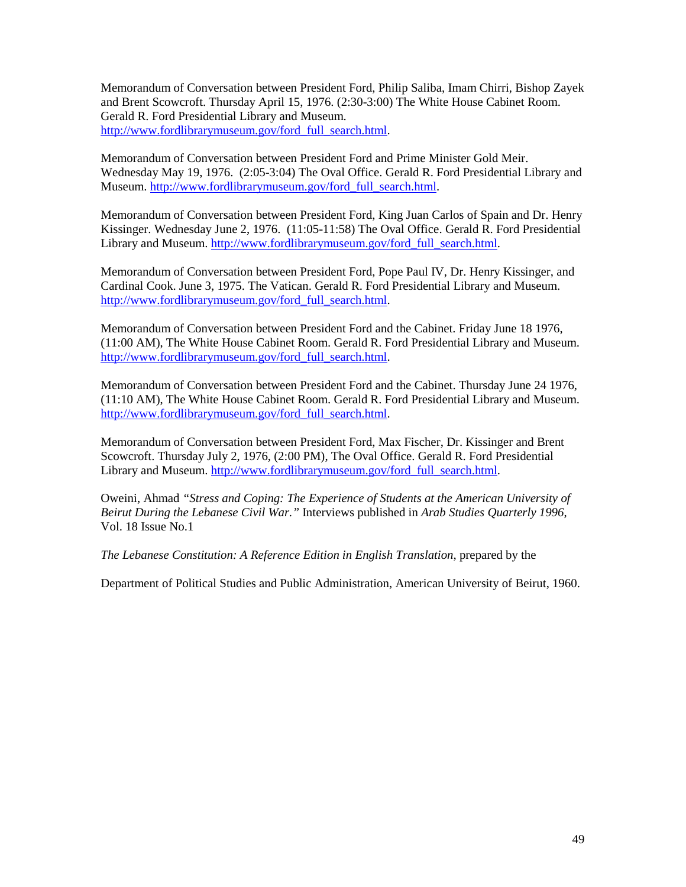Memorandum of Conversation between President Ford, Philip Saliba, Imam Chirri, Bishop Zayek and Brent Scowcroft. Thursday April 15, 1976. (2:30-3:00) The White House Cabinet Room. Gerald R. Ford Presidential Library and Museum. http://www.fordlibrarymuseum.gov/ford_full_search.html.

Memorandum of Conversation between President Ford and Prime Minister Gold Meir. Wednesday May 19, 1976. (2:05-3:04) The Oval Office. Gerald R. Ford Presidential Library and Museum. http://www.fordlibrarymuseum.gov/ford_full_search.html.

Memorandum of Conversation between President Ford, King Juan Carlos of Spain and Dr. Henry Kissinger. Wednesday June 2, 1976. (11:05-11:58) The Oval Office. Gerald R. Ford Presidential Library and Museum. http://www.fordlibrarymuseum.gov/ford_full_search.html.

Memorandum of Conversation between President Ford, Pope Paul IV, Dr. Henry Kissinger, and Cardinal Cook. June 3, 1975. The Vatican. Gerald R. Ford Presidential Library and Museum. http://www.fordlibrarymuseum.gov/ford_full_search.html.

Memorandum of Conversation between President Ford and the Cabinet. Friday June 18 1976, (11:00 AM), The White House Cabinet Room. Gerald R. Ford Presidential Library and Museum. http://www.fordlibrarymuseum.gov/ford_full_search.html.

Memorandum of Conversation between President Ford and the Cabinet. Thursday June 24 1976, (11:10 AM), The White House Cabinet Room. Gerald R. Ford Presidential Library and Museum. http://www.fordlibrarymuseum.gov/ford_full_search.html.

Memorandum of Conversation between President Ford, Max Fischer, Dr. Kissinger and Brent Scowcroft. Thursday July 2, 1976, (2:00 PM), The Oval Office. Gerald R. Ford Presidential Library and Museum. http://www.fordlibrarymuseum.gov/ford_full_search.html.

Oweini, Ahmad *"Stress and Coping: The Experience of Students at the American University of Beirut During the Lebanese Civil War."* Interviews published in *Arab Studies Quarterly 1996*, Vol. 18 Issue No.1

*The Lebanese Constitution: A Reference Edition in English Translation*, prepared by the

Department of Political Studies and Public Administration, American University of Beirut, 1960.